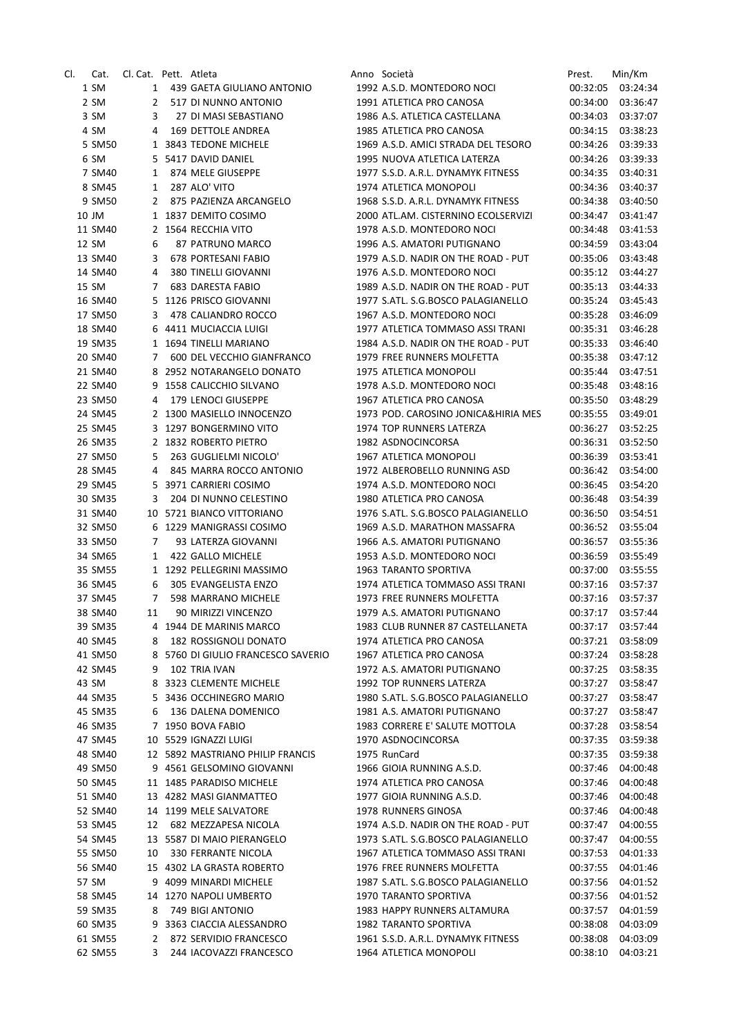| Cl. | Cat. | Cl. Cat. | Pett. | Atleta | Anno | Società | Prest. | Min/Km |
|---|---|---|---|---|---|---|---|---|
| 1 | SM | 1 | 439 | GAETA GIULIANO ANTONIO | 1992 | A.S.D. MONTEDORO NOCI | 00:32:05 | 03:24:34 |
| 2 | SM | 2 | 517 | DI NUNNO ANTONIO | 1991 | ATLETICA PRO CANOSA | 00:34:00 | 03:36:47 |
| 3 | SM | 3 | 27 | DI MASI SEBASTIANO | 1986 | A.S. ATLETICA CASTELLANA | 00:34:03 | 03:37:07 |
| 4 | SM | 4 | 169 | DETTOLE ANDREA | 1985 | ATLETICA PRO CANOSA | 00:34:15 | 03:38:23 |
| 5 | SM50 | 1 | 3843 | TEDONE MICHELE | 1969 | A.S.D. AMICI STRADA DEL TESORO | 00:34:26 | 03:39:33 |
| 6 | SM | 5 | 5417 | DAVID DANIEL | 1995 | NUOVA ATLETICA LATERZA | 00:34:26 | 03:39:33 |
| 7 | SM40 | 1 | 874 | MELE GIUSEPPE | 1977 | S.S.D. A.R.L. DYNAMYK FITNESS | 00:34:35 | 03:40:31 |
| 8 | SM45 | 1 | 287 | ALO' VITO | 1974 | ATLETICA MONOPOLI | 00:34:36 | 03:40:37 |
| 9 | SM50 | 2 | 875 | PAZIENZA ARCANGELO | 1968 | S.S.D. A.R.L. DYNAMYK FITNESS | 00:34:38 | 03:40:50 |
| 10 | JM | 1 | 1837 | DEMITO COSIMO | 2000 | ATL.AM. CISTERNINO ECOLSERVIZI | 00:34:47 | 03:41:47 |
| 11 | SM40 | 2 | 1564 | RECCHIA VITO | 1978 | A.S.D. MONTEDORO NOCI | 00:34:48 | 03:41:53 |
| 12 | SM | 6 | 87 | PATRUNO MARCO | 1996 | A.S. AMATORI PUTIGNANO | 00:34:59 | 03:43:04 |
| 13 | SM40 | 3 | 678 | PORTESANI FABIO | 1979 | A.S.D. NADIR ON THE ROAD - PUT | 00:35:06 | 03:43:48 |
| 14 | SM40 | 4 | 380 | TINELLI GIOVANNI | 1976 | A.S.D. MONTEDORO NOCI | 00:35:12 | 03:44:27 |
| 15 | SM | 7 | 683 | DARESTA FABIO | 1989 | A.S.D. NADIR ON THE ROAD - PUT | 00:35:13 | 03:44:33 |
| 16 | SM40 | 5 | 1126 | PRISCO GIOVANNI | 1977 | S.ATL. S.G.BOSCO PALAGIANELLO | 00:35:24 | 03:45:43 |
| 17 | SM50 | 3 | 478 | CALIANDRO ROCCO | 1967 | A.S.D. MONTEDORO NOCI | 00:35:28 | 03:46:09 |
| 18 | SM40 | 6 | 4411 | MUCIACCIA LUIGI | 1977 | ATLETICA TOMMASO ASSI TRANI | 00:35:31 | 03:46:28 |
| 19 | SM35 | 1 | 1694 | TINELLI MARIANO | 1984 | A.S.D. NADIR ON THE ROAD - PUT | 00:35:33 | 03:46:40 |
| 20 | SM40 | 7 | 600 | DEL VECCHIO GIANFRANCO | 1979 | FREE RUNNERS MOLFETTA | 00:35:38 | 03:47:12 |
| 21 | SM40 | 8 | 2952 | NOTARANGELO DONATO | 1975 | ATLETICA MONOPOLI | 00:35:44 | 03:47:51 |
| 22 | SM40 | 9 | 1558 | CALICCHIO SILVANO | 1978 | A.S.D. MONTEDORO NOCI | 00:35:48 | 03:48:16 |
| 23 | SM50 | 4 | 179 | LENOCI GIUSEPPE | 1967 | ATLETICA PRO CANOSA | 00:35:50 | 03:48:29 |
| 24 | SM45 | 2 | 1300 | MASIELLO INNOCENZO | 1973 | POD. CAROSINO JONICA&HIRIA MES | 00:35:55 | 03:49:01 |
| 25 | SM45 | 3 | 1297 | BONGERMINO VITO | 1974 | TOP RUNNERS LATERZA | 00:36:27 | 03:52:25 |
| 26 | SM35 | 2 | 1832 | ROBERTO PIETRO | 1982 | ASDNOCINCORSA | 00:36:31 | 03:52:50 |
| 27 | SM50 | 5 | 263 | GUGLIELMI NICOLO' | 1967 | ATLETICA MONOPOLI | 00:36:39 | 03:53:41 |
| 28 | SM45 | 4 | 845 | MARRA ROCCO ANTONIO | 1972 | ALBEROBELLO RUNNING ASD | 00:36:42 | 03:54:00 |
| 29 | SM45 | 5 | 3971 | CARRIERI COSIMO | 1974 | A.S.D. MONTEDORO NOCI | 00:36:45 | 03:54:20 |
| 30 | SM35 | 3 | 204 | DI NUNNO CELESTINO | 1980 | ATLETICA PRO CANOSA | 00:36:48 | 03:54:39 |
| 31 | SM40 | 10 | 5721 | BIANCO VITTORIANO | 1976 | S.ATL. S.G.BOSCO PALAGIANELLO | 00:36:50 | 03:54:51 |
| 32 | SM50 | 6 | 1229 | MANIGRASSI COSIMO | 1969 | A.S.D. MARATHON MASSAFRA | 00:36:52 | 03:55:04 |
| 33 | SM50 | 7 | 93 | LATERZA GIOVANNI | 1966 | A.S. AMATORI PUTIGNANO | 00:36:57 | 03:55:36 |
| 34 | SM65 | 1 | 422 | GALLO MICHELE | 1953 | A.S.D. MONTEDORO NOCI | 00:36:59 | 03:55:49 |
| 35 | SM55 | 1 | 1292 | PELLEGRINI MASSIMO | 1963 | TARANTO SPORTIVA | 00:37:00 | 03:55:55 |
| 36 | SM45 | 6 | 305 | EVANGELISTA ENZO | 1974 | ATLETICA TOMMASO ASSI TRANI | 00:37:16 | 03:57:37 |
| 37 | SM45 | 7 | 598 | MARRANO MICHELE | 1973 | FREE RUNNERS MOLFETTA | 00:37:16 | 03:57:37 |
| 38 | SM40 | 11 | 90 | MIRIZZI VINCENZO | 1979 | A.S. AMATORI PUTIGNANO | 00:37:17 | 03:57:44 |
| 39 | SM35 | 4 | 1944 | DE MARINIS MARCO | 1983 | CLUB RUNNER 87 CASTELLANETA | 00:37:17 | 03:57:44 |
| 40 | SM45 | 8 | 182 | ROSSIGNOLI DONATO | 1974 | ATLETICA PRO CANOSA | 00:37:21 | 03:58:09 |
| 41 | SM50 | 8 | 5760 | DI GIULIO FRANCESCO SAVERIO | 1967 | ATLETICA PRO CANOSA | 00:37:24 | 03:58:28 |
| 42 | SM45 | 9 | 102 | TRIA IVAN | 1972 | A.S. AMATORI PUTIGNANO | 00:37:25 | 03:58:35 |
| 43 | SM | 8 | 3323 | CLEMENTE MICHELE | 1992 | TOP RUNNERS LATERZA | 00:37:27 | 03:58:47 |
| 44 | SM35 | 5 | 3436 | OCCHINEGRO MARIO | 1980 | S.ATL. S.G.BOSCO PALAGIANELLO | 00:37:27 | 03:58:47 |
| 45 | SM35 | 6 | 136 | DALENA DOMENICO | 1981 | A.S. AMATORI PUTIGNANO | 00:37:27 | 03:58:47 |
| 46 | SM35 | 7 | 1950 | BOVA FABIO | 1983 | CORRERE E' SALUTE MOTTOLA | 00:37:28 | 03:58:54 |
| 47 | SM45 | 10 | 5529 | IGNAZZI LUIGI | 1970 | ASDNOCINCORSA | 00:37:35 | 03:59:38 |
| 48 | SM40 | 12 | 5892 | MASTRIANO PHILIP FRANCIS | 1975 | RunCard | 00:37:35 | 03:59:38 |
| 49 | SM50 | 9 | 4561 | GELSOMINO GIOVANNI | 1966 | GIOIA RUNNING A.S.D. | 00:37:46 | 04:00:48 |
| 50 | SM45 | 11 | 1485 | PARADISO MICHELE | 1974 | ATLETICA PRO CANOSA | 00:37:46 | 04:00:48 |
| 51 | SM40 | 13 | 4282 | MASI GIANMATTEO | 1977 | GIOIA RUNNING A.S.D. | 00:37:46 | 04:00:48 |
| 52 | SM40 | 14 | 1199 | MELE SALVATORE | 1978 | RUNNERS GINOSA | 00:37:46 | 04:00:48 |
| 53 | SM45 | 12 | 682 | MEZZAPESA NICOLA | 1974 | A.S.D. NADIR ON THE ROAD - PUT | 00:37:47 | 04:00:55 |
| 54 | SM45 | 13 | 5587 | DI MAIO PIERANGELO | 1973 | S.ATL. S.G.BOSCO PALAGIANELLO | 00:37:47 | 04:00:55 |
| 55 | SM50 | 10 | 330 | FERRANTE NICOLA | 1967 | ATLETICA TOMMASO ASSI TRANI | 00:37:53 | 04:01:33 |
| 56 | SM40 | 15 | 4302 | LA GRASTA ROBERTO | 1976 | FREE RUNNERS MOLFETTA | 00:37:55 | 04:01:46 |
| 57 | SM | 9 | 4099 | MINARDI MICHELE | 1987 | S.ATL. S.G.BOSCO PALAGIANELLO | 00:37:56 | 04:01:52 |
| 58 | SM45 | 14 | 1270 | NAPOLI UMBERTO | 1970 | TARANTO SPORTIVA | 00:37:56 | 04:01:52 |
| 59 | SM35 | 8 | 749 | BIGI ANTONIO | 1983 | HAPPY RUNNERS ALTAMURA | 00:37:57 | 04:01:59 |
| 60 | SM35 | 9 | 3363 | CIACCIA ALESSANDRO | 1982 | TARANTO SPORTIVA | 00:38:08 | 04:03:09 |
| 61 | SM55 | 2 | 872 | SERVIDIO FRANCESCO | 1961 | S.S.D. A.R.L. DYNAMYK FITNESS | 00:38:08 | 04:03:09 |
| 62 | SM55 | 3 | 244 | IACOVAZZI FRANCESCO | 1964 | ATLETICA MONOPOLI | 00:38:10 | 04:03:21 |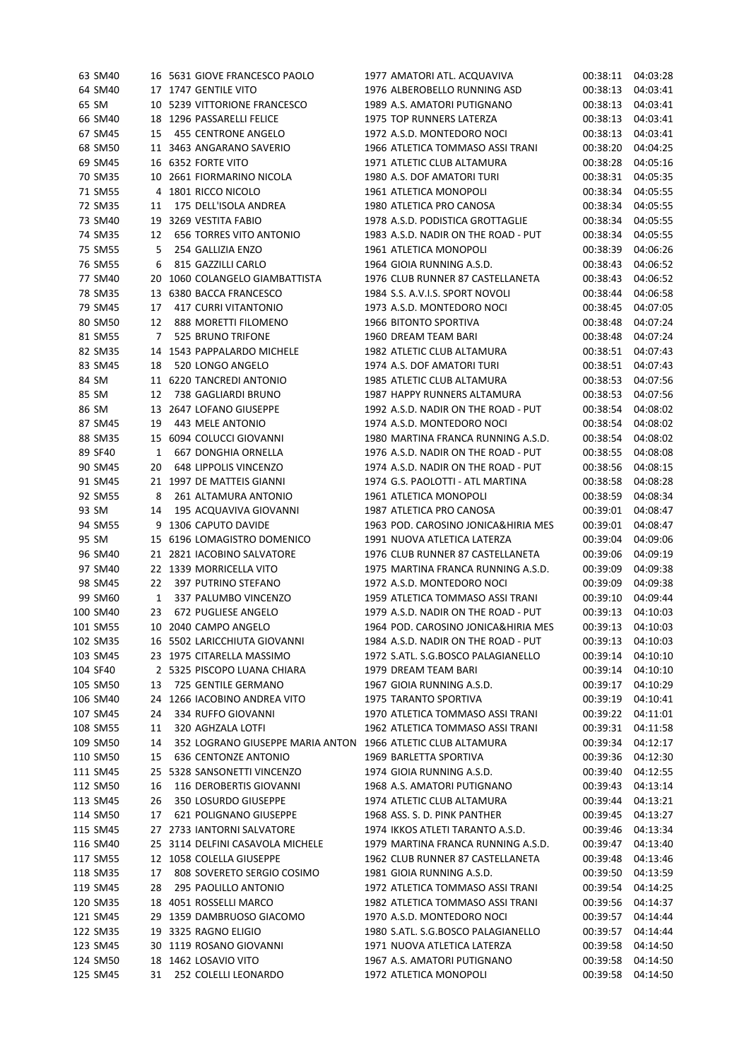| | | | | | | | | |
|---|---|---|---|---|---|---|---|---|
| 63 | SM40 | 16 | 5631 | GIOVE FRANCESCO PAOLO | 1977 | AMATORI ATL. ACQUAVIVA | 00:38:11 | 04:03:28 |
| 64 | SM40 | 17 | 1747 | GENTILE VITO | 1976 | ALBEROBELLO RUNNING ASD | 00:38:13 | 04:03:41 |
| 65 | SM | 10 | 5239 | VITTORIONE FRANCESCO | 1989 | A.S. AMATORI PUTIGNANO | 00:38:13 | 04:03:41 |
| 66 | SM40 | 18 | 1296 | PASSARELLI FELICE | 1975 | TOP RUNNERS LATERZA | 00:38:13 | 04:03:41 |
| 67 | SM45 | 15 | 455 | CENTRONE ANGELO | 1972 | A.S.D. MONTEDORO NOCI | 00:38:13 | 04:03:41 |
| 68 | SM50 | 11 | 3463 | ANGARANO SAVERIO | 1966 | ATLETICA TOMMASO ASSI TRANI | 00:38:20 | 04:04:25 |
| 69 | SM45 | 16 | 6352 | FORTE VITO | 1971 | ATLETIC CLUB ALTAMURA | 00:38:28 | 04:05:16 |
| 70 | SM35 | 10 | 2661 | FIORMARINO NICOLA | 1980 | A.S. DOF AMATORI TURI | 00:38:31 | 04:05:35 |
| 71 | SM55 | 4 | 1801 | RICCO NICOLO | 1961 | ATLETICA MONOPOLI | 00:38:34 | 04:05:55 |
| 72 | SM35 | 11 | 175 | DELL'ISOLA ANDREA | 1980 | ATLETICA PRO CANOSA | 00:38:34 | 04:05:55 |
| 73 | SM40 | 19 | 3269 | VESTITA FABIO | 1978 | A.S.D. PODISTICA GROTTAGLIE | 00:38:34 | 04:05:55 |
| 74 | SM35 | 12 | 656 | TORRES VITO ANTONIO | 1983 | A.S.D. NADIR ON THE ROAD - PUT | 00:38:34 | 04:05:55 |
| 75 | SM55 | 5 | 254 | GALLIZIA ENZO | 1961 | ATLETICA MONOPOLI | 00:38:39 | 04:06:26 |
| 76 | SM55 | 6 | 815 | GAZZILLI CARLO | 1964 | GIOIA RUNNING A.S.D. | 00:38:43 | 04:06:52 |
| 77 | SM40 | 20 | 1060 | COLANGELO GIAMBATTISTA | 1976 | CLUB RUNNER 87 CASTELLANETA | 00:38:43 | 04:06:52 |
| 78 | SM35 | 13 | 6380 | BACCA FRANCESCO | 1984 | S.S. A.V.I.S. SPORT NOVOLI | 00:38:44 | 04:06:58 |
| 79 | SM45 | 17 | 417 | CURRI VITANTONIO | 1973 | A.S.D. MONTEDORO NOCI | 00:38:45 | 04:07:05 |
| 80 | SM50 | 12 | 888 | MORETTI FILOMENO | 1966 | BITONTO SPORTIVA | 00:38:48 | 04:07:24 |
| 81 | SM55 | 7 | 525 | BRUNO TRIFONE | 1960 | DREAM TEAM BARI | 00:38:48 | 04:07:24 |
| 82 | SM35 | 14 | 1543 | PAPPALARDO MICHELE | 1982 | ATLETIC CLUB ALTAMURA | 00:38:51 | 04:07:43 |
| 83 | SM45 | 18 | 520 | LONGO ANGELO | 1974 | A.S. DOF AMATORI TURI | 00:38:51 | 04:07:43 |
| 84 | SM | 11 | 6220 | TANCREDI ANTONIO | 1985 | ATLETIC CLUB ALTAMURA | 00:38:53 | 04:07:56 |
| 85 | SM | 12 | 738 | GAGLIARDI BRUNO | 1987 | HAPPY RUNNERS ALTAMURA | 00:38:53 | 04:07:56 |
| 86 | SM | 13 | 2647 | LOFANO GIUSEPPE | 1992 | A.S.D. NADIR ON THE ROAD - PUT | 00:38:54 | 04:08:02 |
| 87 | SM45 | 19 | 443 | MELE ANTONIO | 1974 | A.S.D. MONTEDORO NOCI | 00:38:54 | 04:08:02 |
| 88 | SM35 | 15 | 6094 | COLUCCI GIOVANNI | 1980 | MARTINA FRANCA RUNNING A.S.D. | 00:38:54 | 04:08:02 |
| 89 | SF40 | 1 | 667 | DONGHIA ORNELLA | 1976 | A.S.D. NADIR ON THE ROAD - PUT | 00:38:55 | 04:08:08 |
| 90 | SM45 | 20 | 648 | LIPPOLIS VINCENZO | 1974 | A.S.D. NADIR ON THE ROAD - PUT | 00:38:56 | 04:08:15 |
| 91 | SM45 | 21 | 1997 | DE MATTEIS GIANNI | 1974 | G.S. PAOLOTTI - ATL MARTINA | 00:38:58 | 04:08:28 |
| 92 | SM55 | 8 | 261 | ALTAMURA ANTONIO | 1961 | ATLETICA MONOPOLI | 00:38:59 | 04:08:34 |
| 93 | SM | 14 | 195 | ACQUAVIVA GIOVANNI | 1987 | ATLETICA PRO CANOSA | 00:39:01 | 04:08:47 |
| 94 | SM55 | 9 | 1306 | CAPUTO DAVIDE | 1963 | POD. CAROSINO JONICA&HIRIA MES | 00:39:01 | 04:08:47 |
| 95 | SM | 15 | 6196 | LOMAGISTRO DOMENICO | 1991 | NUOVA ATLETICA LATERZA | 00:39:04 | 04:09:06 |
| 96 | SM40 | 21 | 2821 | IACOBINO SALVATORE | 1976 | CLUB RUNNER 87 CASTELLANETA | 00:39:06 | 04:09:19 |
| 97 | SM40 | 22 | 1339 | MORRICELLA VITO | 1975 | MARTINA FRANCA RUNNING A.S.D. | 00:39:09 | 04:09:38 |
| 98 | SM45 | 22 | 397 | PUTRINO STEFANO | 1972 | A.S.D. MONTEDORO NOCI | 00:39:09 | 04:09:38 |
| 99 | SM60 | 1 | 337 | PALUMBO VINCENZO | 1959 | ATLETICA TOMMASO ASSI TRANI | 00:39:10 | 04:09:44 |
| 100 | SM40 | 23 | 672 | PUGLIESE ANGELO | 1979 | A.S.D. NADIR ON THE ROAD - PUT | 00:39:13 | 04:10:03 |
| 101 | SM55 | 10 | 2040 | CAMPO ANGELO | 1964 | POD. CAROSINO JONICA&HIRIA MES | 00:39:13 | 04:10:03 |
| 102 | SM35 | 16 | 5502 | LARICCHIUTA GIOVANNI | 1984 | A.S.D. NADIR ON THE ROAD - PUT | 00:39:13 | 04:10:03 |
| 103 | SM45 | 23 | 1975 | CITARELLA MASSIMO | 1972 | S.ATL. S.G.BOSCO PALAGIANELLO | 00:39:14 | 04:10:10 |
| 104 | SF40 | 2 | 5325 | PISCOPO LUANA CHIARA | 1979 | DREAM TEAM BARI | 00:39:14 | 04:10:10 |
| 105 | SM50 | 13 | 725 | GENTILE GERMANO | 1967 | GIOIA RUNNING A.S.D. | 00:39:17 | 04:10:29 |
| 106 | SM40 | 24 | 1266 | IACOBINO ANDREA VITO | 1975 | TARANTO SPORTIVA | 00:39:19 | 04:10:41 |
| 107 | SM45 | 24 | 334 | RUFFO GIOVANNI | 1970 | ATLETICA TOMMASO ASSI TRANI | 00:39:22 | 04:11:01 |
| 108 | SM55 | 11 | 320 | AGHZALA LOTFI | 1962 | ATLETICA TOMMASO ASSI TRANI | 00:39:31 | 04:11:58 |
| 109 | SM50 | 14 | 352 | LOGRANO GIUSEPPE MARIA ANTON | 1966 | ATLETIC CLUB ALTAMURA | 00:39:34 | 04:12:17 |
| 110 | SM50 | 15 | 636 | CENTONZE ANTONIO | 1969 | BARLETTA SPORTIVA | 00:39:36 | 04:12:30 |
| 111 | SM45 | 25 | 5328 | SANSONETTI VINCENZO | 1974 | GIOIA RUNNING A.S.D. | 00:39:40 | 04:12:55 |
| 112 | SM50 | 16 | 116 | DEROBERTIS GIOVANNI | 1968 | A.S. AMATORI PUTIGNANO | 00:39:43 | 04:13:14 |
| 113 | SM45 | 26 | 350 | LOSURDO GIUSEPPE | 1974 | ATLETIC CLUB ALTAMURA | 00:39:44 | 04:13:21 |
| 114 | SM50 | 17 | 621 | POLIGNANO GIUSEPPE | 1968 | ASS. S. D. PINK PANTHER | 00:39:45 | 04:13:27 |
| 115 | SM45 | 27 | 2733 | IANTORNI SALVATORE | 1974 | IKKOS ATLETI TARANTO A.S.D. | 00:39:46 | 04:13:34 |
| 116 | SM40 | 25 | 3114 | DELFINI CASAVOLA MICHELE | 1979 | MARTINA FRANCA RUNNING A.S.D. | 00:39:47 | 04:13:40 |
| 117 | SM55 | 12 | 1058 | COLELLA GIUSEPPE | 1962 | CLUB RUNNER 87 CASTELLANETA | 00:39:48 | 04:13:46 |
| 118 | SM35 | 17 | 808 | SOVERETO SERGIO COSIMO | 1981 | GIOIA RUNNING A.S.D. | 00:39:50 | 04:13:59 |
| 119 | SM45 | 28 | 295 | PAOLILLO ANTONIO | 1972 | ATLETICA TOMMASO ASSI TRANI | 00:39:54 | 04:14:25 |
| 120 | SM35 | 18 | 4051 | ROSSELLI MARCO | 1982 | ATLETICA TOMMASO ASSI TRANI | 00:39:56 | 04:14:37 |
| 121 | SM45 | 29 | 1359 | DAMBRUOSO GIACOMO | 1970 | A.S.D. MONTEDORO NOCI | 00:39:57 | 04:14:44 |
| 122 | SM35 | 19 | 3325 | RAGNO ELIGIO | 1980 | S.ATL. S.G.BOSCO PALAGIANELLO | 00:39:57 | 04:14:44 |
| 123 | SM45 | 30 | 1119 | ROSANO GIOVANNI | 1971 | NUOVA ATLETICA LATERZA | 00:39:58 | 04:14:50 |
| 124 | SM50 | 18 | 1462 | LOSAVIO VITO | 1967 | A.S. AMATORI PUTIGNANO | 00:39:58 | 04:14:50 |
| 125 | SM45 | 31 | 252 | COLELLI LEONARDO | 1972 | ATLETICA MONOPOLI | 00:39:58 | 04:14:50 |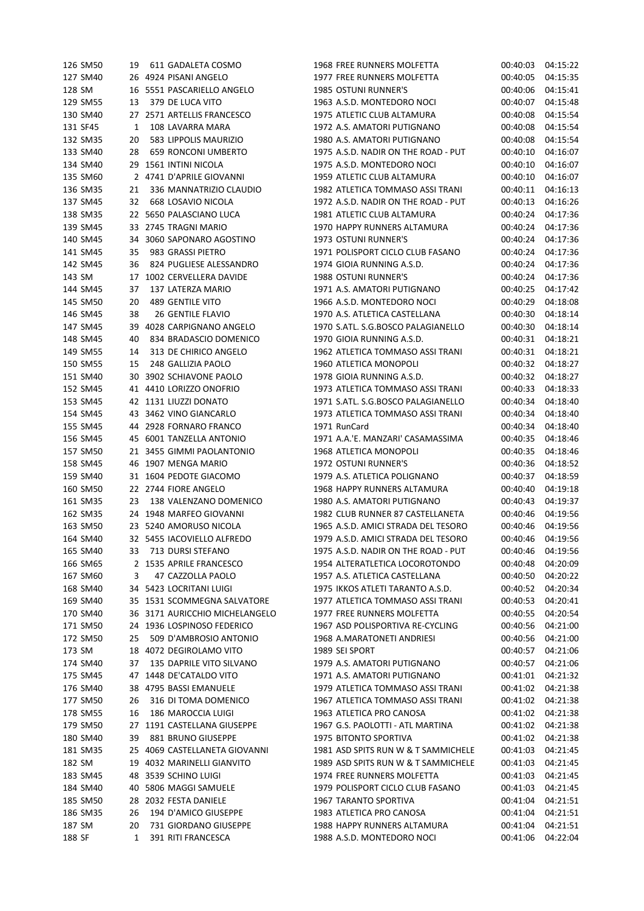| | | | | | | | | |
|---|---|---|---|---|---|---|---|---|
| 126 | SM50 | 19 | 611 | GADALETA COSMO | 1968 | FREE RUNNERS MOLFETTA | 00:40:03 | 04:15:22 |
| 127 | SM40 | 26 | 4924 | PISANI ANGELO | 1977 | FREE RUNNERS MOLFETTA | 00:40:05 | 04:15:35 |
| 128 | SM | 16 | 5551 | PASCARIELLO ANGELO | 1985 | OSTUNI RUNNER'S | 00:40:06 | 04:15:41 |
| 129 | SM55 | 13 | 379 | DE LUCA VITO | 1963 | A.S.D. MONTEDORO NOCI | 00:40:07 | 04:15:48 |
| 130 | SM40 | 27 | 2571 | ARTELLIS FRANCESCO | 1975 | ATLETIC CLUB ALTAMURA | 00:40:08 | 04:15:54 |
| 131 | SF45 | 1 | 108 | LAVARRA MARA | 1972 | A.S. AMATORI PUTIGNANO | 00:40:08 | 04:15:54 |
| 132 | SM35 | 20 | 583 | LIPPOLIS MAURIZIO | 1980 | A.S. AMATORI PUTIGNANO | 00:40:08 | 04:15:54 |
| 133 | SM40 | 28 | 659 | RONCONI UMBERTO | 1975 | A.S.D. NADIR ON THE ROAD - PUT | 00:40:10 | 04:16:07 |
| 134 | SM40 | 29 | 1561 | INTINI NICOLA | 1975 | A.S.D. MONTEDORO NOCI | 00:40:10 | 04:16:07 |
| 135 | SM60 | 2 | 4741 | D'APRILE GIOVANNI | 1959 | ATLETIC CLUB ALTAMURA | 00:40:10 | 04:16:07 |
| 136 | SM35 | 21 | 336 | MANNATRIZIO CLAUDIO | 1982 | ATLETICA TOMMASO ASSI TRANI | 00:40:11 | 04:16:13 |
| 137 | SM45 | 32 | 668 | LOSAVIO NICOLA | 1972 | A.S.D. NADIR ON THE ROAD - PUT | 00:40:13 | 04:16:26 |
| 138 | SM35 | 22 | 5650 | PALASCIANO LUCA | 1981 | ATLETIC CLUB ALTAMURA | 00:40:24 | 04:17:36 |
| 139 | SM45 | 33 | 2745 | TRAGNI MARIO | 1970 | HAPPY RUNNERS ALTAMURA | 00:40:24 | 04:17:36 |
| 140 | SM45 | 34 | 3060 | SAPONARO AGOSTINO | 1973 | OSTUNI RUNNER'S | 00:40:24 | 04:17:36 |
| 141 | SM45 | 35 | 983 | GRASSI PIETRO | 1971 | POLISPORT CICLO CLUB FASANO | 00:40:24 | 04:17:36 |
| 142 | SM45 | 36 | 824 | PUGLIESE ALESSANDRO | 1974 | GIOIA RUNNING A.S.D. | 00:40:24 | 04:17:36 |
| 143 | SM | 17 | 1002 | CERVELLERA DAVIDE | 1988 | OSTUNI RUNNER'S | 00:40:24 | 04:17:36 |
| 144 | SM45 | 37 | 137 | LATERZA MARIO | 1971 | A.S. AMATORI PUTIGNANO | 00:40:25 | 04:17:42 |
| 145 | SM50 | 20 | 489 | GENTILE VITO | 1966 | A.S.D. MONTEDORO NOCI | 00:40:29 | 04:18:08 |
| 146 | SM45 | 38 | 26 | GENTILE FLAVIO | 1970 | A.S. ATLETICA CASTELLANA | 00:40:30 | 04:18:14 |
| 147 | SM45 | 39 | 4028 | CARPIGNANO ANGELO | 1970 | S.ATL. S.G.BOSCO PALAGIANELLO | 00:40:30 | 04:18:14 |
| 148 | SM45 | 40 | 834 | BRADASCIO DOMENICO | 1970 | GIOIA RUNNING A.S.D. | 00:40:31 | 04:18:21 |
| 149 | SM55 | 14 | 313 | DE CHIRICO ANGELO | 1962 | ATLETICA TOMMASO ASSI TRANI | 00:40:31 | 04:18:21 |
| 150 | SM55 | 15 | 248 | GALLIZIA PAOLO | 1960 | ATLETICA MONOPOLI | 00:40:32 | 04:18:27 |
| 151 | SM40 | 30 | 3902 | SCHIAVONE PAOLO | 1978 | GIOIA RUNNING A.S.D. | 00:40:32 | 04:18:27 |
| 152 | SM45 | 41 | 4410 | LORIZZO ONOFRIO | 1973 | ATLETICA TOMMASO ASSI TRANI | 00:40:33 | 04:18:33 |
| 153 | SM45 | 42 | 1131 | LIUZZI DONATO | 1971 | S.ATL. S.G.BOSCO PALAGIANELLO | 00:40:34 | 04:18:40 |
| 154 | SM45 | 43 | 3462 | VINO GIANCARLO | 1973 | ATLETICA TOMMASO ASSI TRANI | 00:40:34 | 04:18:40 |
| 155 | SM45 | 44 | 2928 | FORNARO FRANCO | 1971 | RunCard | 00:40:34 | 04:18:40 |
| 156 | SM45 | 45 | 6001 | TANZELLA ANTONIO | 1971 | A.A.'E. MANZARI' CASAMASSIMA | 00:40:35 | 04:18:46 |
| 157 | SM50 | 21 | 3455 | GIMMI PAOLANTONIO | 1968 | ATLETICA MONOPOLI | 00:40:35 | 04:18:46 |
| 158 | SM45 | 46 | 1907 | MENGA MARIO | 1972 | OSTUNI RUNNER'S | 00:40:36 | 04:18:52 |
| 159 | SM40 | 31 | 1604 | PEDOTE GIACOMO | 1979 | A.S. ATLETICA POLIGNANO | 00:40:37 | 04:18:59 |
| 160 | SM50 | 22 | 2744 | FIORE ANGELO | 1968 | HAPPY RUNNERS ALTAMURA | 00:40:40 | 04:19:18 |
| 161 | SM35 | 23 | 138 | VALENZANO DOMENICO | 1980 | A.S. AMATORI PUTIGNANO | 00:40:43 | 04:19:37 |
| 162 | SM35 | 24 | 1948 | MARFEO GIOVANNI | 1982 | CLUB RUNNER 87 CASTELLANETA | 00:40:46 | 04:19:56 |
| 163 | SM50 | 23 | 5240 | AMORUSO NICOLA | 1965 | A.S.D. AMICI STRADA DEL TESORO | 00:40:46 | 04:19:56 |
| 164 | SM40 | 32 | 5455 | IACOVIELLO ALFREDO | 1979 | A.S.D. AMICI STRADA DEL TESORO | 00:40:46 | 04:19:56 |
| 165 | SM40 | 33 | 713 | DURSI STEFANO | 1975 | A.S.D. NADIR ON THE ROAD - PUT | 00:40:46 | 04:19:56 |
| 166 | SM65 | 2 | 1535 | APRILE FRANCESCO | 1954 | ALTERATLETICA LOCOROTONDO | 00:40:48 | 04:20:09 |
| 167 | SM60 | 3 | 47 | CAZZOLLA PAOLO | 1957 | A.S. ATLETICA CASTELLANA | 00:40:50 | 04:20:22 |
| 168 | SM40 | 34 | 5423 | LOCRITANI LUIGI | 1975 | IKKOS ATLETI TARANTO A.S.D. | 00:40:52 | 04:20:34 |
| 169 | SM40 | 35 | 1531 | SCOMMEGNA SALVATORE | 1977 | ATLETICA TOMMASO ASSI TRANI | 00:40:53 | 04:20:41 |
| 170 | SM40 | 36 | 3171 | AURICCHIO MICHELANGELO | 1977 | FREE RUNNERS MOLFETTA | 00:40:55 | 04:20:54 |
| 171 | SM50 | 24 | 1936 | LOSPINOSO FEDERICO | 1967 | ASD POLISPORTIVA RE-CYCLING | 00:40:56 | 04:21:00 |
| 172 | SM50 | 25 | 509 | D'AMBROSIO ANTONIO | 1968 | A.MARATONETI ANDRIESI | 00:40:56 | 04:21:00 |
| 173 | SM | 18 | 4072 | DEGIROLAMO VITO | 1989 | SEI SPORT | 00:40:57 | 04:21:06 |
| 174 | SM40 | 37 | 135 | DAPRILE VITO SILVANO | 1979 | A.S. AMATORI PUTIGNANO | 00:40:57 | 04:21:06 |
| 175 | SM45 | 47 | 1448 | DE'CATALDO VITO | 1971 | A.S. AMATORI PUTIGNANO | 00:41:01 | 04:21:32 |
| 176 | SM40 | 38 | 4795 | BASSI EMANUELE | 1979 | ATLETICA TOMMASO ASSI TRANI | 00:41:02 | 04:21:38 |
| 177 | SM50 | 26 | 316 | DI TOMA DOMENICO | 1967 | ATLETICA TOMMASO ASSI TRANI | 00:41:02 | 04:21:38 |
| 178 | SM55 | 16 | 186 | MAROCCIA LUIGI | 1963 | ATLETICA PRO CANOSA | 00:41:02 | 04:21:38 |
| 179 | SM50 | 27 | 1191 | CASTELLANA GIUSEPPE | 1967 | G.S. PAOLOTTI - ATL MARTINA | 00:41:02 | 04:21:38 |
| 180 | SM40 | 39 | 881 | BRUNO GIUSEPPE | 1975 | BITONTO SPORTIVA | 00:41:02 | 04:21:38 |
| 181 | SM35 | 25 | 4069 | CASTELLANETA GIOVANNI | 1981 | ASD SPITS RUN W & T SAMMICHELE | 00:41:03 | 04:21:45 |
| 182 | SM | 19 | 4032 | MARINELLI GIANVITO | 1989 | ASD SPITS RUN W & T SAMMICHELE | 00:41:03 | 04:21:45 |
| 183 | SM45 | 48 | 3539 | SCHINO LUIGI | 1974 | FREE RUNNERS MOLFETTA | 00:41:03 | 04:21:45 |
| 184 | SM40 | 40 | 5806 | MAGGI SAMUELE | 1979 | POLISPORT CICLO CLUB FASANO | 00:41:03 | 04:21:45 |
| 185 | SM50 | 28 | 2032 | FESTA DANIELE | 1967 | TARANTO SPORTIVA | 00:41:04 | 04:21:51 |
| 186 | SM35 | 26 | 194 | D'AMICO GIUSEPPE | 1983 | ATLETICA PRO CANOSA | 00:41:04 | 04:21:51 |
| 187 | SM | 20 | 731 | GIORDANO GIUSEPPE | 1988 | HAPPY RUNNERS ALTAMURA | 00:41:04 | 04:21:51 |
| 188 | SF | 1 | 391 | RITI FRANCESCA | 1988 | A.S.D. MONTEDORO NOCI | 00:41:06 | 04:22:04 |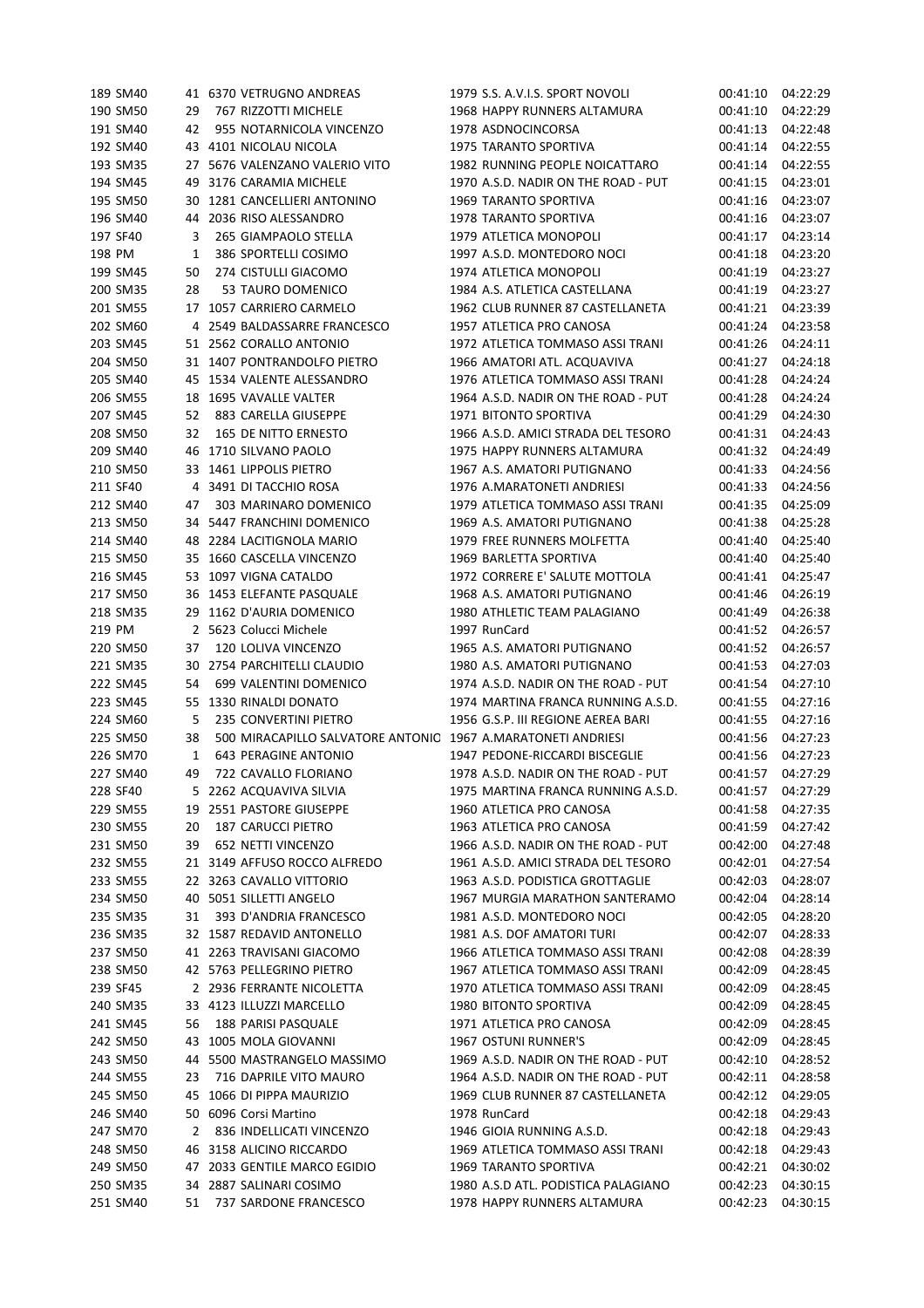| | | | | | | | | |
|---|---|---|---|---|---|---|---|---|
| 189 | SM40 | 41 | 6370 | VETRUGNO ANDREAS | 1979 | S.S. A.V.I.S. SPORT NOVOLI | 00:41:10 | 04:22:29 |
| 190 | SM50 | 29 | 767 | RIZZOTTI MICHELE | 1968 | HAPPY RUNNERS ALTAMURA | 00:41:10 | 04:22:29 |
| 191 | SM40 | 42 | 955 | NOTARNICOLA VINCENZO | 1978 | ASDNOCINCORSA | 00:41:13 | 04:22:48 |
| 192 | SM40 | 43 | 4101 | NICOLAU NICOLA | 1975 | TARANTO SPORTIVA | 00:41:14 | 04:22:55 |
| 193 | SM35 | 27 | 5676 | VALENZANO VALERIO VITO | 1982 | RUNNING PEOPLE NOICATTARO | 00:41:14 | 04:22:55 |
| 194 | SM45 | 49 | 3176 | CARAMIA MICHELE | 1970 | A.S.D. NADIR ON THE ROAD - PUT | 00:41:15 | 04:23:01 |
| 195 | SM50 | 30 | 1281 | CANCELLIERI ANTONINO | 1969 | TARANTO SPORTIVA | 00:41:16 | 04:23:07 |
| 196 | SM40 | 44 | 2036 | RISO ALESSANDRO | 1978 | TARANTO SPORTIVA | 00:41:16 | 04:23:07 |
| 197 | SF40 | 3 | 265 | GIAMPAOLO STELLA | 1979 | ATLETICA MONOPOLI | 00:41:17 | 04:23:14 |
| 198 | PM | 1 | 386 | SPORTELLI COSIMO | 1997 | A.S.D. MONTEDORO NOCI | 00:41:18 | 04:23:20 |
| 199 | SM45 | 50 | 274 | CISTULLI GIACOMO | 1974 | ATLETICA MONOPOLI | 00:41:19 | 04:23:27 |
| 200 | SM35 | 28 | 53 | TAURO DOMENICO | 1984 | A.S. ATLETICA CASTELLANA | 00:41:19 | 04:23:27 |
| 201 | SM55 | 17 | 1057 | CARRIERO CARMELO | 1962 | CLUB RUNNER 87 CASTELLANETA | 00:41:21 | 04:23:39 |
| 202 | SM60 | 4 | 2549 | BALDASSARRE FRANCESCO | 1957 | ATLETICA PRO CANOSA | 00:41:24 | 04:23:58 |
| 203 | SM45 | 51 | 2562 | CORALLO ANTONIO | 1972 | ATLETICA TOMMASO ASSI TRANI | 00:41:26 | 04:24:11 |
| 204 | SM50 | 31 | 1407 | PONTRANDOLFO PIETRO | 1966 | AMATORI ATL. ACQUAVIVA | 00:41:27 | 04:24:18 |
| 205 | SM40 | 45 | 1534 | VALENTE ALESSANDRO | 1976 | ATLETICA TOMMASO ASSI TRANI | 00:41:28 | 04:24:24 |
| 206 | SM55 | 18 | 1695 | VAVALLE VALTER | 1964 | A.S.D. NADIR ON THE ROAD - PUT | 00:41:28 | 04:24:24 |
| 207 | SM45 | 52 | 883 | CARELLA GIUSEPPE | 1971 | BITONTO SPORTIVA | 00:41:29 | 04:24:30 |
| 208 | SM50 | 32 | 165 | DE NITTO ERNESTO | 1966 | A.S.D. AMICI STRADA DEL TESORO | 00:41:31 | 04:24:43 |
| 209 | SM40 | 46 | 1710 | SILVANO PAOLO | 1975 | HAPPY RUNNERS ALTAMURA | 00:41:32 | 04:24:49 |
| 210 | SM50 | 33 | 1461 | LIPPOLIS PIETRO | 1967 | A.S. AMATORI PUTIGNANO | 00:41:33 | 04:24:56 |
| 211 | SF40 | 4 | 3491 | DI TACCHIO ROSA | 1976 | A.MARATONETI ANDRIESI | 00:41:33 | 04:24:56 |
| 212 | SM40 | 47 | 303 | MARINARO DOMENICO | 1979 | ATLETICA TOMMASO ASSI TRANI | 00:41:35 | 04:25:09 |
| 213 | SM50 | 34 | 5447 | FRANCHINI DOMENICO | 1969 | A.S. AMATORI PUTIGNANO | 00:41:38 | 04:25:28 |
| 214 | SM40 | 48 | 2284 | LACITIGNOLA MARIO | 1979 | FREE RUNNERS MOLFETTA | 00:41:40 | 04:25:40 |
| 215 | SM50 | 35 | 1660 | CASCELLA VINCENZO | 1969 | BARLETTA SPORTIVA | 00:41:40 | 04:25:40 |
| 216 | SM45 | 53 | 1097 | VIGNA CATALDO | 1972 | CORRERE E' SALUTE MOTTOLA | 00:41:41 | 04:25:47 |
| 217 | SM50 | 36 | 1453 | ELEFANTE PASQUALE | 1968 | A.S. AMATORI PUTIGNANO | 00:41:46 | 04:26:19 |
| 218 | SM35 | 29 | 1162 | D'AURIA DOMENICO | 1980 | ATHLETIC TEAM PALAGIANO | 00:41:49 | 04:26:38 |
| 219 | PM | 2 | 5623 | Colucci Michele | 1997 | RunCard | 00:41:52 | 04:26:57 |
| 220 | SM50 | 37 | 120 | LOLIVA VINCENZO | 1965 | A.S. AMATORI PUTIGNANO | 00:41:52 | 04:26:57 |
| 221 | SM35 | 30 | 2754 | PARCHITELLI CLAUDIO | 1980 | A.S. AMATORI PUTIGNANO | 00:41:53 | 04:27:03 |
| 222 | SM45 | 54 | 699 | VALENTINI DOMENICO | 1974 | A.S.D. NADIR ON THE ROAD - PUT | 00:41:54 | 04:27:10 |
| 223 | SM45 | 55 | 1330 | RINALDI DONATO | 1974 | MARTINA FRANCA RUNNING A.S.D. | 00:41:55 | 04:27:16 |
| 224 | SM60 | 5 | 235 | CONVERTINI PIETRO | 1956 | G.S.P. III REGIONE AEREA BARI | 00:41:55 | 04:27:16 |
| 225 | SM50 | 38 | 500 | MIRACAPILLO SALVATORE ANTONIO | 1967 | A.MARATONETI ANDRIESI | 00:41:56 | 04:27:23 |
| 226 | SM70 | 1 | 643 | PERAGINE ANTONIO | 1947 | PEDONE-RICCARDI BISCEGLIE | 00:41:56 | 04:27:23 |
| 227 | SM40 | 49 | 722 | CAVALLO FLORIANO | 1978 | A.S.D. NADIR ON THE ROAD - PUT | 00:41:57 | 04:27:29 |
| 228 | SF40 | 5 | 2262 | ACQUAVIVA SILVIA | 1975 | MARTINA FRANCA RUNNING A.S.D. | 00:41:57 | 04:27:29 |
| 229 | SM55 | 19 | 2551 | PASTORE GIUSEPPE | 1960 | ATLETICA PRO CANOSA | 00:41:58 | 04:27:35 |
| 230 | SM55 | 20 | 187 | CARUCCI PIETRO | 1963 | ATLETICA PRO CANOSA | 00:41:59 | 04:27:42 |
| 231 | SM50 | 39 | 652 | NETTI VINCENZO | 1966 | A.S.D. NADIR ON THE ROAD - PUT | 00:42:00 | 04:27:48 |
| 232 | SM55 | 21 | 3149 | AFFUSO ROCCO ALFREDO | 1961 | A.S.D. AMICI STRADA DEL TESORO | 00:42:01 | 04:27:54 |
| 233 | SM55 | 22 | 3263 | CAVALLO VITTORIO | 1963 | A.S.D. PODISTICA GROTTAGLIE | 00:42:03 | 04:28:07 |
| 234 | SM50 | 40 | 5051 | SILLETTI ANGELO | 1967 | MURGIA MARATHON SANTERAMO | 00:42:04 | 04:28:14 |
| 235 | SM35 | 31 | 393 | D'ANDRIA FRANCESCO | 1981 | A.S.D. MONTEDORO NOCI | 00:42:05 | 04:28:20 |
| 236 | SM35 | 32 | 1587 | REDAVID ANTONELLO | 1981 | A.S. DOF AMATORI TURI | 00:42:07 | 04:28:33 |
| 237 | SM50 | 41 | 2263 | TRAVISANI GIACOMO | 1966 | ATLETICA TOMMASO ASSI TRANI | 00:42:08 | 04:28:39 |
| 238 | SM50 | 42 | 5763 | PELLEGRINO PIETRO | 1967 | ATLETICA TOMMASO ASSI TRANI | 00:42:09 | 04:28:45 |
| 239 | SF45 | 2 | 2936 | FERRANTE NICOLETTA | 1970 | ATLETICA TOMMASO ASSI TRANI | 00:42:09 | 04:28:45 |
| 240 | SM35 | 33 | 4123 | ILLUZZI MARCELLO | 1980 | BITONTO SPORTIVA | 00:42:09 | 04:28:45 |
| 241 | SM45 | 56 | 188 | PARISI PASQUALE | 1971 | ATLETICA PRO CANOSA | 00:42:09 | 04:28:45 |
| 242 | SM50 | 43 | 1005 | MOLA GIOVANNI | 1967 | OSTUNI RUNNER'S | 00:42:09 | 04:28:45 |
| 243 | SM50 | 44 | 5500 | MASTRANGELO MASSIMO | 1969 | A.S.D. NADIR ON THE ROAD - PUT | 00:42:10 | 04:28:52 |
| 244 | SM55 | 23 | 716 | DAPRILE VITO MAURO | 1964 | A.S.D. NADIR ON THE ROAD - PUT | 00:42:11 | 04:28:58 |
| 245 | SM50 | 45 | 1066 | DI PIPPA MAURIZIO | 1969 | CLUB RUNNER 87 CASTELLANETA | 00:42:12 | 04:29:05 |
| 246 | SM40 | 50 | 6096 | Corsi Martino | 1978 | RunCard | 00:42:18 | 04:29:43 |
| 247 | SM70 | 2 | 836 | INDELLICATI VINCENZO | 1946 | GIOIA RUNNING A.S.D. | 00:42:18 | 04:29:43 |
| 248 | SM50 | 46 | 3158 | ALICINO RICCARDO | 1969 | ATLETICA TOMMASO ASSI TRANI | 00:42:18 | 04:29:43 |
| 249 | SM50 | 47 | 2033 | GENTILE MARCO EGIDIO | 1969 | TARANTO SPORTIVA | 00:42:21 | 04:30:02 |
| 250 | SM35 | 34 | 2887 | SALINARI COSIMO | 1980 | A.S.D ATL. PODISTICA PALAGIANO | 00:42:23 | 04:30:15 |
| 251 | SM40 | 51 | 737 | SARDONE FRANCESCO | 1978 | HAPPY RUNNERS ALTAMURA | 00:42:23 | 04:30:15 |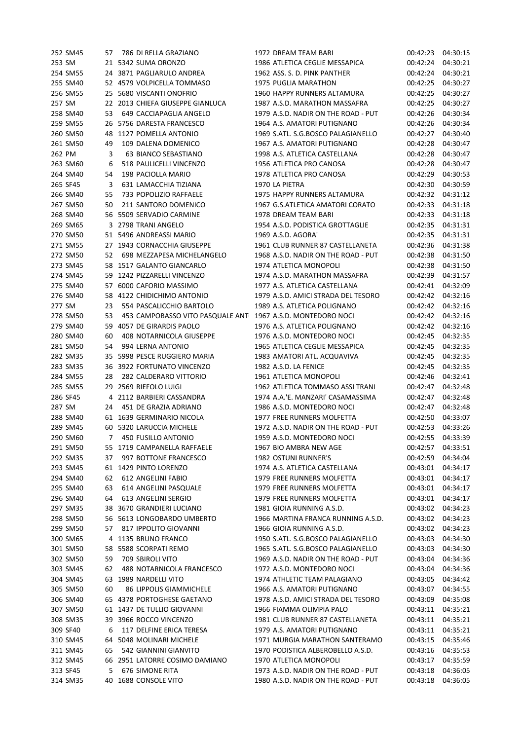| | | | | | | | |
|---|---|---|---|---|---|---|---|
| 252 SM45 | 57 | 786 | DI RELLA GRAZIANO | 1972 | DREAM TEAM BARI | 00:42:23 | 04:30:15 |
| 253 SM | 21 | 5342 | SUMA ORONZO | 1986 | ATLETICA CEGLIE MESSAPICA | 00:42:24 | 04:30:21 |
| 254 SM55 | 24 | 3871 | PAGLIARULO ANDREA | 1962 | ASS. S. D. PINK PANTHER | 00:42:24 | 04:30:21 |
| 255 SM40 | 52 | 4579 | VOLPICELLA TOMMASO | 1975 | PUGLIA MARATHON | 00:42:25 | 04:30:27 |
| 256 SM55 | 25 | 5680 | VISCANTI ONOFRIO | 1960 | HAPPY RUNNERS ALTAMURA | 00:42:25 | 04:30:27 |
| 257 SM | 22 | 2013 | CHIEFA GIUSEPPE GIANLUCA | 1987 | A.S.D. MARATHON MASSAFRA | 00:42:25 | 04:30:27 |
| 258 SM40 | 53 | 649 | CACCIAPAGLIA ANGELO | 1979 | A.S.D. NADIR ON THE ROAD - PUT | 00:42:26 | 04:30:34 |
| 259 SM55 | 26 | 5756 | DARESTA FRANCESCO | 1964 | A.S. AMATORI PUTIGNANO | 00:42:26 | 04:30:34 |
| 260 SM50 | 48 | 1127 | POMELLA ANTONIO | 1969 | S.ATL. S.G.BOSCO PALAGIANELLO | 00:42:27 | 04:30:40 |
| 261 SM50 | 49 | 109 | DALENA DOMENICO | 1967 | A.S. AMATORI PUTIGNANO | 00:42:28 | 04:30:47 |
| 262 PM | 3 | 63 | BIANCO SEBASTIANO | 1998 | A.S. ATLETICA CASTELLANA | 00:42:28 | 04:30:47 |
| 263 SM60 | 6 | 518 | PAULICELLI VINCENZO | 1956 | ATLETICA PRO CANOSA | 00:42:28 | 04:30:47 |
| 264 SM40 | 54 | 198 | PACIOLLA MARIO | 1978 | ATLETICA PRO CANOSA | 00:42:29 | 04:30:53 |
| 265 SF45 | 3 | 631 | LAMACCHIA TIZIANA | 1970 | LA PIETRA | 00:42:30 | 04:30:59 |
| 266 SM40 | 55 | 733 | POPOLIZIO RAFFAELE | 1975 | HAPPY RUNNERS ALTAMURA | 00:42:32 | 04:31:12 |
| 267 SM50 | 50 | 211 | SANTORO DOMENICO | 1967 | G.S.ATLETICA AMATORI CORATO | 00:42:33 | 04:31:18 |
| 268 SM40 | 56 | 5509 | SERVADIO CARMINE | 1978 | DREAM TEAM BARI | 00:42:33 | 04:31:18 |
| 269 SM65 | 3 | 2798 | TRANI ANGELO | 1954 | A.S.D. PODISTICA GROTTAGLIE | 00:42:35 | 04:31:31 |
| 270 SM50 | 51 | 5496 | ANDREASSI MARIO | 1969 | A.S.D. AGORA' | 00:42:35 | 04:31:31 |
| 271 SM55 | 27 | 1943 | CORNACCHIA GIUSEPPE | 1961 | CLUB RUNNER 87 CASTELLANETA | 00:42:36 | 04:31:38 |
| 272 SM50 | 52 | 698 | MEZZAPESA MICHELANGELO | 1968 | A.S.D. NADIR ON THE ROAD - PUT | 00:42:38 | 04:31:50 |
| 273 SM45 | 58 | 1517 | GALANTO GIANCARLO | 1974 | ATLETICA MONOPOLI | 00:42:38 | 04:31:50 |
| 274 SM45 | 59 | 1242 | PIZZARELLI VINCENZO | 1974 | A.S.D. MARATHON MASSAFRA | 00:42:39 | 04:31:57 |
| 275 SM40 | 57 | 6000 | CAFORIO MASSIMO | 1977 | A.S. ATLETICA CASTELLANA | 00:42:41 | 04:32:09 |
| 276 SM40 | 58 | 4122 | CHIDICHIMO ANTONIO | 1979 | A.S.D. AMICI STRADA DEL TESORO | 00:42:42 | 04:32:16 |
| 277 SM | 23 | 554 | PASCALICCHIO BARTOLO | 1989 | A.S. ATLETICA POLIGNANO | 00:42:42 | 04:32:16 |
| 278 SM50 | 53 | 453 | CAMPOBASSO VITO PASQUALE ANT | 1967 | A.S.D. MONTEDORO NOCI | 00:42:42 | 04:32:16 |
| 279 SM40 | 59 | 4057 | DE GIRARDIS PAOLO | 1976 | A.S. ATLETICA POLIGNANO | 00:42:42 | 04:32:16 |
| 280 SM40 | 60 | 408 | NOTARNICOLA GIUSEPPE | 1976 | A.S.D. MONTEDORO NOCI | 00:42:45 | 04:32:35 |
| 281 SM50 | 54 | 994 | LERNA ANTONIO | 1965 | ATLETICA CEGLIE MESSAPICA | 00:42:45 | 04:32:35 |
| 282 SM35 | 35 | 5998 | PESCE RUGGIERO MARIA | 1983 | AMATORI ATL. ACQUAVIVA | 00:42:45 | 04:32:35 |
| 283 SM35 | 36 | 3922 | FORTUNATO VINCENZO | 1982 | A.S.D. LA FENICE | 00:42:45 | 04:32:35 |
| 284 SM55 | 28 | 282 | CALDERARO VITTORIO | 1961 | ATLETICA MONOPOLI | 00:42:46 | 04:32:41 |
| 285 SM55 | 29 | 2569 | RIEFOLO LUIGI | 1962 | ATLETICA TOMMASO ASSI TRANI | 00:42:47 | 04:32:48 |
| 286 SF45 | 4 | 2112 | BARBIERI CASSANDRA | 1974 | A.A.'E. MANZARI' CASAMASSIMA | 00:42:47 | 04:32:48 |
| 287 SM | 24 | 451 | DE GRAZIA ADRIANO | 1986 | A.S.D. MONTEDORO NOCI | 00:42:47 | 04:32:48 |
| 288 SM40 | 61 | 1639 | GERMINARIO NICOLA | 1977 | FREE RUNNERS MOLFETTA | 00:42:50 | 04:33:07 |
| 289 SM45 | 60 | 5320 | LARUCCIA MICHELE | 1972 | A.S.D. NADIR ON THE ROAD - PUT | 00:42:53 | 04:33:26 |
| 290 SM60 | 7 | 450 | FUSILLO ANTONIO | 1959 | A.S.D. MONTEDORO NOCI | 00:42:55 | 04:33:39 |
| 291 SM50 | 55 | 1719 | CAMPANELLA RAFFAELE | 1967 | BIO AMBRA NEW AGE | 00:42:57 | 04:33:51 |
| 292 SM35 | 37 | 997 | BOTTONE FRANCESCO | 1982 | OSTUNI RUNNER'S | 00:42:59 | 04:34:04 |
| 293 SM45 | 61 | 1429 | PINTO LORENZO | 1974 | A.S. ATLETICA CASTELLANA | 00:43:01 | 04:34:17 |
| 294 SM40 | 62 | 612 | ANGELINI FABIO | 1979 | FREE RUNNERS MOLFETTA | 00:43:01 | 04:34:17 |
| 295 SM40 | 63 | 614 | ANGELINI PASQUALE | 1979 | FREE RUNNERS MOLFETTA | 00:43:01 | 04:34:17 |
| 296 SM40 | 64 | 613 | ANGELINI SERGIO | 1979 | FREE RUNNERS MOLFETTA | 00:43:01 | 04:34:17 |
| 297 SM35 | 38 | 3670 | GRANDIERI LUCIANO | 1981 | GIOIA RUNNING A.S.D. | 00:43:02 | 04:34:23 |
| 298 SM50 | 56 | 5613 | LONGOBARDO UMBERTO | 1966 | MARTINA FRANCA RUNNING A.S.D. | 00:43:02 | 04:34:23 |
| 299 SM50 | 57 | 817 | IPPOLITO GIOVANNI | 1966 | GIOIA RUNNING A.S.D. | 00:43:02 | 04:34:23 |
| 300 SM65 | 4 | 1135 | BRUNO FRANCO | 1950 | S.ATL. S.G.BOSCO PALAGIANELLO | 00:43:03 | 04:34:30 |
| 301 SM50 | 58 | 5588 | SCORPATI REMO | 1965 | S.ATL. S.G.BOSCO PALAGIANELLO | 00:43:03 | 04:34:30 |
| 302 SM50 | 59 | 709 | SBIROLI VITO | 1969 | A.S.D. NADIR ON THE ROAD - PUT | 00:43:04 | 04:34:36 |
| 303 SM45 | 62 | 488 | NOTARNICOLA FRANCESCO | 1972 | A.S.D. MONTEDORO NOCI | 00:43:04 | 04:34:36 |
| 304 SM45 | 63 | 1989 | NARDELLI VITO | 1974 | ATHLETIC TEAM PALAGIANO | 00:43:05 | 04:34:42 |
| 305 SM50 | 60 | 86 | LIPPOLIS GIAMMICHELE | 1966 | A.S. AMATORI PUTIGNANO | 00:43:07 | 04:34:55 |
| 306 SM40 | 65 | 4378 | PORTOGHESE GAETANO | 1978 | A.S.D. AMICI STRADA DEL TESORO | 00:43:09 | 04:35:08 |
| 307 SM50 | 61 | 1437 | DE TULLIO GIOVANNI | 1966 | FIAMMA OLIMPIA PALO | 00:43:11 | 04:35:21 |
| 308 SM35 | 39 | 3966 | ROCCO VINCENZO | 1981 | CLUB RUNNER 87 CASTELLANETA | 00:43:11 | 04:35:21 |
| 309 SF40 | 6 | 117 | DELFINE ERICA TERESA | 1979 | A.S. AMATORI PUTIGNANO | 00:43:11 | 04:35:21 |
| 310 SM45 | 64 | 5048 | MOLINARI MICHELE | 1971 | MURGIA MARATHON SANTERAMO | 00:43:15 | 04:35:46 |
| 311 SM45 | 65 | 542 | GIANNINI GIANVITO | 1970 | PODISTICA ALBEROBELLO A.S.D. | 00:43:16 | 04:35:53 |
| 312 SM45 | 66 | 2951 | LATORRE COSIMO DAMIANO | 1970 | ATLETICA MONOPOLI | 00:43:17 | 04:35:59 |
| 313 SF45 | 5 | 676 | SIMONE RITA | 1973 | A.S.D. NADIR ON THE ROAD - PUT | 00:43:18 | 04:36:05 |
| 314 SM35 | 40 | 1688 | CONSOLE VITO | 1980 | A.S.D. NADIR ON THE ROAD - PUT | 00:43:18 | 04:36:05 |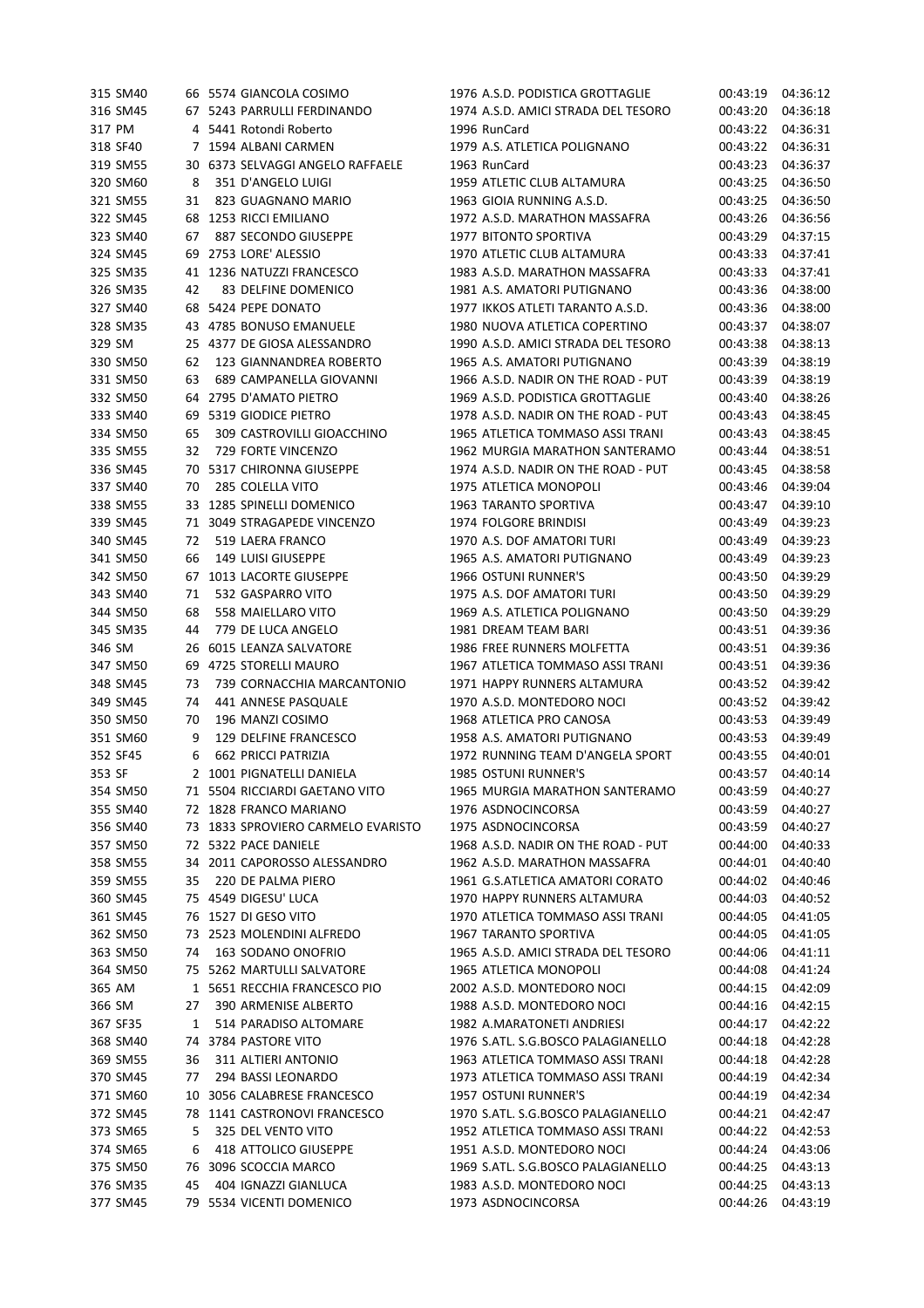| | | | | | | | | |
|---|---|---|---|---|---|---|---|---|
| 315 | SM40 | 66 | 5574 | GIANCOLA COSIMO | 1976 | A.S.D. PODISTICA GROTTAGLIE | 00:43:19 | 04:36:12 |
| 316 | SM45 | 67 | 5243 | PARRULLI FERDINANDO | 1974 | A.S.D. AMICI STRADA DEL TESORO | 00:43:20 | 04:36:18 |
| 317 | PM | 4 | 5441 | Rotondi Roberto | 1996 | RunCard | 00:43:22 | 04:36:31 |
| 318 | SF40 | 7 | 1594 | ALBANI CARMEN | 1979 | A.S. ATLETICA POLIGNANO | 00:43:22 | 04:36:31 |
| 319 | SM55 | 30 | 6373 | SELVAGGI ANGELO RAFFAELE | 1963 | RunCard | 00:43:23 | 04:36:37 |
| 320 | SM60 | 8 | 351 | D'ANGELO LUIGI | 1959 | ATLETIC CLUB ALTAMURA | 00:43:25 | 04:36:50 |
| 321 | SM55 | 31 | 823 | GUAGNANO MARIO | 1963 | GIOIA RUNNING A.S.D. | 00:43:25 | 04:36:50 |
| 322 | SM45 | 68 | 1253 | RICCI EMILIANO | 1972 | A.S.D. MARATHON MASSAFRA | 00:43:26 | 04:36:56 |
| 323 | SM40 | 67 | 887 | SECONDO GIUSEPPE | 1977 | BITONTO SPORTIVA | 00:43:29 | 04:37:15 |
| 324 | SM45 | 69 | 2753 | LORE' ALESSIO | 1970 | ATLETIC CLUB ALTAMURA | 00:43:33 | 04:37:41 |
| 325 | SM35 | 41 | 1236 | NATUZZI FRANCESCO | 1983 | A.S.D. MARATHON MASSAFRA | 00:43:33 | 04:37:41 |
| 326 | SM35 | 42 | 83 | DELFINE DOMENICO | 1981 | A.S. AMATORI PUTIGNANO | 00:43:36 | 04:38:00 |
| 327 | SM40 | 68 | 5424 | PEPE DONATO | 1977 | IKKOS ATLETI TARANTO A.S.D. | 00:43:36 | 04:38:00 |
| 328 | SM35 | 43 | 4785 | BONUSO EMANUELE | 1980 | NUOVA ATLETICA COPERTINO | 00:43:37 | 04:38:07 |
| 329 | SM | 25 | 4377 | DE GIOSA ALESSANDRO | 1990 | A.S.D. AMICI STRADA DEL TESORO | 00:43:38 | 04:38:13 |
| 330 | SM50 | 62 | 123 | GIANNANDREA ROBERTO | 1965 | A.S. AMATORI PUTIGNANO | 00:43:39 | 04:38:19 |
| 331 | SM50 | 63 | 689 | CAMPANELLA GIOVANNI | 1966 | A.S.D. NADIR ON THE ROAD - PUT | 00:43:39 | 04:38:19 |
| 332 | SM50 | 64 | 2795 | D'AMATO PIETRO | 1969 | A.S.D. PODISTICA GROTTAGLIE | 00:43:40 | 04:38:26 |
| 333 | SM40 | 69 | 5319 | GIODICE PIETRO | 1978 | A.S.D. NADIR ON THE ROAD - PUT | 00:43:43 | 04:38:45 |
| 334 | SM50 | 65 | 309 | CASTROVILLI GIOACCHINO | 1965 | ATLETICA TOMMASO ASSI TRANI | 00:43:43 | 04:38:45 |
| 335 | SM55 | 32 | 729 | FORTE VINCENZO | 1962 | MURGIA MARATHON SANTERAMO | 00:43:44 | 04:38:51 |
| 336 | SM45 | 70 | 5317 | CHIRONNA GIUSEPPE | 1974 | A.S.D. NADIR ON THE ROAD - PUT | 00:43:45 | 04:38:58 |
| 337 | SM40 | 70 | 285 | COLELLA VITO | 1975 | ATLETICA MONOPOLI | 00:43:46 | 04:39:04 |
| 338 | SM55 | 33 | 1285 | SPINELLI DOMENICO | 1963 | TARANTO SPORTIVA | 00:43:47 | 04:39:10 |
| 339 | SM45 | 71 | 3049 | STRAGAPEDE VINCENZO | 1974 | FOLGORE BRINDISI | 00:43:49 | 04:39:23 |
| 340 | SM45 | 72 | 519 | LAERA FRANCO | 1970 | A.S. DOF AMATORI TURI | 00:43:49 | 04:39:23 |
| 341 | SM50 | 66 | 149 | LUISI GIUSEPPE | 1965 | A.S. AMATORI PUTIGNANO | 00:43:49 | 04:39:23 |
| 342 | SM50 | 67 | 1013 | LACORTE GIUSEPPE | 1966 | OSTUNI RUNNER'S | 00:43:50 | 04:39:29 |
| 343 | SM40 | 71 | 532 | GASPARRO VITO | 1975 | A.S. DOF AMATORI TURI | 00:43:50 | 04:39:29 |
| 344 | SM50 | 68 | 558 | MAIELLARO VITO | 1969 | A.S. ATLETICA POLIGNANO | 00:43:50 | 04:39:29 |
| 345 | SM35 | 44 | 779 | DE LUCA ANGELO | 1981 | DREAM TEAM BARI | 00:43:51 | 04:39:36 |
| 346 | SM | 26 | 6015 | LEANZA SALVATORE | 1986 | FREE RUNNERS MOLFETTA | 00:43:51 | 04:39:36 |
| 347 | SM50 | 69 | 4725 | STORELLI MAURO | 1967 | ATLETICA TOMMASO ASSI TRANI | 00:43:51 | 04:39:36 |
| 348 | SM45 | 73 | 739 | CORNACCHIA MARCANTONIO | 1971 | HAPPY RUNNERS ALTAMURA | 00:43:52 | 04:39:42 |
| 349 | SM45 | 74 | 441 | ANNESE PASQUALE | 1970 | A.S.D. MONTEDORO NOCI | 00:43:52 | 04:39:42 |
| 350 | SM50 | 70 | 196 | MANZI COSIMO | 1968 | ATLETICA PRO CANOSA | 00:43:53 | 04:39:49 |
| 351 | SM60 | 9 | 129 | DELFINE FRANCESCO | 1958 | A.S. AMATORI PUTIGNANO | 00:43:53 | 04:39:49 |
| 352 | SF45 | 6 | 662 | PRICCI PATRIZIA | 1972 | RUNNING TEAM D'ANGELA SPORT | 00:43:55 | 04:40:01 |
| 353 | SF | 2 | 1001 | PIGNATELLI DANIELA | 1985 | OSTUNI RUNNER'S | 00:43:57 | 04:40:14 |
| 354 | SM50 | 71 | 5504 | RICCIARDI GAETANO VITO | 1965 | MURGIA MARATHON SANTERAMO | 00:43:59 | 04:40:27 |
| 355 | SM40 | 72 | 1828 | FRANCO MARIANO | 1976 | ASDNOCINCORSA | 00:43:59 | 04:40:27 |
| 356 | SM40 | 73 | 1833 | SPROVIERO CARMELO EVARISTO | 1975 | ASDNOCINCORSA | 00:43:59 | 04:40:27 |
| 357 | SM50 | 72 | 5322 | PACE DANIELE | 1968 | A.S.D. NADIR ON THE ROAD - PUT | 00:44:00 | 04:40:33 |
| 358 | SM55 | 34 | 2011 | CAPOROSSO ALESSANDRO | 1962 | A.S.D. MARATHON MASSAFRA | 00:44:01 | 04:40:40 |
| 359 | SM55 | 35 | 220 | DE PALMA PIERO | 1961 | G.S.ATLETICA AMATORI CORATO | 00:44:02 | 04:40:46 |
| 360 | SM45 | 75 | 4549 | DIGESU' LUCA | 1970 | HAPPY RUNNERS ALTAMURA | 00:44:03 | 04:40:52 |
| 361 | SM45 | 76 | 1527 | DI GESO VITO | 1970 | ATLETICA TOMMASO ASSI TRANI | 00:44:05 | 04:41:05 |
| 362 | SM50 | 73 | 2523 | MOLENDINI ALFREDO | 1967 | TARANTO SPORTIVA | 00:44:05 | 04:41:05 |
| 363 | SM50 | 74 | 163 | SODANO ONOFRIO | 1965 | A.S.D. AMICI STRADA DEL TESORO | 00:44:06 | 04:41:11 |
| 364 | SM50 | 75 | 5262 | MARTULLI SALVATORE | 1965 | ATLETICA MONOPOLI | 00:44:08 | 04:41:24 |
| 365 | AM | 1 | 5651 | RECCHIA FRANCESCO PIO | 2002 | A.S.D. MONTEDORO NOCI | 00:44:15 | 04:42:09 |
| 366 | SM | 27 | 390 | ARMENISE ALBERTO | 1988 | A.S.D. MONTEDORO NOCI | 00:44:16 | 04:42:15 |
| 367 | SF35 | 1 | 514 | PARADISO ALTOMARE | 1982 | A.MARATONETI ANDRIESI | 00:44:17 | 04:42:22 |
| 368 | SM40 | 74 | 3784 | PASTORE VITO | 1976 | S.ATL. S.G.BOSCO PALAGIANELLO | 00:44:18 | 04:42:28 |
| 369 | SM55 | 36 | 311 | ALTIERI ANTONIO | 1963 | ATLETICA TOMMASO ASSI TRANI | 00:44:18 | 04:42:28 |
| 370 | SM45 | 77 | 294 | BASSI LEONARDO | 1973 | ATLETICA TOMMASO ASSI TRANI | 00:44:19 | 04:42:34 |
| 371 | SM60 | 10 | 3056 | CALABRESE FRANCESCO | 1957 | OSTUNI RUNNER'S | 00:44:19 | 04:42:34 |
| 372 | SM45 | 78 | 1141 | CASTRONOVI FRANCESCO | 1970 | S.ATL. S.G.BOSCO PALAGIANELLO | 00:44:21 | 04:42:47 |
| 373 | SM65 | 5 | 325 | DEL VENTO VITO | 1952 | ATLETICA TOMMASO ASSI TRANI | 00:44:22 | 04:42:53 |
| 374 | SM65 | 6 | 418 | ATTOLICO GIUSEPPE | 1951 | A.S.D. MONTEDORO NOCI | 00:44:24 | 04:43:06 |
| 375 | SM50 | 76 | 3096 | SCOCCIA MARCO | 1969 | S.ATL. S.G.BOSCO PALAGIANELLO | 00:44:25 | 04:43:13 |
| 376 | SM35 | 45 | 404 | IGNAZZI GIANLUCA | 1983 | A.S.D. MONTEDORO NOCI | 00:44:25 | 04:43:13 |
| 377 | SM45 | 79 | 5534 | VICENTI DOMENICO | 1973 | ASDNOCINCORSA | 00:44:26 | 04:43:19 |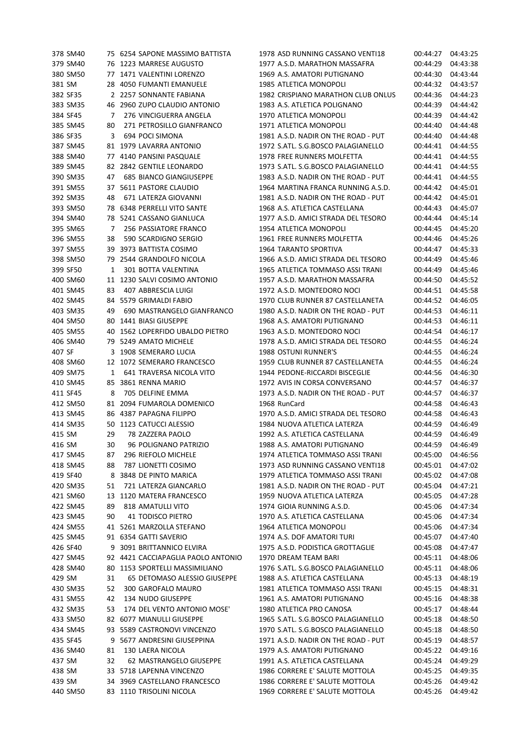| | | | | | | | |
|---|---|---|---|---|---|---|---|
| 378 | SM40 | 75 | 6254 | SAPONE MASSIMO BATTISTA | 1978 ASD RUNNING CASSANO VENTI18 | 00:44:27 | 04:43:25 |
| 379 | SM40 | 76 | 1223 | MARRESE AUGUSTO | 1977 A.S.D. MARATHON MASSAFRA | 00:44:29 | 04:43:38 |
| 380 | SM50 | 77 | 1471 | VALENTINI LORENZO | 1969 A.S. AMATORI PUTIGNANO | 00:44:30 | 04:43:44 |
| 381 | SM | 28 | 4050 | FUMANTI EMANUELE | 1985 ATLETICA MONOPOLI | 00:44:32 | 04:43:57 |
| 382 | SF35 | 2 | 2257 | SONNANTE FABIANA | 1982 CRISPIANO MARATHON CLUB ONLUS | 00:44:36 | 04:44:23 |
| 383 | SM35 | 46 | 2960 | ZUPO CLAUDIO ANTONIO | 1983 A.S. ATLETICA POLIGNANO | 00:44:39 | 04:44:42 |
| 384 | SF45 | 7 | 276 | VINCIGUERRA ANGELA | 1970 ATLETICA MONOPOLI | 00:44:39 | 04:44:42 |
| 385 | SM45 | 80 | 271 | PETROSILLO GIANFRANCO | 1971 ATLETICA MONOPOLI | 00:44:40 | 04:44:48 |
| 386 | SF35 | 3 | 694 | POCI SIMONA | 1981 A.S.D. NADIR ON THE ROAD - PUT | 00:44:40 | 04:44:48 |
| 387 | SM45 | 81 | 1979 | LAVARRA ANTONIO | 1972 S.ATL. S.G.BOSCO PALAGIANELLO | 00:44:41 | 04:44:55 |
| 388 | SM40 | 77 | 4140 | PANSINI PASQUALE | 1978 FREE RUNNERS MOLFETTA | 00:44:41 | 04:44:55 |
| 389 | SM45 | 82 | 2842 | GENTILE LEONARDO | 1973 S.ATL. S.G.BOSCO PALAGIANELLO | 00:44:41 | 04:44:55 |
| 390 | SM35 | 47 | 685 | BIANCO GIANGIUSEPPE | 1983 A.S.D. NADIR ON THE ROAD - PUT | 00:44:41 | 04:44:55 |
| 391 | SM55 | 37 | 5611 | PASTORE CLAUDIO | 1964 MARTINA FRANCA RUNNING A.S.D. | 00:44:42 | 04:45:01 |
| 392 | SM35 | 48 | 671 | LATERZA GIOVANNI | 1981 A.S.D. NADIR ON THE ROAD - PUT | 00:44:42 | 04:45:01 |
| 393 | SM50 | 78 | 6348 | PERRELLI VITO SANTE | 1968 A.S. ATLETICA CASTELLANA | 00:44:43 | 04:45:07 |
| 394 | SM40 | 78 | 5241 | CASSANO GIANLUCA | 1977 A.S.D. AMICI STRADA DEL TESORO | 00:44:44 | 04:45:14 |
| 395 | SM65 | 7 | 256 | PASSIATORE FRANCO | 1954 ATLETICA MONOPOLI | 00:44:45 | 04:45:20 |
| 396 | SM55 | 38 | 590 | SCARDIGNO SERGIO | 1961 FREE RUNNERS MOLFETTA | 00:44:46 | 04:45:26 |
| 397 | SM55 | 39 | 3973 | BATTISTA COSIMO | 1964 TARANTO SPORTIVA | 00:44:47 | 04:45:33 |
| 398 | SM50 | 79 | 2544 | GRANDOLFO NICOLA | 1966 A.S.D. AMICI STRADA DEL TESORO | 00:44:49 | 04:45:46 |
| 399 | SF50 | 1 | 301 | BOTTA VALENTINA | 1965 ATLETICA TOMMASO ASSI TRANI | 00:44:49 | 04:45:46 |
| 400 | SM60 | 11 | 1230 | SALVI COSIMO ANTONIO | 1957 A.S.D. MARATHON MASSAFRA | 00:44:50 | 04:45:52 |
| 401 | SM45 | 83 | 407 | ABBRESCIA LUIGI | 1972 A.S.D. MONTEDORO NOCI | 00:44:51 | 04:45:58 |
| 402 | SM45 | 84 | 5579 | GRIMALDI FABIO | 1970 CLUB RUNNER 87 CASTELLANETA | 00:44:52 | 04:46:05 |
| 403 | SM35 | 49 | 690 | MASTRANGELO GIANFRANCO | 1980 A.S.D. NADIR ON THE ROAD - PUT | 00:44:53 | 04:46:11 |
| 404 | SM50 | 80 | 1441 | BIASI GIUSEPPE | 1968 A.S. AMATORI PUTIGNANO | 00:44:53 | 04:46:11 |
| 405 | SM55 | 40 | 1562 | LOPERFIDO UBALDO PIETRO | 1963 A.S.D. MONTEDORO NOCI | 00:44:54 | 04:46:17 |
| 406 | SM40 | 79 | 5249 | AMATO MICHELE | 1978 A.S.D. AMICI STRADA DEL TESORO | 00:44:55 | 04:46:24 |
| 407 | SF | 3 | 1908 | SEMERARO LUCIA | 1988 OSTUNI RUNNER'S | 00:44:55 | 04:46:24 |
| 408 | SM60 | 12 | 1072 | SEMERARO FRANCESCO | 1959 CLUB RUNNER 87 CASTELLANETA | 00:44:55 | 04:46:24 |
| 409 | SM75 | 1 | 641 | TRAVERSA NICOLA VITO | 1944 PEDONE-RICCARDI BISCEGLIE | 00:44:56 | 04:46:30 |
| 410 | SM45 | 85 | 3861 | RENNA MARIO | 1972 AVIS IN CORSA CONVERSANO | 00:44:57 | 04:46:37 |
| 411 | SF45 | 8 | 705 | DELFINE EMMA | 1973 A.S.D. NADIR ON THE ROAD - PUT | 00:44:57 | 04:46:37 |
| 412 | SM50 | 81 | 2094 | FUMAROLA DOMENICO | 1968 RunCard | 00:44:58 | 04:46:43 |
| 413 | SM45 | 86 | 4387 | PAPAGNA FILIPPO | 1970 A.S.D. AMICI STRADA DEL TESORO | 00:44:58 | 04:46:43 |
| 414 | SM35 | 50 | 1123 | CATUCCI ALESSIO | 1984 NUOVA ATLETICA LATERZA | 00:44:59 | 04:46:49 |
| 415 | SM | 29 | 78 | ZAZZERA PAOLO | 1992 A.S. ATLETICA CASTELLANA | 00:44:59 | 04:46:49 |
| 416 | SM | 30 | 96 | POLIGNANO PATRIZIO | 1988 A.S. AMATORI PUTIGNANO | 00:44:59 | 04:46:49 |
| 417 | SM45 | 87 | 296 | RIEFOLO MICHELE | 1974 ATLETICA TOMMASO ASSI TRANI | 00:45:00 | 04:46:56 |
| 418 | SM45 | 88 | 787 | LIONETTI COSIMO | 1973 ASD RUNNING CASSANO VENTI18 | 00:45:01 | 04:47:02 |
| 419 | SF40 | 8 | 3848 | DE PINTO MARICA | 1979 ATLETICA TOMMASO ASSI TRANI | 00:45:02 | 04:47:08 |
| 420 | SM35 | 51 | 721 | LATERZA GIANCARLO | 1981 A.S.D. NADIR ON THE ROAD - PUT | 00:45:04 | 04:47:21 |
| 421 | SM60 | 13 | 1120 | MATERA FRANCESCO | 1959 NUOVA ATLETICA LATERZA | 00:45:05 | 04:47:28 |
| 422 | SM45 | 89 | 818 | AMATULLI VITO | 1974 GIOIA RUNNING A.S.D. | 00:45:06 | 04:47:34 |
| 423 | SM45 | 90 | 41 | TODISCO PIETRO | 1970 A.S. ATLETICA CASTELLANA | 00:45:06 | 04:47:34 |
| 424 | SM55 | 41 | 5261 | MARZOLLA STEFANO | 1964 ATLETICA MONOPOLI | 00:45:06 | 04:47:34 |
| 425 | SM45 | 91 | 6354 | GATTI SAVERIO | 1974 A.S. DOF AMATORI TURI | 00:45:07 | 04:47:40 |
| 426 | SF40 | 9 | 3091 | BRITTANNICO ELVIRA | 1975 A.S.D. PODISTICA GROTTAGLIE | 00:45:08 | 04:47:47 |
| 427 | SM45 | 92 | 4421 | CACCIAPAGLIA PAOLO ANTONIO | 1970 DREAM TEAM BARI | 00:45:11 | 04:48:06 |
| 428 | SM40 | 80 | 1153 | SPORTELLI MASSIMILIANO | 1976 S.ATL. S.G.BOSCO PALAGIANELLO | 00:45:11 | 04:48:06 |
| 429 | SM | 31 | 65 | DETOMASO ALESSIO GIUSEPPE | 1988 A.S. ATLETICA CASTELLANA | 00:45:13 | 04:48:19 |
| 430 | SM35 | 52 | 300 | GAROFALO MAURO | 1981 ATLETICA TOMMASO ASSI TRANI | 00:45:15 | 04:48:31 |
| 431 | SM55 | 42 | 134 | NUDO GIUSEPPE | 1961 A.S. AMATORI PUTIGNANO | 00:45:16 | 04:48:38 |
| 432 | SM35 | 53 | 174 | DEL VENTO ANTONIO MOSE' | 1980 ATLETICA PRO CANOSA | 00:45:17 | 04:48:44 |
| 433 | SM50 | 82 | 6077 | MIANULLI GIUSEPPE | 1965 S.ATL. S.G.BOSCO PALAGIANELLO | 00:45:18 | 04:48:50 |
| 434 | SM45 | 93 | 5589 | CASTRONOVI VINCENZO | 1970 S.ATL. S.G.BOSCO PALAGIANELLO | 00:45:18 | 04:48:50 |
| 435 | SF45 | 9 | 5677 | ANDRESINI GIUSEPPINA | 1971 A.S.D. NADIR ON THE ROAD - PUT | 00:45:19 | 04:48:57 |
| 436 | SM40 | 81 | 130 | LAERA NICOLA | 1979 A.S. AMATORI PUTIGNANO | 00:45:22 | 04:49:16 |
| 437 | SM | 32 | 62 | MASTRANGELO GIUSEPPE | 1991 A.S. ATLETICA CASTELLANA | 00:45:24 | 04:49:29 |
| 438 | SM | 33 | 5718 | LAPENNA VINCENZO | 1986 CORRERE E' SALUTE MOTTOLA | 00:45:25 | 04:49:35 |
| 439 | SM | 34 | 3969 | CASTELLANO FRANCESCO | 1986 CORRERE E' SALUTE MOTTOLA | 00:45:26 | 04:49:42 |
| 440 | SM50 | 83 | 1110 | TRISOLINI NICOLA | 1969 CORRERE E' SALUTE MOTTOLA | 00:45:26 | 04:49:42 |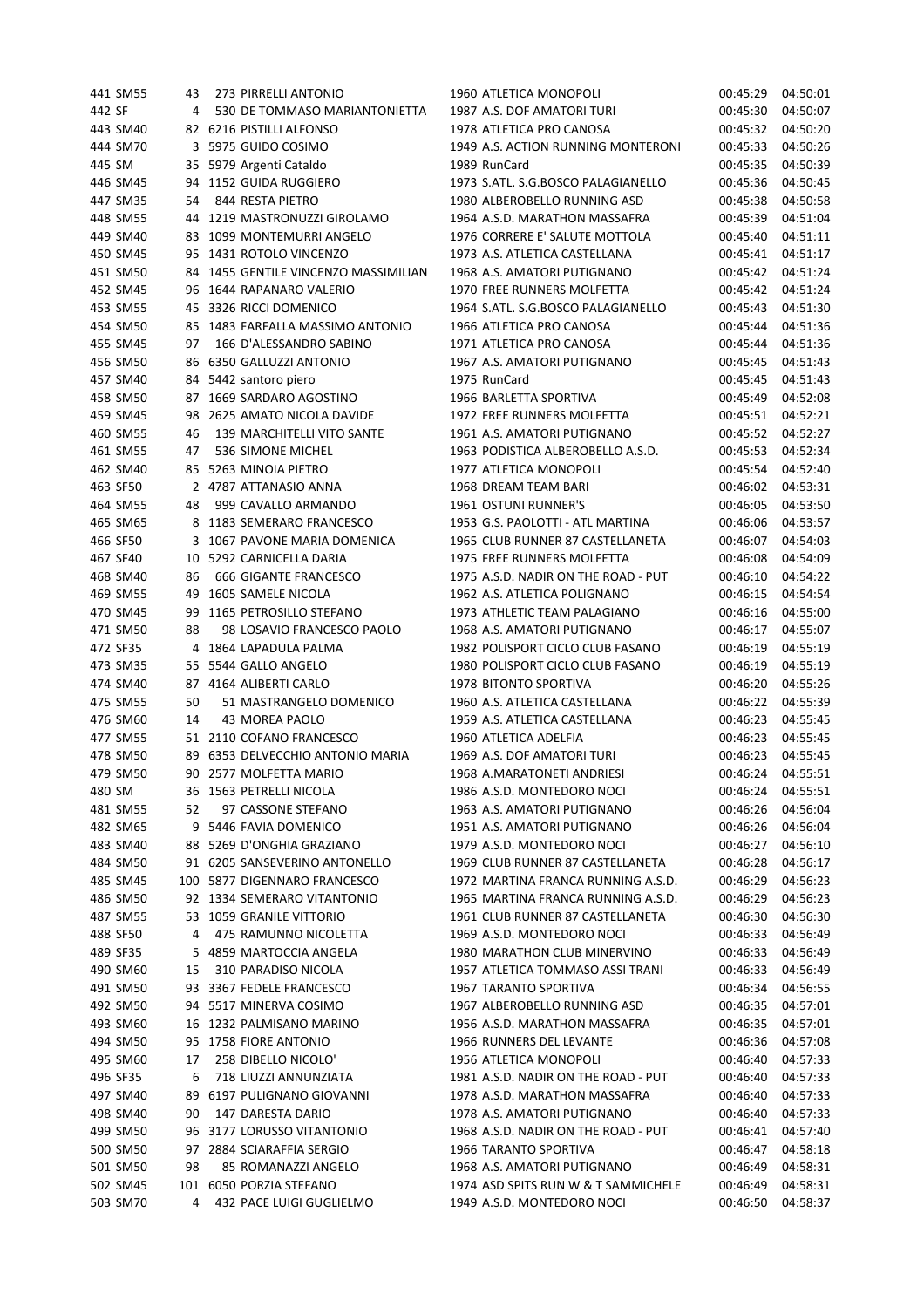| | | | | | | | |
|---|---|---|---|---|---|---|---|
| 441 | SM55 | 43 | 273 | PIRRELLI ANTONIO | 1960 ATLETICA MONOPOLI | 00:45:29 | 04:50:01 |
| 442 | SF | 4 | 530 | DE TOMMASO MARIANTONIETTA | 1987 A.S. DOF AMATORI TURI | 00:45:30 | 04:50:07 |
| 443 | SM40 | 82 | 6216 | PISTILLI ALFONSO | 1978 ATLETICA PRO CANOSA | 00:45:32 | 04:50:20 |
| 444 | SM70 | 3 | 5975 | GUIDO COSIMO | 1949 A.S. ACTION RUNNING MONTERONI | 00:45:33 | 04:50:26 |
| 445 | SM | 35 | 5979 | Argenti Cataldo | 1989 RunCard | 00:45:35 | 04:50:39 |
| 446 | SM45 | 94 | 1152 | GUIDA RUGGIERO | 1973 S.ATL. S.G.BOSCO PALAGIANELLO | 00:45:36 | 04:50:45 |
| 447 | SM35 | 54 | 844 | RESTA PIETRO | 1980 ALBEROBELLO RUNNING ASD | 00:45:38 | 04:50:58 |
| 448 | SM55 | 44 | 1219 | MASTRONUZZI GIROLAMO | 1964 A.S.D. MARATHON MASSAFRA | 00:45:39 | 04:51:04 |
| 449 | SM40 | 83 | 1099 | MONTEMURRI ANGELO | 1976 CORRERE E' SALUTE MOTTOLA | 00:45:40 | 04:51:11 |
| 450 | SM45 | 95 | 1431 | ROTOLO VINCENZO | 1973 A.S. ATLETICA CASTELLANA | 00:45:41 | 04:51:17 |
| 451 | SM50 | 84 | 1455 | GENTILE VINCENZO MASSIMILIAN | 1968 A.S. AMATORI PUTIGNANO | 00:45:42 | 04:51:24 |
| 452 | SM45 | 96 | 1644 | RAPANARO VALERIO | 1970 FREE RUNNERS MOLFETTA | 00:45:42 | 04:51:24 |
| 453 | SM55 | 45 | 3326 | RICCI DOMENICO | 1964 S.ATL. S.G.BOSCO PALAGIANELLO | 00:45:43 | 04:51:30 |
| 454 | SM50 | 85 | 1483 | FARFALLA MASSIMO ANTONIO | 1966 ATLETICA PRO CANOSA | 00:45:44 | 04:51:36 |
| 455 | SM45 | 97 | 166 | D'ALESSANDRO SABINO | 1971 ATLETICA PRO CANOSA | 00:45:44 | 04:51:36 |
| 456 | SM50 | 86 | 6350 | GALLUZZI ANTONIO | 1967 A.S. AMATORI PUTIGNANO | 00:45:45 | 04:51:43 |
| 457 | SM40 | 84 | 5442 | santoro piero | 1975 RunCard | 00:45:45 | 04:51:43 |
| 458 | SM50 | 87 | 1669 | SARDARO AGOSTINO | 1966 BARLETTA SPORTIVA | 00:45:49 | 04:52:08 |
| 459 | SM45 | 98 | 2625 | AMATO NICOLA DAVIDE | 1972 FREE RUNNERS MOLFETTA | 00:45:51 | 04:52:21 |
| 460 | SM55 | 46 | 139 | MARCHITELLI VITO SANTE | 1961 A.S. AMATORI PUTIGNANO | 00:45:52 | 04:52:27 |
| 461 | SM55 | 47 | 536 | SIMONE MICHEL | 1963 PODISTICA ALBEROBELLO A.S.D. | 00:45:53 | 04:52:34 |
| 462 | SM40 | 85 | 5263 | MINOIA PIETRO | 1977 ATLETICA MONOPOLI | 00:45:54 | 04:52:40 |
| 463 | SF50 | 2 | 4787 | ATTANASIO ANNA | 1968 DREAM TEAM BARI | 00:46:02 | 04:53:31 |
| 464 | SM55 | 48 | 999 | CAVALLO ARMANDO | 1961 OSTUNI RUNNER'S | 00:46:05 | 04:53:50 |
| 465 | SM65 | 8 | 1183 | SEMERARO FRANCESCO | 1953 G.S. PAOLOTTI - ATL MARTINA | 00:46:06 | 04:53:57 |
| 466 | SF50 | 3 | 1067 | PAVONE MARIA DOMENICA | 1965 CLUB RUNNER 87 CASTELLANETA | 00:46:07 | 04:54:03 |
| 467 | SF40 | 10 | 5292 | CARNICELLA DARIA | 1975 FREE RUNNERS MOLFETTA | 00:46:08 | 04:54:09 |
| 468 | SM40 | 86 | 666 | GIGANTE FRANCESCO | 1975 A.S.D. NADIR ON THE ROAD - PUT | 00:46:10 | 04:54:22 |
| 469 | SM55 | 49 | 1605 | SAMELE NICOLA | 1962 A.S. ATLETICA POLIGNANO | 00:46:15 | 04:54:54 |
| 470 | SM45 | 99 | 1165 | PETROSILLO STEFANO | 1973 ATHLETIC TEAM PALAGIANO | 00:46:16 | 04:55:00 |
| 471 | SM50 | 88 | 98 | LOSAVIO FRANCESCO PAOLO | 1968 A.S. AMATORI PUTIGNANO | 00:46:17 | 04:55:07 |
| 472 | SF35 | 4 | 1864 | LAPADULA PALMA | 1982 POLISPORT CICLO CLUB FASANO | 00:46:19 | 04:55:19 |
| 473 | SM35 | 55 | 5544 | GALLO ANGELO | 1980 POLISPORT CICLO CLUB FASANO | 00:46:19 | 04:55:19 |
| 474 | SM40 | 87 | 4164 | ALIBERTI CARLO | 1978 BITONTO SPORTIVA | 00:46:20 | 04:55:26 |
| 475 | SM55 | 50 | 51 | MASTRANGELO DOMENICO | 1960 A.S. ATLETICA CASTELLANA | 00:46:22 | 04:55:39 |
| 476 | SM60 | 14 | 43 | MOREA PAOLO | 1959 A.S. ATLETICA CASTELLANA | 00:46:23 | 04:55:45 |
| 477 | SM55 | 51 | 2110 | COFANO FRANCESCO | 1960 ATLETICA ADELFIA | 00:46:23 | 04:55:45 |
| 478 | SM50 | 89 | 6353 | DELVECCHIO ANTONIO MARIA | 1969 A.S. DOF AMATORI TURI | 00:46:23 | 04:55:45 |
| 479 | SM50 | 90 | 2577 | MOLFETTA MARIO | 1968 A.MARATONETI ANDRIESI | 00:46:24 | 04:55:51 |
| 480 | SM | 36 | 1563 | PETRELLI NICOLA | 1986 A.S.D. MONTEDORO NOCI | 00:46:24 | 04:55:51 |
| 481 | SM55 | 52 | 97 | CASSONE STEFANO | 1963 A.S. AMATORI PUTIGNANO | 00:46:26 | 04:56:04 |
| 482 | SM65 | 9 | 5446 | FAVIA DOMENICO | 1951 A.S. AMATORI PUTIGNANO | 00:46:26 | 04:56:04 |
| 483 | SM40 | 88 | 5269 | D'ONGHIA GRAZIANO | 1979 A.S.D. MONTEDORO NOCI | 00:46:27 | 04:56:10 |
| 484 | SM50 | 91 | 6205 | SANSEVERINO ANTONELLO | 1969 CLUB RUNNER 87 CASTELLANETA | 00:46:28 | 04:56:17 |
| 485 | SM45 | 100 | 5877 | DIGENNARO FRANCESCO | 1972 MARTINA FRANCA RUNNING A.S.D. | 00:46:29 | 04:56:23 |
| 486 | SM50 | 92 | 1334 | SEMERARO VITANTONIO | 1965 MARTINA FRANCA RUNNING A.S.D. | 00:46:29 | 04:56:23 |
| 487 | SM55 | 53 | 1059 | GRANILE VITTORIO | 1961 CLUB RUNNER 87 CASTELLANETA | 00:46:30 | 04:56:30 |
| 488 | SF50 | 4 | 475 | RAMUNNO NICOLETTA | 1969 A.S.D. MONTEDORO NOCI | 00:46:33 | 04:56:49 |
| 489 | SF35 | 5 | 4859 | MARTOCCIA ANGELA | 1980 MARATHON CLUB MINERVINO | 00:46:33 | 04:56:49 |
| 490 | SM60 | 15 | 310 | PARADISO NICOLA | 1957 ATLETICA TOMMASO ASSI TRANI | 00:46:33 | 04:56:49 |
| 491 | SM50 | 93 | 3367 | FEDELE FRANCESCO | 1967 TARANTO SPORTIVA | 00:46:34 | 04:56:55 |
| 492 | SM50 | 94 | 5517 | MINERVA COSIMO | 1967 ALBEROBELLO RUNNING ASD | 00:46:35 | 04:57:01 |
| 493 | SM60 | 16 | 1232 | PALMISANO MARINO | 1956 A.S.D. MARATHON MASSAFRA | 00:46:35 | 04:57:01 |
| 494 | SM50 | 95 | 1758 | FIORE ANTONIO | 1966 RUNNERS DEL LEVANTE | 00:46:36 | 04:57:08 |
| 495 | SM60 | 17 | 258 | DIBELLO NICOLO' | 1956 ATLETICA MONOPOLI | 00:46:40 | 04:57:33 |
| 496 | SF35 | 6 | 718 | LIUZZI ANNUNZIATA | 1981 A.S.D. NADIR ON THE ROAD - PUT | 00:46:40 | 04:57:33 |
| 497 | SM40 | 89 | 6197 | PULIGNANO GIOVANNI | 1978 A.S.D. MARATHON MASSAFRA | 00:46:40 | 04:57:33 |
| 498 | SM40 | 90 | 147 | DARESTA DARIO | 1978 A.S. AMATORI PUTIGNANO | 00:46:40 | 04:57:33 |
| 499 | SM50 | 96 | 3177 | LORUSSO VITANTONIO | 1968 A.S.D. NADIR ON THE ROAD - PUT | 00:46:41 | 04:57:40 |
| 500 | SM50 | 97 | 2884 | SCIARAFFIA SERGIO | 1966 TARANTO SPORTIVA | 00:46:47 | 04:58:18 |
| 501 | SM50 | 98 | 85 | ROMANAZZI ANGELO | 1968 A.S. AMATORI PUTIGNANO | 00:46:49 | 04:58:31 |
| 502 | SM45 | 101 | 6050 | PORZIA STEFANO | 1974 ASD SPITS RUN W & T SAMMICHELE | 00:46:49 | 04:58:31 |
| 503 | SM70 | 4 | 432 | PACE LUIGI GUGLIELMO | 1949 A.S.D. MONTEDORO NOCI | 00:46:50 | 04:58:37 |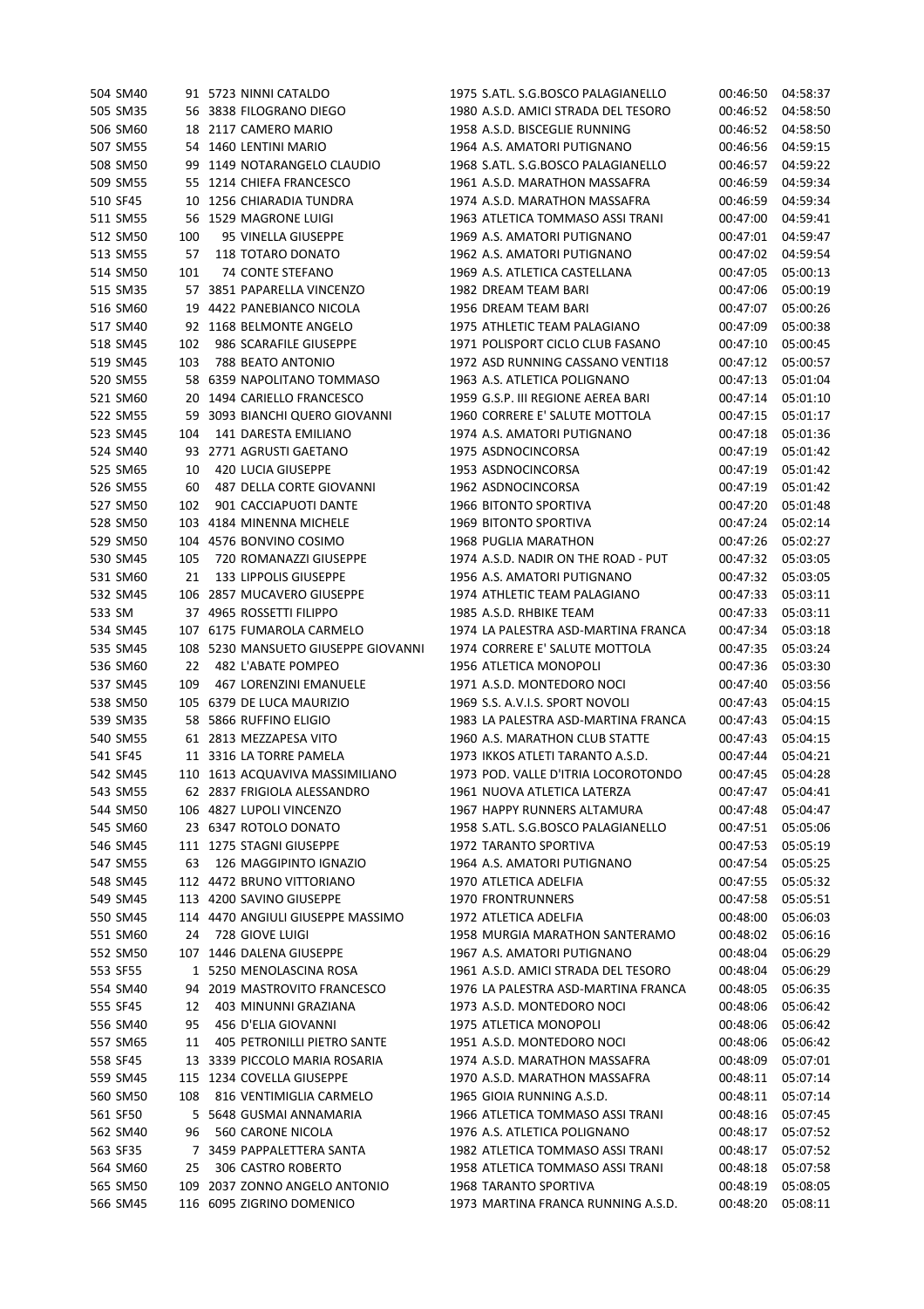| | | | | | | | | |
|---|---|---|---|---|---|---|---|---|
| 504 | SM40 | 91 | 5723 | NINNI CATALDO | 1975 | S.ATL. S.G.BOSCO PALAGIANELLO | 00:46:50 | 04:58:37 |
| 505 | SM35 | 56 | 3838 | FILOGRANO DIEGO | 1980 | A.S.D. AMICI STRADA DEL TESORO | 00:46:52 | 04:58:50 |
| 506 | SM60 | 18 | 2117 | CAMERO MARIO | 1958 | A.S.D. BISCEGLIE RUNNING | 00:46:52 | 04:58:50 |
| 507 | SM55 | 54 | 1460 | LENTINI MARIO | 1964 | A.S. AMATORI PUTIGNANO | 00:46:56 | 04:59:15 |
| 508 | SM50 | 99 | 1149 | NOTARANGELO CLAUDIO | 1968 | S.ATL. S.G.BOSCO PALAGIANELLO | 00:46:57 | 04:59:22 |
| 509 | SM55 | 55 | 1214 | CHIEFA FRANCESCO | 1961 | A.S.D. MARATHON MASSAFRA | 00:46:59 | 04:59:34 |
| 510 | SF45 | 10 | 1256 | CHIARADIA TUNDRA | 1974 | A.S.D. MARATHON MASSAFRA | 00:46:59 | 04:59:34 |
| 511 | SM55 | 56 | 1529 | MAGRONE LUIGI | 1963 | ATLETICA TOMMASO ASSI TRANI | 00:47:00 | 04:59:41 |
| 512 | SM50 | 100 | 95 | VINELLA GIUSEPPE | 1969 | A.S. AMATORI PUTIGNANO | 00:47:01 | 04:59:47 |
| 513 | SM55 | 57 | 118 | TOTARO DONATO | 1962 | A.S. AMATORI PUTIGNANO | 00:47:02 | 04:59:54 |
| 514 | SM50 | 101 | 74 | CONTE STEFANO | 1969 | A.S. ATLETICA CASTELLANA | 00:47:05 | 05:00:13 |
| 515 | SM35 | 57 | 3851 | PAPARELLA VINCENZO | 1982 | DREAM TEAM BARI | 00:47:06 | 05:00:19 |
| 516 | SM60 | 19 | 4422 | PANEBIANCO NICOLA | 1956 | DREAM TEAM BARI | 00:47:07 | 05:00:26 |
| 517 | SM40 | 92 | 1168 | BELMONTE ANGELO | 1975 | ATHLETIC TEAM PALAGIANO | 00:47:09 | 05:00:38 |
| 518 | SM45 | 102 | 986 | SCARAFILE GIUSEPPE | 1971 | POLISPORT CICLO CLUB FASANO | 00:47:10 | 05:00:45 |
| 519 | SM45 | 103 | 788 | BEATO ANTONIO | 1972 | ASD RUNNING CASSANO VENTI18 | 00:47:12 | 05:00:57 |
| 520 | SM55 | 58 | 6359 | NAPOLITANO TOMMASO | 1963 | A.S. ATLETICA POLIGNANO | 00:47:13 | 05:01:04 |
| 521 | SM60 | 20 | 1494 | CARIELLO FRANCESCO | 1959 | G.S.P. III REGIONE AEREA BARI | 00:47:14 | 05:01:10 |
| 522 | SM55 | 59 | 3093 | BIANCHI QUERO GIOVANNI | 1960 | CORRERE E' SALUTE MOTTOLA | 00:47:15 | 05:01:17 |
| 523 | SM45 | 104 | 141 | DARESTA EMILIANO | 1974 | A.S. AMATORI PUTIGNANO | 00:47:18 | 05:01:36 |
| 524 | SM40 | 93 | 2771 | AGRUSTI GAETANO | 1975 | ASDNOCINCORSA | 00:47:19 | 05:01:42 |
| 525 | SM65 | 10 | 420 | LUCIA GIUSEPPE | 1953 | ASDNOCINCORSA | 00:47:19 | 05:01:42 |
| 526 | SM55 | 60 | 487 | DELLA CORTE GIOVANNI | 1962 | ASDNOCINCORSA | 00:47:19 | 05:01:42 |
| 527 | SM50 | 102 | 901 | CACCIAPUOTI DANTE | 1966 | BITONTO SPORTIVA | 00:47:20 | 05:01:48 |
| 528 | SM50 | 103 | 4184 | MINENNA MICHELE | 1969 | BITONTO SPORTIVA | 00:47:24 | 05:02:14 |
| 529 | SM50 | 104 | 4576 | BONVINO COSIMO | 1968 | PUGLIA MARATHON | 00:47:26 | 05:02:27 |
| 530 | SM45 | 105 | 720 | ROMANAZZI GIUSEPPE | 1974 | A.S.D. NADIR ON THE ROAD - PUT | 00:47:32 | 05:03:05 |
| 531 | SM60 | 21 | 133 | LIPPOLIS GIUSEPPE | 1956 | A.S. AMATORI PUTIGNANO | 00:47:32 | 05:03:05 |
| 532 | SM45 | 106 | 2857 | MUCAVERO GIUSEPPE | 1974 | ATHLETIC TEAM PALAGIANO | 00:47:33 | 05:03:11 |
| 533 | SM | 37 | 4965 | ROSSETTI FILIPPO | 1985 | A.S.D. RHBIKE TEAM | 00:47:33 | 05:03:11 |
| 534 | SM45 | 107 | 6175 | FUMAROLA CARMELO | 1974 | LA PALESTRA ASD-MARTINA FRANCA | 00:47:34 | 05:03:18 |
| 535 | SM45 | 108 | 5230 | MANSUETO GIUSEPPE GIOVANNI | 1974 | CORRERE E' SALUTE MOTTOLA | 00:47:35 | 05:03:24 |
| 536 | SM60 | 22 | 482 | L'ABATE POMPEO | 1956 | ATLETICA MONOPOLI | 00:47:36 | 05:03:30 |
| 537 | SM45 | 109 | 467 | LORENZINI EMANUELE | 1971 | A.S.D. MONTEDORO NOCI | 00:47:40 | 05:03:56 |
| 538 | SM50 | 105 | 6379 | DE LUCA MAURIZIO | 1969 | S.S. A.V.I.S. SPORT NOVOLI | 00:47:43 | 05:04:15 |
| 539 | SM35 | 58 | 5866 | RUFFINO ELIGIO | 1983 | LA PALESTRA ASD-MARTINA FRANCA | 00:47:43 | 05:04:15 |
| 540 | SM55 | 61 | 2813 | MEZZAPESA VITO | 1960 | A.S. MARATHON CLUB STATTE | 00:47:43 | 05:04:15 |
| 541 | SF45 | 11 | 3316 | LA TORRE PAMELA | 1973 | IKKOS ATLETI TARANTO A.S.D. | 00:47:44 | 05:04:21 |
| 542 | SM45 | 110 | 1613 | ACQUAVIVA MASSIMILIANO | 1973 | POD. VALLE D'ITRIA LOCOROTONDO | 00:47:45 | 05:04:28 |
| 543 | SM55 | 62 | 2837 | FRIGIOLA ALESSANDRO | 1961 | NUOVA ATLETICA LATERZA | 00:47:47 | 05:04:41 |
| 544 | SM50 | 106 | 4827 | LUPOLI VINCENZO | 1967 | HAPPY RUNNERS ALTAMURA | 00:47:48 | 05:04:47 |
| 545 | SM60 | 23 | 6347 | ROTOLO DONATO | 1958 | S.ATL. S.G.BOSCO PALAGIANELLO | 00:47:51 | 05:05:06 |
| 546 | SM45 | 111 | 1275 | STAGNI GIUSEPPE | 1972 | TARANTO SPORTIVA | 00:47:53 | 05:05:19 |
| 547 | SM55 | 63 | 126 | MAGGIPINTO IGNAZIO | 1964 | A.S. AMATORI PUTIGNANO | 00:47:54 | 05:05:25 |
| 548 | SM45 | 112 | 4472 | BRUNO VITTORIANO | 1970 | ATLETICA ADELFIA | 00:47:55 | 05:05:32 |
| 549 | SM45 | 113 | 4200 | SAVINO GIUSEPPE | 1970 | FRONTRUNNERS | 00:47:58 | 05:05:51 |
| 550 | SM45 | 114 | 4470 | ANGIULI GIUSEPPE MASSIMO | 1972 | ATLETICA ADELFIA | 00:48:00 | 05:06:03 |
| 551 | SM60 | 24 | 728 | GIOVE LUIGI | 1958 | MURGIA MARATHON SANTERAMO | 00:48:02 | 05:06:16 |
| 552 | SM50 | 107 | 1446 | DALENA GIUSEPPE | 1967 | A.S. AMATORI PUTIGNANO | 00:48:04 | 05:06:29 |
| 553 | SF55 | 1 | 5250 | MENOLASCINA ROSA | 1961 | A.S.D. AMICI STRADA DEL TESORO | 00:48:04 | 05:06:29 |
| 554 | SM40 | 94 | 2019 | MASTROVITO FRANCESCO | 1976 | LA PALESTRA ASD-MARTINA FRANCA | 00:48:05 | 05:06:35 |
| 555 | SF45 | 12 | 403 | MINUNNI GRAZIANA | 1973 | A.S.D. MONTEDORO NOCI | 00:48:06 | 05:06:42 |
| 556 | SM40 | 95 | 456 | D'ELIA GIOVANNI | 1975 | ATLETICA MONOPOLI | 00:48:06 | 05:06:42 |
| 557 | SM65 | 11 | 405 | PETRONILLI PIETRO SANTE | 1951 | A.S.D. MONTEDORO NOCI | 00:48:06 | 05:06:42 |
| 558 | SF45 | 13 | 3339 | PICCOLO MARIA ROSARIA | 1974 | A.S.D. MARATHON MASSAFRA | 00:48:09 | 05:07:01 |
| 559 | SM45 | 115 | 1234 | COVELLA GIUSEPPE | 1970 | A.S.D. MARATHON MASSAFRA | 00:48:11 | 05:07:14 |
| 560 | SM50 | 108 | 816 | VENTIMIGLIA CARMELO | 1965 | GIOIA RUNNING A.S.D. | 00:48:11 | 05:07:14 |
| 561 | SF50 | 5 | 5648 | GUSMAI ANNAMARIA | 1966 | ATLETICA TOMMASO ASSI TRANI | 00:48:16 | 05:07:45 |
| 562 | SM40 | 96 | 560 | CARONE NICOLA | 1976 | A.S. ATLETICA POLIGNANO | 00:48:17 | 05:07:52 |
| 563 | SF35 | 7 | 3459 | PAPPALETTERA SANTA | 1982 | ATLETICA TOMMASO ASSI TRANI | 00:48:17 | 05:07:52 |
| 564 | SM60 | 25 | 306 | CASTRO ROBERTO | 1958 | ATLETICA TOMMASO ASSI TRANI | 00:48:18 | 05:07:58 |
| 565 | SM50 | 109 | 2037 | ZONNO ANGELO ANTONIO | 1968 | TARANTO SPORTIVA | 00:48:19 | 05:08:05 |
| 566 | SM45 | 116 | 6095 | ZIGRINO DOMENICO | 1973 | MARTINA FRANCA RUNNING A.S.D. | 00:48:20 | 05:08:11 |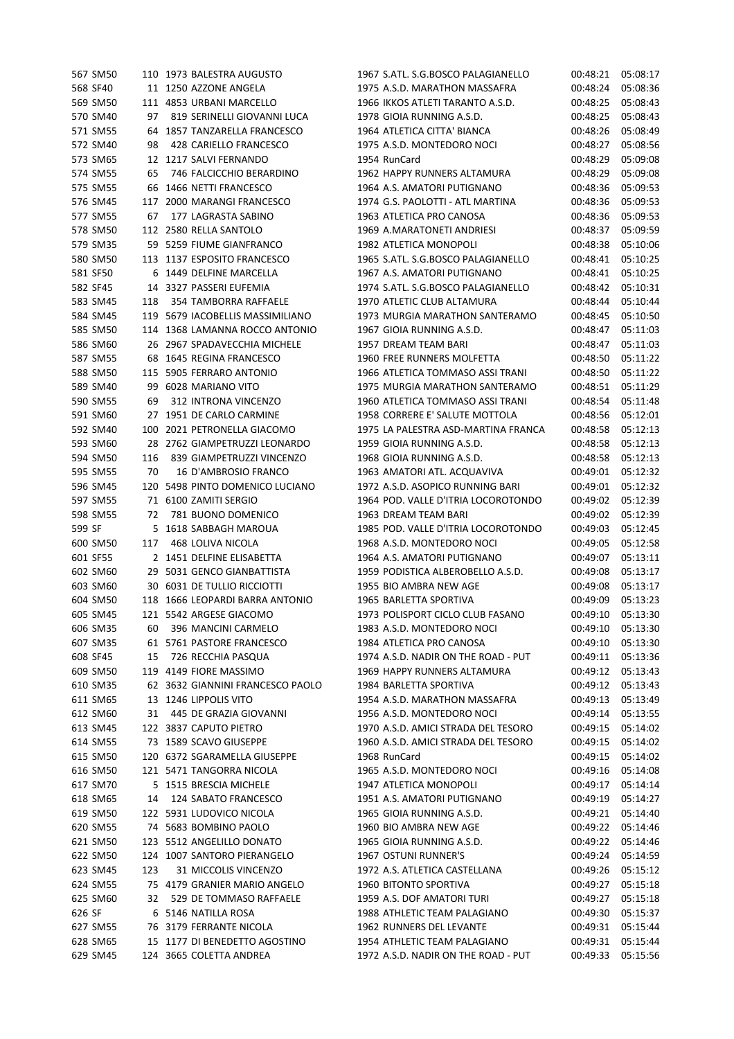| | | | | | | | | |
|---|---|---|---|---|---|---|---|---|
| 567 | SM50 | 110 | 1973 | BALESTRA AUGUSTO | 1967 | S.ATL. S.G.BOSCO PALAGIANELLO | 00:48:21 | 05:08:17 |
| 568 | SF40 | 11 | 1250 | AZZONE ANGELA | 1975 | A.S.D. MARATHON MASSAFRA | 00:48:24 | 05:08:36 |
| 569 | SM50 | 111 | 4853 | URBANI MARCELLO | 1966 | IKKOS ATLETI TARANTO A.S.D. | 00:48:25 | 05:08:43 |
| 570 | SM40 | 97 | 819 | SERINELLI GIOVANNI LUCA | 1978 | GIOIA RUNNING A.S.D. | 00:48:25 | 05:08:43 |
| 571 | SM55 | 64 | 1857 | TANZARELLA FRANCESCO | 1964 | ATLETICA CITTA' BIANCA | 00:48:26 | 05:08:49 |
| 572 | SM40 | 98 | 428 | CARIELLO FRANCESCO | 1975 | A.S.D. MONTEDORO NOCI | 00:48:27 | 05:08:56 |
| 573 | SM65 | 12 | 1217 | SALVI FERNANDO | 1954 | RunCard | 00:48:29 | 05:09:08 |
| 574 | SM55 | 65 | 746 | FALCICCHIO BERARDINO | 1962 | HAPPY RUNNERS ALTAMURA | 00:48:29 | 05:09:08 |
| 575 | SM55 | 66 | 1466 | NETTI FRANCESCO | 1964 | A.S. AMATORI PUTIGNANO | 00:48:36 | 05:09:53 |
| 576 | SM45 | 117 | 2000 | MARANGI FRANCESCO | 1974 | G.S. PAOLOTTI - ATL MARTINA | 00:48:36 | 05:09:53 |
| 577 | SM55 | 67 | 177 | LAGRASTA SABINO | 1963 | ATLETICA PRO CANOSA | 00:48:36 | 05:09:53 |
| 578 | SM50 | 112 | 2580 | RELLA SANTOLO | 1969 | A.MARATONETI ANDRIESI | 00:48:37 | 05:09:59 |
| 579 | SM35 | 59 | 5259 | FIUME GIANFRANCO | 1982 | ATLETICA MONOPOLI | 00:48:38 | 05:10:06 |
| 580 | SM50 | 113 | 1137 | ESPOSITO FRANCESCO | 1965 | S.ATL. S.G.BOSCO PALAGIANELLO | 00:48:41 | 05:10:25 |
| 581 | SF50 | 6 | 1449 | DELFINE MARCELLA | 1967 | A.S. AMATORI PUTIGNANO | 00:48:41 | 05:10:25 |
| 582 | SF45 | 14 | 3327 | PASSERI EUFEMIA | 1974 | S.ATL. S.G.BOSCO PALAGIANELLO | 00:48:42 | 05:10:31 |
| 583 | SM45 | 118 | 354 | TAMBORRA RAFFAELE | 1970 | ATLETIC CLUB ALTAMURA | 00:48:44 | 05:10:44 |
| 584 | SM45 | 119 | 5679 | IACOBELLIS MASSIMILIANO | 1973 | MURGIA MARATHON SANTERAMO | 00:48:45 | 05:10:50 |
| 585 | SM50 | 114 | 1368 | LAMANNA ROCCO ANTONIO | 1967 | GIOIA RUNNING A.S.D. | 00:48:47 | 05:11:03 |
| 586 | SM60 | 26 | 2967 | SPADAVECCHIA MICHELE | 1957 | DREAM TEAM BARI | 00:48:47 | 05:11:03 |
| 587 | SM55 | 68 | 1645 | REGINA FRANCESCO | 1960 | FREE RUNNERS MOLFETTA | 00:48:50 | 05:11:22 |
| 588 | SM50 | 115 | 5905 | FERRARO ANTONIO | 1966 | ATLETICA TOMMASO ASSI TRANI | 00:48:50 | 05:11:22 |
| 589 | SM40 | 99 | 6028 | MARIANO VITO | 1975 | MURGIA MARATHON SANTERAMO | 00:48:51 | 05:11:29 |
| 590 | SM55 | 69 | 312 | INTRONA VINCENZO | 1960 | ATLETICA TOMMASO ASSI TRANI | 00:48:54 | 05:11:48 |
| 591 | SM60 | 27 | 1951 | DE CARLO CARMINE | 1958 | CORRERE E' SALUTE MOTTOLA | 00:48:56 | 05:12:01 |
| 592 | SM40 | 100 | 2021 | PETRONELLA GIACOMO | 1975 | LA PALESTRA ASD-MARTINA FRANCA | 00:48:58 | 05:12:13 |
| 593 | SM60 | 28 | 2762 | GIAMPETRUZZI LEONARDO | 1959 | GIOIA RUNNING A.S.D. | 00:48:58 | 05:12:13 |
| 594 | SM50 | 116 | 839 | GIAMPETRUZZI VINCENZO | 1968 | GIOIA RUNNING A.S.D. | 00:48:58 | 05:12:13 |
| 595 | SM55 | 70 | 16 | D'AMBROSIO FRANCO | 1963 | AMATORI ATL. ACQUAVIVA | 00:49:01 | 05:12:32 |
| 596 | SM45 | 120 | 5498 | PINTO DOMENICO LUCIANO | 1972 | A.S.D. ASOPICO RUNNING BARI | 00:49:01 | 05:12:32 |
| 597 | SM55 | 71 | 6100 | ZAMITI SERGIO | 1964 | POD. VALLE D'ITRIA LOCOROTONDO | 00:49:02 | 05:12:39 |
| 598 | SM55 | 72 | 781 | BUONO DOMENICO | 1963 | DREAM TEAM BARI | 00:49:02 | 05:12:39 |
| 599 | SF | 5 | 1618 | SABBAGH MAROUA | 1985 | POD. VALLE D'ITRIA LOCOROTONDO | 00:49:03 | 05:12:45 |
| 600 | SM50 | 117 | 468 | LOLIVA NICOLA | 1968 | A.S.D. MONTEDORO NOCI | 00:49:05 | 05:12:58 |
| 601 | SF55 | 2 | 1451 | DELFINE ELISABETTA | 1964 | A.S. AMATORI PUTIGNANO | 00:49:07 | 05:13:11 |
| 602 | SM60 | 29 | 5031 | GENCO GIANBATTISTA | 1959 | PODISTICA ALBEROBELLO A.S.D. | 00:49:08 | 05:13:17 |
| 603 | SM60 | 30 | 6031 | DE TULLIO RICCIOTTI | 1955 | BIO AMBRA NEW AGE | 00:49:08 | 05:13:17 |
| 604 | SM50 | 118 | 1666 | LEOPARDI BARRA ANTONIO | 1965 | BARLETTA SPORTIVA | 00:49:09 | 05:13:23 |
| 605 | SM45 | 121 | 5542 | ARGESE GIACOMO | 1973 | POLISPORT CICLO CLUB FASANO | 00:49:10 | 05:13:30 |
| 606 | SM35 | 60 | 396 | MANCINI CARMELO | 1983 | A.S.D. MONTEDORO NOCI | 00:49:10 | 05:13:30 |
| 607 | SM35 | 61 | 5761 | PASTORE FRANCESCO | 1984 | ATLETICA PRO CANOSA | 00:49:10 | 05:13:30 |
| 608 | SF45 | 15 | 726 | RECCHIA PASQUA | 1974 | A.S.D. NADIR ON THE ROAD - PUT | 00:49:11 | 05:13:36 |
| 609 | SM50 | 119 | 4149 | FIORE MASSIMO | 1969 | HAPPY RUNNERS ALTAMURA | 00:49:12 | 05:13:43 |
| 610 | SM35 | 62 | 3632 | GIANNINI FRANCESCO PAOLO | 1984 | BARLETTA SPORTIVA | 00:49:12 | 05:13:43 |
| 611 | SM65 | 13 | 1246 | LIPPOLIS VITO | 1954 | A.S.D. MARATHON MASSAFRA | 00:49:13 | 05:13:49 |
| 612 | SM60 | 31 | 445 | DE GRAZIA GIOVANNI | 1956 | A.S.D. MONTEDORO NOCI | 00:49:14 | 05:13:55 |
| 613 | SM45 | 122 | 3837 | CAPUTO PIETRO | 1970 | A.S.D. AMICI STRADA DEL TESORO | 00:49:15 | 05:14:02 |
| 614 | SM55 | 73 | 1589 | SCAVO GIUSEPPE | 1960 | A.S.D. AMICI STRADA DEL TESORO | 00:49:15 | 05:14:02 |
| 615 | SM50 | 120 | 6372 | SGARAMELLA GIUSEPPE | 1968 | RunCard | 00:49:15 | 05:14:02 |
| 616 | SM50 | 121 | 5471 | TANGORRA NICOLA | 1965 | A.S.D. MONTEDORO NOCI | 00:49:16 | 05:14:08 |
| 617 | SM70 | 5 | 1515 | BRESCIA MICHELE | 1947 | ATLETICA MONOPOLI | 00:49:17 | 05:14:14 |
| 618 | SM65 | 14 | 124 | SABATO FRANCESCO | 1951 | A.S. AMATORI PUTIGNANO | 00:49:19 | 05:14:27 |
| 619 | SM50 | 122 | 5931 | LUDOVICO NICOLA | 1965 | GIOIA RUNNING A.S.D. | 00:49:21 | 05:14:40 |
| 620 | SM55 | 74 | 5683 | BOMBINO PAOLO | 1960 | BIO AMBRA NEW AGE | 00:49:22 | 05:14:46 |
| 621 | SM50 | 123 | 5512 | ANGELILLO DONATO | 1965 | GIOIA RUNNING A.S.D. | 00:49:22 | 05:14:46 |
| 622 | SM50 | 124 | 1007 | SANTORO PIERANGELO | 1967 | OSTUNI RUNNER'S | 00:49:24 | 05:14:59 |
| 623 | SM45 | 123 | 31 | MICCOLIS VINCENZO | 1972 | A.S. ATLETICA CASTELLANA | 00:49:26 | 05:15:12 |
| 624 | SM55 | 75 | 4179 | GRANIER MARIO ANGELO | 1960 | BITONTO SPORTIVA | 00:49:27 | 05:15:18 |
| 625 | SM60 | 32 | 529 | DE TOMMASO RAFFAELE | 1959 | A.S. DOF AMATORI TURI | 00:49:27 | 05:15:18 |
| 626 | SF | 6 | 5146 | NATILLA ROSA | 1988 | ATHLETIC TEAM PALAGIANO | 00:49:30 | 05:15:37 |
| 627 | SM55 | 76 | 3179 | FERRANTE NICOLA | 1962 | RUNNERS DEL LEVANTE | 00:49:31 | 05:15:44 |
| 628 | SM65 | 15 | 1177 | DI BENEDETTO AGOSTINO | 1954 | ATHLETIC TEAM PALAGIANO | 00:49:31 | 05:15:44 |
| 629 | SM45 | 124 | 3665 | COLETTA ANDREA | 1972 | A.S.D. NADIR ON THE ROAD - PUT | 00:49:33 | 05:15:56 |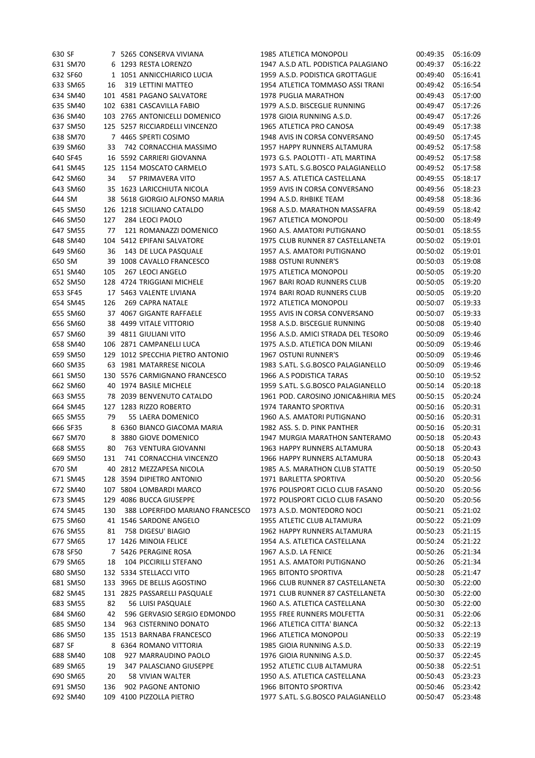| | | | | | | | |
|---|---|---|---|---|---|---|---|
| 630 | SF | 7 | 5265 | CONSERVA VIVIANA | 1985 ATLETICA MONOPOLI | 00:49:35 | 05:16:09 |
| 631 | SM70 | 6 | 1293 | RESTA LORENZO | 1947 A.S.D ATL. PODISTICA PALAGIANO | 00:49:37 | 05:16:22 |
| 632 | SF60 | 1 | 1051 | ANNICCHIARICO LUCIA | 1959 A.S.D. PODISTICA GROTTAGLIE | 00:49:40 | 05:16:41 |
| 633 | SM65 | 16 | 319 | LETTINI MATTEO | 1954 ATLETICA TOMMASO ASSI TRANI | 00:49:42 | 05:16:54 |
| 634 | SM40 | 101 | 4581 | PAGANO SALVATORE | 1978 PUGLIA MARATHON | 00:49:43 | 05:17:00 |
| 635 | SM40 | 102 | 6381 | CASCAVILLA FABIO | 1979 A.S.D. BISCEGLIE RUNNING | 00:49:47 | 05:17:26 |
| 636 | SM40 | 103 | 2765 | ANTONICELLI DOMENICO | 1978 GIOIA RUNNING A.S.D. | 00:49:47 | 05:17:26 |
| 637 | SM50 | 125 | 5257 | RICCIARDELLI VINCENZO | 1965 ATLETICA PRO CANOSA | 00:49:49 | 05:17:38 |
| 638 | SM70 | 7 | 4465 | SPERTI COSIMO | 1948 AVIS IN CORSA CONVERSANO | 00:49:50 | 05:17:45 |
| 639 | SM60 | 33 | 742 | CORNACCHIA MASSIMO | 1957 HAPPY RUNNERS ALTAMURA | 00:49:52 | 05:17:58 |
| 640 | SF45 | 16 | 5592 | CARRIERI GIOVANNA | 1973 G.S. PAOLOTTI - ATL MARTINA | 00:49:52 | 05:17:58 |
| 641 | SM45 | 125 | 1154 | MOSCATO CARMELO | 1973 S.ATL. S.G.BOSCO PALAGIANELLO | 00:49:52 | 05:17:58 |
| 642 | SM60 | 34 | 57 | PRIMAVERA VITO | 1957 A.S. ATLETICA CASTELLANA | 00:49:55 | 05:18:17 |
| 643 | SM60 | 35 | 1623 | LARICCHIUTA NICOLA | 1959 AVIS IN CORSA CONVERSANO | 00:49:56 | 05:18:23 |
| 644 | SM | 38 | 5618 | GIORGIO ALFONSO MARIA | 1994 A.S.D. RHBIKE TEAM | 00:49:58 | 05:18:36 |
| 645 | SM50 | 126 | 1218 | SICILIANO CATALDO | 1968 A.S.D. MARATHON MASSAFRA | 00:49:59 | 05:18:42 |
| 646 | SM50 | 127 | 284 | LEOCI PAOLO | 1967 ATLETICA MONOPOLI | 00:50:00 | 05:18:49 |
| 647 | SM55 | 77 | 121 | ROMANAZZI DOMENICO | 1960 A.S. AMATORI PUTIGNANO | 00:50:01 | 05:18:55 |
| 648 | SM40 | 104 | 5412 | EPIFANI SALVATORE | 1975 CLUB RUNNER 87 CASTELLANETA | 00:50:02 | 05:19:01 |
| 649 | SM60 | 36 | 143 | DE LUCA PASQUALE | 1957 A.S. AMATORI PUTIGNANO | 00:50:02 | 05:19:01 |
| 650 | SM | 39 | 1008 | CAVALLO FRANCESCO | 1988 OSTUNI RUNNER'S | 00:50:03 | 05:19:08 |
| 651 | SM40 | 105 | 267 | LEOCI ANGELO | 1975 ATLETICA MONOPOLI | 00:50:05 | 05:19:20 |
| 652 | SM50 | 128 | 4724 | TRIGGIANI MICHELE | 1967 BARI ROAD RUNNERS CLUB | 00:50:05 | 05:19:20 |
| 653 | SF45 | 17 | 5463 | VALENTE LIVIANA | 1974 BARI ROAD RUNNERS CLUB | 00:50:05 | 05:19:20 |
| 654 | SM45 | 126 | 269 | CAPRA NATALE | 1972 ATLETICA MONOPOLI | 00:50:07 | 05:19:33 |
| 655 | SM60 | 37 | 4067 | GIGANTE RAFFAELE | 1955 AVIS IN CORSA CONVERSANO | 00:50:07 | 05:19:33 |
| 656 | SM60 | 38 | 4499 | VITALE VITTORIO | 1958 A.S.D. BISCEGLIE RUNNING | 00:50:08 | 05:19:40 |
| 657 | SM60 | 39 | 4811 | GIULIANI VITO | 1956 A.S.D. AMICI STRADA DEL TESORO | 00:50:09 | 05:19:46 |
| 658 | SM40 | 106 | 2871 | CAMPANELLI LUCA | 1975 A.S.D. ATLETICA DON MILANI | 00:50:09 | 05:19:46 |
| 659 | SM50 | 129 | 1012 | SPECCHIA PIETRO ANTONIO | 1967 OSTUNI RUNNER'S | 00:50:09 | 05:19:46 |
| 660 | SM35 | 63 | 1981 | MATARRESE NICOLA | 1983 S.ATL. S.G.BOSCO PALAGIANELLO | 00:50:09 | 05:19:46 |
| 661 | SM50 | 130 | 5576 | CARMIGNANO FRANCESCO | 1966 A.S PODISTICA TARAS | 00:50:10 | 05:19:52 |
| 662 | SM60 | 40 | 1974 | BASILE MICHELE | 1959 S.ATL. S.G.BOSCO PALAGIANELLO | 00:50:14 | 05:20:18 |
| 663 | SM55 | 78 | 2039 | BENVENUTO CATALDO | 1961 POD. CAROSINO JONICA&HIRIA MES | 00:50:15 | 05:20:24 |
| 664 | SM45 | 127 | 1283 | RIZZO ROBERTO | 1974 TARANTO SPORTIVA | 00:50:16 | 05:20:31 |
| 665 | SM55 | 79 | 55 | LAERA DOMENICO | 1960 A.S. AMATORI PUTIGNANO | 00:50:16 | 05:20:31 |
| 666 | SF35 | 8 | 6360 | BIANCO GIACOMA MARIA | 1982 ASS. S. D. PINK PANTHER | 00:50:16 | 05:20:31 |
| 667 | SM70 | 8 | 3880 | GIOVE DOMENICO | 1947 MURGIA MARATHON SANTERAMO | 00:50:18 | 05:20:43 |
| 668 | SM55 | 80 | 763 | VENTURA GIOVANNI | 1963 HAPPY RUNNERS ALTAMURA | 00:50:18 | 05:20:43 |
| 669 | SM50 | 131 | 741 | CORNACCHIA VINCENZO | 1966 HAPPY RUNNERS ALTAMURA | 00:50:18 | 05:20:43 |
| 670 | SM | 40 | 2812 | MEZZAPESA NICOLA | 1985 A.S. MARATHON CLUB STATTE | 00:50:19 | 05:20:50 |
| 671 | SM45 | 128 | 3594 | DIPIETRO ANTONIO | 1971 BARLETTA SPORTIVA | 00:50:20 | 05:20:56 |
| 672 | SM40 | 107 | 5804 | LOMBARDI MARCO | 1976 POLISPORT CICLO CLUB FASANO | 00:50:20 | 05:20:56 |
| 673 | SM45 | 129 | 4086 | BUCCA GIUSEPPE | 1972 POLISPORT CICLO CLUB FASANO | 00:50:20 | 05:20:56 |
| 674 | SM45 | 130 | 388 | LOPERFIDO MARIANO FRANCESCO | 1973 A.S.D. MONTEDORO NOCI | 00:50:21 | 05:21:02 |
| 675 | SM60 | 41 | 1546 | SARDONE ANGELO | 1955 ATLETIC CLUB ALTAMURA | 00:50:22 | 05:21:09 |
| 676 | SM55 | 81 | 758 | DIGESU' BIAGIO | 1962 HAPPY RUNNERS ALTAMURA | 00:50:23 | 05:21:15 |
| 677 | SM65 | 17 | 1426 | MINOIA FELICE | 1954 A.S. ATLETICA CASTELLANA | 00:50:24 | 05:21:22 |
| 678 | SF50 | 7 | 5426 | PERAGINE ROSA | 1967 A.S.D. LA FENICE | 00:50:26 | 05:21:34 |
| 679 | SM65 | 18 | 104 | PICCIRILLI STEFANO | 1951 A.S. AMATORI PUTIGNANO | 00:50:26 | 05:21:34 |
| 680 | SM50 | 132 | 5334 | STELLACCI VITO | 1965 BITONTO SPORTIVA | 00:50:28 | 05:21:47 |
| 681 | SM50 | 133 | 3965 | DE BELLIS AGOSTINO | 1966 CLUB RUNNER 87 CASTELLANETA | 00:50:30 | 05:22:00 |
| 682 | SM45 | 131 | 2825 | PASSARELLI PASQUALE | 1971 CLUB RUNNER 87 CASTELLANETA | 00:50:30 | 05:22:00 |
| 683 | SM55 | 82 | 56 | LUISI PASQUALE | 1960 A.S. ATLETICA CASTELLANA | 00:50:30 | 05:22:00 |
| 684 | SM60 | 42 | 596 | GERVASIO SERGIO EDMONDO | 1955 FREE RUNNERS MOLFETTA | 00:50:31 | 05:22:06 |
| 685 | SM50 | 134 | 963 | CISTERNINO DONATO | 1966 ATLETICA CITTA' BIANCA | 00:50:32 | 05:22:13 |
| 686 | SM50 | 135 | 1513 | BARNABA FRANCESCO | 1966 ATLETICA MONOPOLI | 00:50:33 | 05:22:19 |
| 687 | SF | 8 | 6364 | ROMANO VITTORIA | 1985 GIOIA RUNNING A.S.D. | 00:50:33 | 05:22:19 |
| 688 | SM40 | 108 | 927 | MARRAUDINO PAOLO | 1976 GIOIA RUNNING A.S.D. | 00:50:37 | 05:22:45 |
| 689 | SM65 | 19 | 347 | PALASCIANO GIUSEPPE | 1952 ATLETIC CLUB ALTAMURA | 00:50:38 | 05:22:51 |
| 690 | SM65 | 20 | 58 | VIVIAN WALTER | 1950 A.S. ATLETICA CASTELLANA | 00:50:43 | 05:23:23 |
| 691 | SM50 | 136 | 902 | PAGONE ANTONIO | 1966 BITONTO SPORTIVA | 00:50:46 | 05:23:42 |
| 692 | SM40 | 109 | 4100 | PIZZOLLA PIETRO | 1977 S.ATL. S.G.BOSCO PALAGIANELLO | 00:50:47 | 05:23:48 |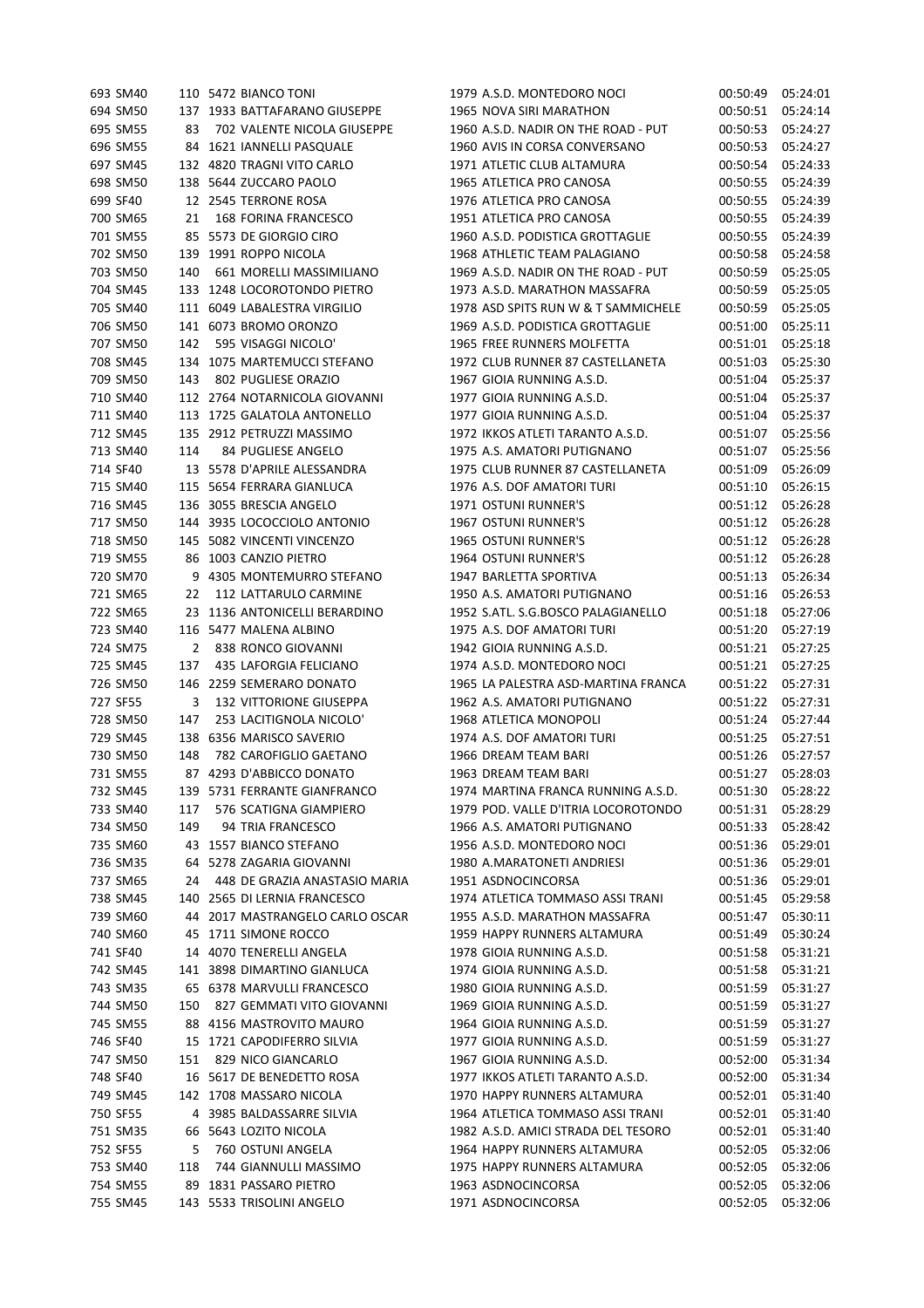| | | | | | | | | |
|---|---|---|---|---|---|---|---|---|
| 693 | SM40 | 110 | 5472 | BIANCO TONI | 1979 | A.S.D. MONTEDORO NOCI | 00:50:49 | 05:24:01 |
| 694 | SM50 | 137 | 1933 | BATTAFARANO GIUSEPPE | 1965 | NOVA SIRI MARATHON | 00:50:51 | 05:24:14 |
| 695 | SM55 | 83 | 702 | VALENTE NICOLA GIUSEPPE | 1960 | A.S.D. NADIR ON THE ROAD - PUT | 00:50:53 | 05:24:27 |
| 696 | SM55 | 84 | 1621 | IANNELLI PASQUALE | 1960 | AVIS IN CORSA CONVERSANO | 00:50:53 | 05:24:27 |
| 697 | SM45 | 132 | 4820 | TRAGNI VITO CARLO | 1971 | ATLETIC CLUB ALTAMURA | 00:50:54 | 05:24:33 |
| 698 | SM50 | 138 | 5644 | ZUCCARO PAOLO | 1965 | ATLETICA PRO CANOSA | 00:50:55 | 05:24:39 |
| 699 | SF40 | 12 | 2545 | TERRONE ROSA | 1976 | ATLETICA PRO CANOSA | 00:50:55 | 05:24:39 |
| 700 | SM65 | 21 | 168 | FORINA FRANCESCO | 1951 | ATLETICA PRO CANOSA | 00:50:55 | 05:24:39 |
| 701 | SM55 | 85 | 5573 | DE GIORGIO CIRO | 1960 | A.S.D. PODISTICA GROTTAGLIE | 00:50:55 | 05:24:39 |
| 702 | SM50 | 139 | 1991 | ROPPO NICOLA | 1968 | ATHLETIC TEAM PALAGIANO | 00:50:58 | 05:24:58 |
| 703 | SM50 | 140 | 661 | MORELLI MASSIMILIANO | 1969 | A.S.D. NADIR ON THE ROAD - PUT | 00:50:59 | 05:25:05 |
| 704 | SM45 | 133 | 1248 | LOCOROTONDO PIETRO | 1973 | A.S.D. MARATHON MASSAFRA | 00:50:59 | 05:25:05 |
| 705 | SM40 | 111 | 6049 | LABALESTRA VIRGILIO | 1978 | ASD SPITS RUN W & T SAMMICHELE | 00:50:59 | 05:25:05 |
| 706 | SM50 | 141 | 6073 | BROMO ORONZO | 1969 | A.S.D. PODISTICA GROTTAGLIE | 00:51:00 | 05:25:11 |
| 707 | SM50 | 142 | 595 | VISAGGI NICOLO' | 1965 | FREE RUNNERS MOLFETTA | 00:51:01 | 05:25:18 |
| 708 | SM45 | 134 | 1075 | MARTEMUCCI STEFANO | 1972 | CLUB RUNNER 87 CASTELLANETA | 00:51:03 | 05:25:30 |
| 709 | SM50 | 143 | 802 | PUGLIESE ORAZIO | 1967 | GIOIA RUNNING A.S.D. | 00:51:04 | 05:25:37 |
| 710 | SM40 | 112 | 2764 | NOTARNICOLA GIOVANNI | 1977 | GIOIA RUNNING A.S.D. | 00:51:04 | 05:25:37 |
| 711 | SM40 | 113 | 1725 | GALATOLA ANTONELLO | 1977 | GIOIA RUNNING A.S.D. | 00:51:04 | 05:25:37 |
| 712 | SM45 | 135 | 2912 | PETRUZZI MASSIMO | 1972 | IKKOS ATLETI TARANTO A.S.D. | 00:51:07 | 05:25:56 |
| 713 | SM40 | 114 | 84 | PUGLIESE ANGELO | 1975 | A.S. AMATORI PUTIGNANO | 00:51:07 | 05:25:56 |
| 714 | SF40 | 13 | 5578 | D'APRILE ALESSANDRA | 1975 | CLUB RUNNER 87 CASTELLANETA | 00:51:09 | 05:26:09 |
| 715 | SM40 | 115 | 5654 | FERRARA GIANLUCA | 1976 | A.S. DOF AMATORI TURI | 00:51:10 | 05:26:15 |
| 716 | SM45 | 136 | 3055 | BRESCIA ANGELO | 1971 | OSTUNI RUNNER'S | 00:51:12 | 05:26:28 |
| 717 | SM50 | 144 | 3935 | LOCOCCIOLO ANTONIO | 1967 | OSTUNI RUNNER'S | 00:51:12 | 05:26:28 |
| 718 | SM50 | 145 | 5082 | VINCENTI VINCENZO | 1965 | OSTUNI RUNNER'S | 00:51:12 | 05:26:28 |
| 719 | SM55 | 86 | 1003 | CANZIO PIETRO | 1964 | OSTUNI RUNNER'S | 00:51:12 | 05:26:28 |
| 720 | SM70 | 9 | 4305 | MONTEMURRO STEFANO | 1947 | BARLETTA SPORTIVA | 00:51:13 | 05:26:34 |
| 721 | SM65 | 22 | 112 | LATTARULO CARMINE | 1950 | A.S. AMATORI PUTIGNANO | 00:51:16 | 05:26:53 |
| 722 | SM65 | 23 | 1136 | ANTONICELLI BERARDINO | 1952 | S.ATL. S.G.BOSCO PALAGIANELLO | 00:51:18 | 05:27:06 |
| 723 | SM40 | 116 | 5477 | MALENA ALBINO | 1975 | A.S. DOF AMATORI TURI | 00:51:20 | 05:27:19 |
| 724 | SM75 | 2 | 838 | RONCO GIOVANNI | 1942 | GIOIA RUNNING A.S.D. | 00:51:21 | 05:27:25 |
| 725 | SM45 | 137 | 435 | LAFORGIA FELICIANO | 1974 | A.S.D. MONTEDORO NOCI | 00:51:21 | 05:27:25 |
| 726 | SM50 | 146 | 2259 | SEMERARO DONATO | 1965 | LA PALESTRA ASD-MARTINA FRANCA | 00:51:22 | 05:27:31 |
| 727 | SF55 | 3 | 132 | VITTORIONE GIUSEPPA | 1962 | A.S. AMATORI PUTIGNANO | 00:51:22 | 05:27:31 |
| 728 | SM50 | 147 | 253 | LACITIGNOLA NICOLO' | 1968 | ATLETICA MONOPOLI | 00:51:24 | 05:27:44 |
| 729 | SM45 | 138 | 6356 | MARISCO SAVERIO | 1974 | A.S. DOF AMATORI TURI | 00:51:25 | 05:27:51 |
| 730 | SM50 | 148 | 782 | CAROFIGLIO GAETANO | 1966 | DREAM TEAM BARI | 00:51:26 | 05:27:57 |
| 731 | SM55 | 87 | 4293 | D'ABBICCO DONATO | 1963 | DREAM TEAM BARI | 00:51:27 | 05:28:03 |
| 732 | SM45 | 139 | 5731 | FERRANTE GIANFRANCO | 1974 | MARTINA FRANCA RUNNING A.S.D. | 00:51:30 | 05:28:22 |
| 733 | SM40 | 117 | 576 | SCATIGNA GIAMPIERO | 1979 | POD. VALLE D'ITRIA LOCOROTONDO | 00:51:31 | 05:28:29 |
| 734 | SM50 | 149 | 94 | TRIA FRANCESCO | 1966 | A.S. AMATORI PUTIGNANO | 00:51:33 | 05:28:42 |
| 735 | SM60 | 43 | 1557 | BIANCO STEFANO | 1956 | A.S.D. MONTEDORO NOCI | 00:51:36 | 05:29:01 |
| 736 | SM35 | 64 | 5278 | ZAGARIA GIOVANNI | 1980 | A.MARATONETI ANDRIESI | 00:51:36 | 05:29:01 |
| 737 | SM65 | 24 | 448 | DE GRAZIA ANASTASIO MARIA | 1951 | ASDNOCINCORSA | 00:51:36 | 05:29:01 |
| 738 | SM45 | 140 | 2565 | DI LERNIA FRANCESCO | 1974 | ATLETICA TOMMASO ASSI TRANI | 00:51:45 | 05:29:58 |
| 739 | SM60 | 44 | 2017 | MASTRANGELO CARLO OSCAR | 1955 | A.S.D. MARATHON MASSAFRA | 00:51:47 | 05:30:11 |
| 740 | SM60 | 45 | 1711 | SIMONE ROCCO | 1959 | HAPPY RUNNERS ALTAMURA | 00:51:49 | 05:30:24 |
| 741 | SF40 | 14 | 4070 | TENERELLI ANGELA | 1978 | GIOIA RUNNING A.S.D. | 00:51:58 | 05:31:21 |
| 742 | SM45 | 141 | 3898 | DIMARTINO GIANLUCA | 1974 | GIOIA RUNNING A.S.D. | 00:51:58 | 05:31:21 |
| 743 | SM35 | 65 | 6378 | MARVULLI FRANCESCO | 1980 | GIOIA RUNNING A.S.D. | 00:51:59 | 05:31:27 |
| 744 | SM50 | 150 | 827 | GEMMATI VITO GIOVANNI | 1969 | GIOIA RUNNING A.S.D. | 00:51:59 | 05:31:27 |
| 745 | SM55 | 88 | 4156 | MASTROVITO MAURO | 1964 | GIOIA RUNNING A.S.D. | 00:51:59 | 05:31:27 |
| 746 | SF40 | 15 | 1721 | CAPODIFERRO SILVIA | 1977 | GIOIA RUNNING A.S.D. | 00:51:59 | 05:31:27 |
| 747 | SM50 | 151 | 829 | NICO GIANCARLO | 1967 | GIOIA RUNNING A.S.D. | 00:52:00 | 05:31:34 |
| 748 | SF40 | 16 | 5617 | DE BENEDETTO ROSA | 1977 | IKKOS ATLETI TARANTO A.S.D. | 00:52:00 | 05:31:34 |
| 749 | SM45 | 142 | 1708 | MASSARO NICOLA | 1970 | HAPPY RUNNERS ALTAMURA | 00:52:01 | 05:31:40 |
| 750 | SF55 | 4 | 3985 | BALDASSARRE SILVIA | 1964 | ATLETICA TOMMASO ASSI TRANI | 00:52:01 | 05:31:40 |
| 751 | SM35 | 66 | 5643 | LOZITO NICOLA | 1982 | A.S.D. AMICI STRADA DEL TESORO | 00:52:01 | 05:31:40 |
| 752 | SF55 | 5 | 760 | OSTUNI ANGELA | 1964 | HAPPY RUNNERS ALTAMURA | 00:52:05 | 05:32:06 |
| 753 | SM40 | 118 | 744 | GIANNULLI MASSIMO | 1975 | HAPPY RUNNERS ALTAMURA | 00:52:05 | 05:32:06 |
| 754 | SM55 | 89 | 1831 | PASSARO PIETRO | 1963 | ASDNOCINCORSA | 00:52:05 | 05:32:06 |
| 755 | SM45 | 143 | 5533 | TRISOLINI ANGELO | 1971 | ASDNOCINCORSA | 00:52:05 | 05:32:06 |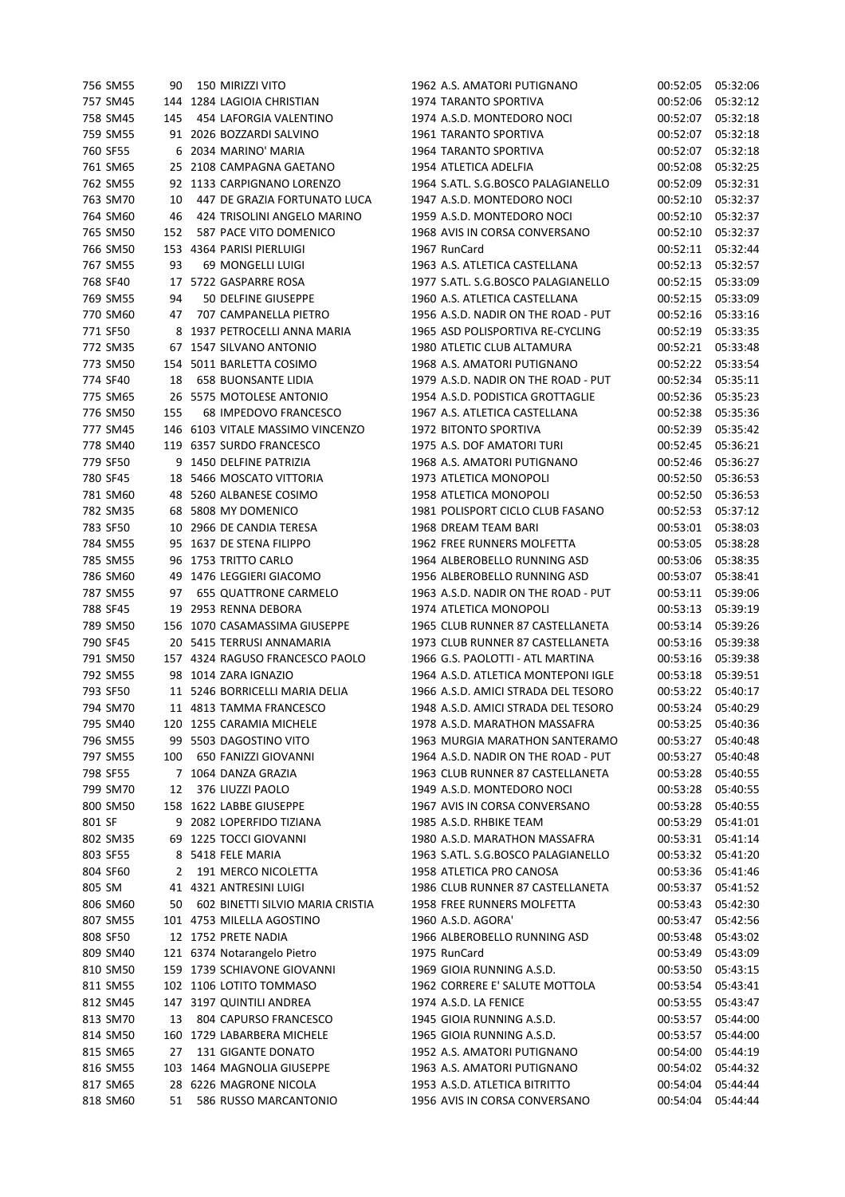| | | | | | | | |
|---|---|---|---|---|---|---|---|
| 756 | SM55 | 90 | 150 | MIRIZZI VITO | 1962 A.S. AMATORI PUTIGNANO | 00:52:05 | 05:32:06 |
| 757 | SM45 | 144 | 1284 | LAGIOIA CHRISTIAN | 1974 TARANTO SPORTIVA | 00:52:06 | 05:32:12 |
| 758 | SM45 | 145 | 454 | LAFORGIA VALENTINO | 1974 A.S.D. MONTEDORO NOCI | 00:52:07 | 05:32:18 |
| 759 | SM55 | 91 | 2026 | BOZZARDI SALVINO | 1961 TARANTO SPORTIVA | 00:52:07 | 05:32:18 |
| 760 | SF55 | 6 | 2034 | MARINO' MARIA | 1964 TARANTO SPORTIVA | 00:52:07 | 05:32:18 |
| 761 | SM65 | 25 | 2108 | CAMPAGNA GAETANO | 1954 ATLETICA ADELFIA | 00:52:08 | 05:32:25 |
| 762 | SM55 | 92 | 1133 | CARPIGNANO LORENZO | 1964 S.ATL. S.G.BOSCO PALAGIANELLO | 00:52:09 | 05:32:31 |
| 763 | SM70 | 10 | 447 | DE GRAZIA FORTUNATO LUCA | 1947 A.S.D. MONTEDORO NOCI | 00:52:10 | 05:32:37 |
| 764 | SM60 | 46 | 424 | TRISOLINI ANGELO MARINO | 1959 A.S.D. MONTEDORO NOCI | 00:52:10 | 05:32:37 |
| 765 | SM50 | 152 | 587 | PACE VITO DOMENICO | 1968 AVIS IN CORSA CONVERSANO | 00:52:10 | 05:32:37 |
| 766 | SM50 | 153 | 4364 | PARISI PIERLUIGI | 1967 RunCard | 00:52:11 | 05:32:44 |
| 767 | SM55 | 93 | 69 | MONGELLI LUIGI | 1963 A.S. ATLETICA CASTELLANA | 00:52:13 | 05:32:57 |
| 768 | SF40 | 17 | 5722 | GASPARRE ROSA | 1977 S.ATL. S.G.BOSCO PALAGIANELLO | 00:52:15 | 05:33:09 |
| 769 | SM55 | 94 | 50 | DELFINE GIUSEPPE | 1960 A.S. ATLETICA CASTELLANA | 00:52:15 | 05:33:09 |
| 770 | SM60 | 47 | 707 | CAMPANELLA PIETRO | 1956 A.S.D. NADIR ON THE ROAD - PUT | 00:52:16 | 05:33:16 |
| 771 | SF50 | 8 | 1937 | PETROCELLI ANNA MARIA | 1965 ASD POLISPORTIVA RE-CYCLING | 00:52:19 | 05:33:35 |
| 772 | SM35 | 67 | 1547 | SILVANO ANTONIO | 1980 ATLETIC CLUB ALTAMURA | 00:52:21 | 05:33:48 |
| 773 | SM50 | 154 | 5011 | BARLETTA COSIMO | 1968 A.S. AMATORI PUTIGNANO | 00:52:22 | 05:33:54 |
| 774 | SF40 | 18 | 658 | BUONSANTE LIDIA | 1979 A.S.D. NADIR ON THE ROAD - PUT | 00:52:34 | 05:35:11 |
| 775 | SM65 | 26 | 5575 | MOTOLESE ANTONIO | 1954 A.S.D. PODISTICA GROTTAGLIE | 00:52:36 | 05:35:23 |
| 776 | SM50 | 155 | 68 | IMPEDOVO FRANCESCO | 1967 A.S. ATLETICA CASTELLANA | 00:52:38 | 05:35:36 |
| 777 | SM45 | 146 | 6103 | VITALE MASSIMO VINCENZO | 1972 BITONTO SPORTIVA | 00:52:39 | 05:35:42 |
| 778 | SM40 | 119 | 6357 | SURDO FRANCESCO | 1975 A.S. DOF AMATORI TURI | 00:52:45 | 05:36:21 |
| 779 | SF50 | 9 | 1450 | DELFINE PATRIZIA | 1968 A.S. AMATORI PUTIGNANO | 00:52:46 | 05:36:27 |
| 780 | SF45 | 18 | 5466 | MOSCATO VITTORIA | 1973 ATLETICA MONOPOLI | 00:52:50 | 05:36:53 |
| 781 | SM60 | 48 | 5260 | ALBANESE COSIMO | 1958 ATLETICA MONOPOLI | 00:52:50 | 05:36:53 |
| 782 | SM35 | 68 | 5808 | MY DOMENICO | 1981 POLISPORT CICLO CLUB FASANO | 00:52:53 | 05:37:12 |
| 783 | SF50 | 10 | 2966 | DE CANDIA TERESA | 1968 DREAM TEAM BARI | 00:53:01 | 05:38:03 |
| 784 | SM55 | 95 | 1637 | DE STENA FILIPPO | 1962 FREE RUNNERS MOLFETTA | 00:53:05 | 05:38:28 |
| 785 | SM55 | 96 | 1753 | TRITTO CARLO | 1964 ALBEROBELLO RUNNING ASD | 00:53:06 | 05:38:35 |
| 786 | SM60 | 49 | 1476 | LEGGIERI GIACOMO | 1956 ALBEROBELLO RUNNING ASD | 00:53:07 | 05:38:41 |
| 787 | SM55 | 97 | 655 | QUATTRONE CARMELO | 1963 A.S.D. NADIR ON THE ROAD - PUT | 00:53:11 | 05:39:06 |
| 788 | SF45 | 19 | 2953 | RENNA DEBORA | 1974 ATLETICA MONOPOLI | 00:53:13 | 05:39:19 |
| 789 | SM50 | 156 | 1070 | CASAMASSIMA GIUSEPPE | 1965 CLUB RUNNER 87 CASTELLANETA | 00:53:14 | 05:39:26 |
| 790 | SF45 | 20 | 5415 | TERRUSI ANNAMARIA | 1973 CLUB RUNNER 87 CASTELLANETA | 00:53:16 | 05:39:38 |
| 791 | SM50 | 157 | 4324 | RAGUSO FRANCESCO PAOLO | 1966 G.S. PAOLOTTI - ATL MARTINA | 00:53:16 | 05:39:38 |
| 792 | SM55 | 98 | 1014 | ZARA IGNAZIO | 1964 A.S.D. ATLETICA MONTEPONI IGLE | 00:53:18 | 05:39:51 |
| 793 | SF50 | 11 | 5246 | BORRICELLI MARIA DELIA | 1966 A.S.D. AMICI STRADA DEL TESORO | 00:53:22 | 05:40:17 |
| 794 | SM70 | 11 | 4813 | TAMMA FRANCESCO | 1948 A.S.D. AMICI STRADA DEL TESORO | 00:53:24 | 05:40:29 |
| 795 | SM40 | 120 | 1255 | CARAMIA MICHELE | 1978 A.S.D. MARATHON MASSAFRA | 00:53:25 | 05:40:36 |
| 796 | SM55 | 99 | 5503 | DAGOSTINO VITO | 1963 MURGIA MARATHON SANTERAMO | 00:53:27 | 05:40:48 |
| 797 | SM55 | 100 | 650 | FANIZZI GIOVANNI | 1964 A.S.D. NADIR ON THE ROAD - PUT | 00:53:27 | 05:40:48 |
| 798 | SF55 | 7 | 1064 | DANZA GRAZIA | 1963 CLUB RUNNER 87 CASTELLANETA | 00:53:28 | 05:40:55 |
| 799 | SM70 | 12 | 376 | LIUZZI PAOLO | 1949 A.S.D. MONTEDORO NOCI | 00:53:28 | 05:40:55 |
| 800 | SM50 | 158 | 1622 | LABBE GIUSEPPE | 1967 AVIS IN CORSA CONVERSANO | 00:53:28 | 05:40:55 |
| 801 | SF | 9 | 2082 | LOPERFIDO TIZIANA | 1985 A.S.D. RHBIKE TEAM | 00:53:29 | 05:41:01 |
| 802 | SM35 | 69 | 1225 | TOCCI GIOVANNI | 1980 A.S.D. MARATHON MASSAFRA | 00:53:31 | 05:41:14 |
| 803 | SF55 | 8 | 5418 | FELE MARIA | 1963 S.ATL. S.G.BOSCO PALAGIANELLO | 00:53:32 | 05:41:20 |
| 804 | SF60 | 2 | 191 | MERCO NICOLETTA | 1958 ATLETICA PRO CANOSA | 00:53:36 | 05:41:46 |
| 805 | SM | 41 | 4321 | ANTRESINI LUIGI | 1986 CLUB RUNNER 87 CASTELLANETA | 00:53:37 | 05:41:52 |
| 806 | SM60 | 50 | 602 | BINETTI SILVIO MARIA CRISTIA | 1958 FREE RUNNERS MOLFETTA | 00:53:43 | 05:42:30 |
| 807 | SM55 | 101 | 4753 | MILELLA AGOSTINO | 1960 A.S.D. AGORA' | 00:53:47 | 05:42:56 |
| 808 | SF50 | 12 | 1752 | PRETE NADIA | 1966 ALBEROBELLO RUNNING ASD | 00:53:48 | 05:43:02 |
| 809 | SM40 | 121 | 6374 | Notarangelo Pietro | 1975 RunCard | 00:53:49 | 05:43:09 |
| 810 | SM50 | 159 | 1739 | SCHIAVONE GIOVANNI | 1969 GIOIA RUNNING A.S.D. | 00:53:50 | 05:43:15 |
| 811 | SM55 | 102 | 1106 | LOTITO TOMMASO | 1962 CORRERE E' SALUTE MOTTOLA | 00:53:54 | 05:43:41 |
| 812 | SM45 | 147 | 3197 | QUINTILI ANDREA | 1974 A.S.D. LA FENICE | 00:53:55 | 05:43:47 |
| 813 | SM70 | 13 | 804 | CAPURSO FRANCESCO | 1945 GIOIA RUNNING A.S.D. | 00:53:57 | 05:44:00 |
| 814 | SM50 | 160 | 1729 | LABARBERA MICHELE | 1965 GIOIA RUNNING A.S.D. | 00:53:57 | 05:44:00 |
| 815 | SM65 | 27 | 131 | GIGANTE DONATO | 1952 A.S. AMATORI PUTIGNANO | 00:54:00 | 05:44:19 |
| 816 | SM55 | 103 | 1464 | MAGNOLIA GIUSEPPE | 1963 A.S. AMATORI PUTIGNANO | 00:54:02 | 05:44:32 |
| 817 | SM65 | 28 | 6226 | MAGRONE NICOLA | 1953 A.S.D. ATLETICA BITRITTO | 00:54:04 | 05:44:44 |
| 818 | SM60 | 51 | 586 | RUSSO MARCANTONIO | 1956 AVIS IN CORSA CONVERSANO | 00:54:04 | 05:44:44 |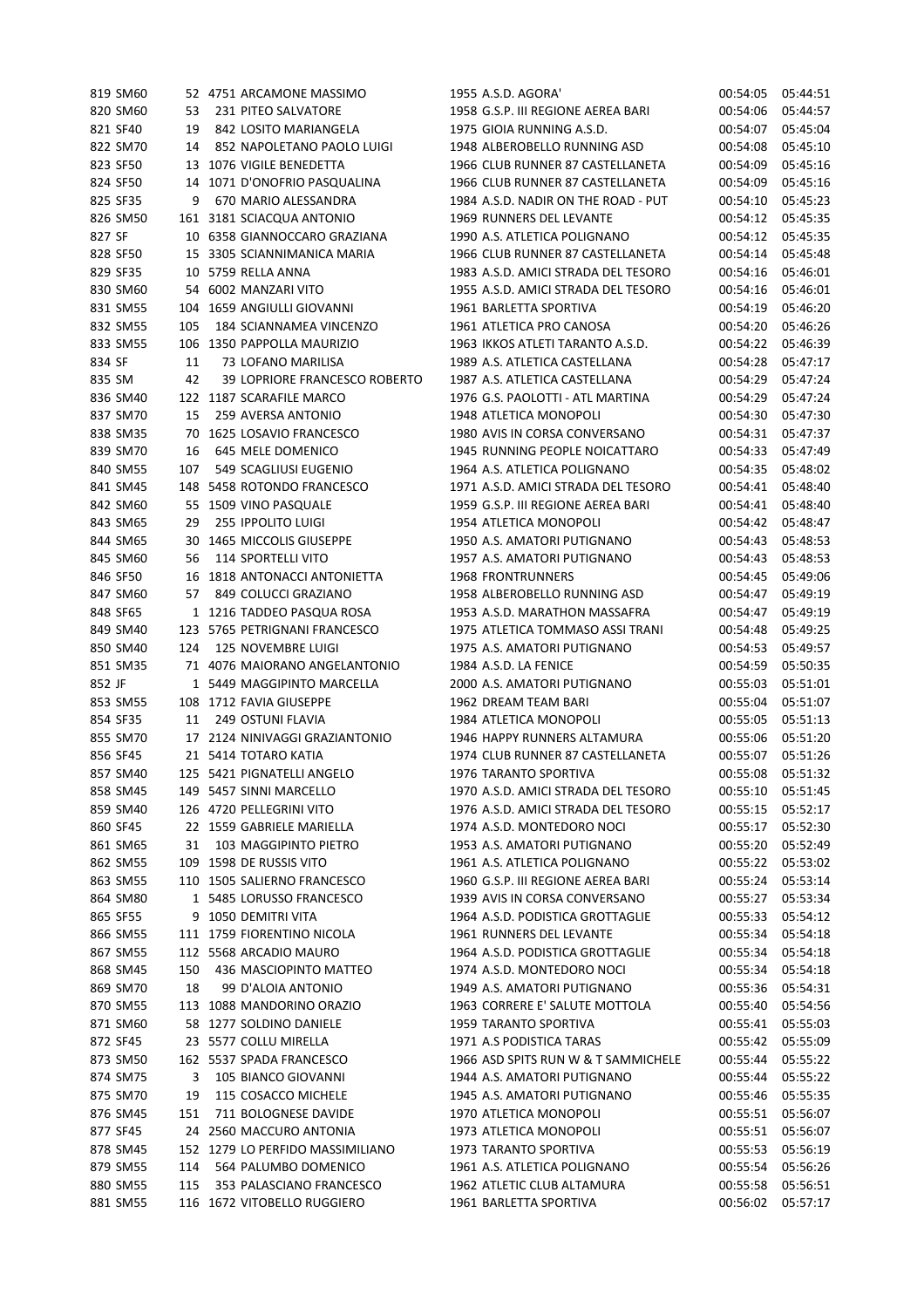| | | | | | | | | |
|---|---|---|---|---|---|---|---|---|
| 819 | SM60 | 52 | 4751 | ARCAMONE MASSIMO | 1955 | A.S.D. AGORA' | 00:54:05 | 05:44:51 |
| 820 | SM60 | 53 | 231 | PITEO SALVATORE | 1958 | G.S.P. III REGIONE AEREA BARI | 00:54:06 | 05:44:57 |
| 821 | SF40 | 19 | 842 | LOSITO MARIANGELA | 1975 | GIOIA RUNNING A.S.D. | 00:54:07 | 05:45:04 |
| 822 | SM70 | 14 | 852 | NAPOLETANO PAOLO LUIGI | 1948 | ALBEROBELLO RUNNING ASD | 00:54:08 | 05:45:10 |
| 823 | SF50 | 13 | 1076 | VIGILE BENEDETTA | 1966 | CLUB RUNNER 87 CASTELLANETA | 00:54:09 | 05:45:16 |
| 824 | SF50 | 14 | 1071 | D'ONOFRIO PASQUALINA | 1966 | CLUB RUNNER 87 CASTELLANETA | 00:54:09 | 05:45:16 |
| 825 | SF35 | 9 | 670 | MARIO ALESSANDRA | 1984 | A.S.D. NADIR ON THE ROAD - PUT | 00:54:10 | 05:45:23 |
| 826 | SM50 | 161 | 3181 | SCIACQUA ANTONIO | 1969 | RUNNERS DEL LEVANTE | 00:54:12 | 05:45:35 |
| 827 | SF | 10 | 6358 | GIANNOCCARO GRAZIANA | 1990 | A.S. ATLETICA POLIGNANO | 00:54:12 | 05:45:35 |
| 828 | SF50 | 15 | 3305 | SCIANNIMANICA MARIA | 1966 | CLUB RUNNER 87 CASTELLANETA | 00:54:14 | 05:45:48 |
| 829 | SF35 | 10 | 5759 | RELLA ANNA | 1983 | A.S.D. AMICI STRADA DEL TESORO | 00:54:16 | 05:46:01 |
| 830 | SM60 | 54 | 6002 | MANZARI VITO | 1955 | A.S.D. AMICI STRADA DEL TESORO | 00:54:16 | 05:46:01 |
| 831 | SM55 | 104 | 1659 | ANGIULLI GIOVANNI | 1961 | BARLETTA SPORTIVA | 00:54:19 | 05:46:20 |
| 832 | SM55 | 105 | 184 | SCIANNAMEA VINCENZO | 1961 | ATLETICA PRO CANOSA | 00:54:20 | 05:46:26 |
| 833 | SM55 | 106 | 1350 | PAPPOLLA MAURIZIO | 1963 | IKKOS ATLETI TARANTO A.S.D. | 00:54:22 | 05:46:39 |
| 834 | SF | 11 | 73 | LOFANO MARILISA | 1989 | A.S. ATLETICA CASTELLANA | 00:54:28 | 05:47:17 |
| 835 | SM | 42 | 39 | LOPRIORE FRANCESCO ROBERTO | 1987 | A.S. ATLETICA CASTELLANA | 00:54:29 | 05:47:24 |
| 836 | SM40 | 122 | 1187 | SCARAFILE MARCO | 1976 | G.S. PAOLOTTI - ATL MARTINA | 00:54:29 | 05:47:24 |
| 837 | SM70 | 15 | 259 | AVERSA ANTONIO | 1948 | ATLETICA MONOPOLI | 00:54:30 | 05:47:30 |
| 838 | SM35 | 70 | 1625 | LOSAVIO FRANCESCO | 1980 | AVIS IN CORSA CONVERSANO | 00:54:31 | 05:47:37 |
| 839 | SM70 | 16 | 645 | MELE DOMENICO | 1945 | RUNNING PEOPLE NOICATTARO | 00:54:33 | 05:47:49 |
| 840 | SM55 | 107 | 549 | SCAGLIUSI EUGENIO | 1964 | A.S. ATLETICA POLIGNANO | 00:54:35 | 05:48:02 |
| 841 | SM45 | 148 | 5458 | ROTONDO FRANCESCO | 1971 | A.S.D. AMICI STRADA DEL TESORO | 00:54:41 | 05:48:40 |
| 842 | SM60 | 55 | 1509 | VINO PASQUALE | 1959 | G.S.P. III REGIONE AEREA BARI | 00:54:41 | 05:48:40 |
| 843 | SM65 | 29 | 255 | IPPOLITO LUIGI | 1954 | ATLETICA MONOPOLI | 00:54:42 | 05:48:47 |
| 844 | SM65 | 30 | 1465 | MICCOLIS GIUSEPPE | 1950 | A.S. AMATORI PUTIGNANO | 00:54:43 | 05:48:53 |
| 845 | SM60 | 56 | 114 | SPORTELLI VITO | 1957 | A.S. AMATORI PUTIGNANO | 00:54:43 | 05:48:53 |
| 846 | SF50 | 16 | 1818 | ANTONACCI ANTONIETTA | 1968 | FRONTRUNNERS | 00:54:45 | 05:49:06 |
| 847 | SM60 | 57 | 849 | COLUCCI GRAZIANO | 1958 | ALBEROBELLO RUNNING ASD | 00:54:47 | 05:49:19 |
| 848 | SF65 | 1 | 1216 | TADDEO PASQUA ROSA | 1953 | A.S.D. MARATHON MASSAFRA | 00:54:47 | 05:49:19 |
| 849 | SM40 | 123 | 5765 | PETRIGNANI FRANCESCO | 1975 | ATLETICA TOMMASO ASSI TRANI | 00:54:48 | 05:49:25 |
| 850 | SM40 | 124 | 125 | NOVEMBRE LUIGI | 1975 | A.S. AMATORI PUTIGNANO | 00:54:53 | 05:49:57 |
| 851 | SM35 | 71 | 4076 | MAIORANO ANGELANTONIO | 1984 | A.S.D. LA FENICE | 00:54:59 | 05:50:35 |
| 852 | JF | 1 | 5449 | MAGGIPINTO MARCELLA | 2000 | A.S. AMATORI PUTIGNANO | 00:55:03 | 05:51:01 |
| 853 | SM55 | 108 | 1712 | FAVIA GIUSEPPE | 1962 | DREAM TEAM BARI | 00:55:04 | 05:51:07 |
| 854 | SF35 | 11 | 249 | OSTUNI FLAVIA | 1984 | ATLETICA MONOPOLI | 00:55:05 | 05:51:13 |
| 855 | SM70 | 17 | 2124 | NINIVAGGI GRAZIANTONIO | 1946 | HAPPY RUNNERS ALTAMURA | 00:55:06 | 05:51:20 |
| 856 | SF45 | 21 | 5414 | TOTARO KATIA | 1974 | CLUB RUNNER 87 CASTELLANETA | 00:55:07 | 05:51:26 |
| 857 | SM40 | 125 | 5421 | PIGNATELLI ANGELO | 1976 | TARANTO SPORTIVA | 00:55:08 | 05:51:32 |
| 858 | SM45 | 149 | 5457 | SINNI MARCELLO | 1970 | A.S.D. AMICI STRADA DEL TESORO | 00:55:10 | 05:51:45 |
| 859 | SM40 | 126 | 4720 | PELLEGRINI VITO | 1976 | A.S.D. AMICI STRADA DEL TESORO | 00:55:15 | 05:52:17 |
| 860 | SF45 | 22 | 1559 | GABRIELE MARIELLA | 1974 | A.S.D. MONTEDORO NOCI | 00:55:17 | 05:52:30 |
| 861 | SM65 | 31 | 103 | MAGGIPINTO PIETRO | 1953 | A.S. AMATORI PUTIGNANO | 00:55:20 | 05:52:49 |
| 862 | SM55 | 109 | 1598 | DE RUSSIS VITO | 1961 | A.S. ATLETICA POLIGNANO | 00:55:22 | 05:53:02 |
| 863 | SM55 | 110 | 1505 | SALIERNO FRANCESCO | 1960 | G.S.P. III REGIONE AEREA BARI | 00:55:24 | 05:53:14 |
| 864 | SM80 | 1 | 5485 | LORUSSO FRANCESCO | 1939 | AVIS IN CORSA CONVERSANO | 00:55:27 | 05:53:34 |
| 865 | SF55 | 9 | 1050 | DEMITRI VITA | 1964 | A.S.D. PODISTICA GROTTAGLIE | 00:55:33 | 05:54:12 |
| 866 | SM55 | 111 | 1759 | FIORENTINO NICOLA | 1961 | RUNNERS DEL LEVANTE | 00:55:34 | 05:54:18 |
| 867 | SM55 | 112 | 5568 | ARCADIO MAURO | 1964 | A.S.D. PODISTICA GROTTAGLIE | 00:55:34 | 05:54:18 |
| 868 | SM45 | 150 | 436 | MASCIOPINTO MATTEO | 1974 | A.S.D. MONTEDORO NOCI | 00:55:34 | 05:54:18 |
| 869 | SM70 | 18 | 99 | D'ALOIA ANTONIO | 1949 | A.S. AMATORI PUTIGNANO | 00:55:36 | 05:54:31 |
| 870 | SM55 | 113 | 1088 | MANDORINO ORAZIO | 1963 | CORRERE E' SALUTE MOTTOLA | 00:55:40 | 05:54:56 |
| 871 | SM60 | 58 | 1277 | SOLDINO DANIELE | 1959 | TARANTO SPORTIVA | 00:55:41 | 05:55:03 |
| 872 | SF45 | 23 | 5577 | COLLU MIRELLA | 1971 | A.S PODISTICA TARAS | 00:55:42 | 05:55:09 |
| 873 | SM50 | 162 | 5537 | SPADA FRANCESCO | 1966 | ASD SPITS RUN W & T SAMMICHELE | 00:55:44 | 05:55:22 |
| 874 | SM75 | 3 | 105 | BIANCO GIOVANNI | 1944 | A.S. AMATORI PUTIGNANO | 00:55:44 | 05:55:22 |
| 875 | SM70 | 19 | 115 | COSACCO MICHELE | 1945 | A.S. AMATORI PUTIGNANO | 00:55:46 | 05:55:35 |
| 876 | SM45 | 151 | 711 | BOLOGNESE DAVIDE | 1970 | ATLETICA MONOPOLI | 00:55:51 | 05:56:07 |
| 877 | SF45 | 24 | 2560 | MACCURO ANTONIA | 1973 | ATLETICA MONOPOLI | 00:55:51 | 05:56:07 |
| 878 | SM45 | 152 | 1279 | LO PERFIDO MASSIMILIANO | 1973 | TARANTO SPORTIVA | 00:55:53 | 05:56:19 |
| 879 | SM55 | 114 | 564 | PALUMBO DOMENICO | 1961 | A.S. ATLETICA POLIGNANO | 00:55:54 | 05:56:26 |
| 880 | SM55 | 115 | 353 | PALASCIANO FRANCESCO | 1962 | ATLETIC CLUB ALTAMURA | 00:55:58 | 05:56:51 |
| 881 | SM55 | 116 | 1672 | VITOBELLO RUGGIERO | 1961 | BARLETTA SPORTIVA | 00:56:02 | 05:57:17 |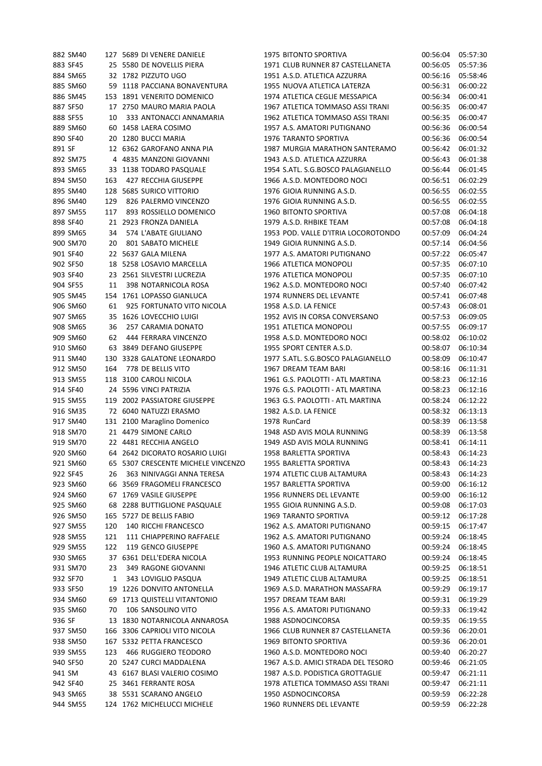| | | | | | | | |
|---|---|---|---|---|---|---|---|
| 882 | SM40 | 127 | 5689 | DI VENERE DANIELE | 1975 BITONTO SPORTIVA | 00:56:04 | 05:57:30 |
| 883 | SF45 | 25 | 5580 | DE NOVELLIS PIERA | 1971 CLUB RUNNER 87 CASTELLANETA | 00:56:05 | 05:57:36 |
| 884 | SM65 | 32 | 1782 | PIZZUTO UGO | 1951 A.S.D. ATLETICA AZZURRA | 00:56:16 | 05:58:46 |
| 885 | SM60 | 59 | 1118 | PACCIANA BONAVENTURA | 1955 NUOVA ATLETICA LATERZA | 00:56:31 | 06:00:22 |
| 886 | SM45 | 153 | 1891 | VENERITO DOMENICO | 1974 ATLETICA CEGLIE MESSAPICA | 00:56:34 | 06:00:41 |
| 887 | SF50 | 17 | 2750 | MAURO MARIA PAOLA | 1967 ATLETICA TOMMASO ASSI TRANI | 00:56:35 | 06:00:47 |
| 888 | SF55 | 10 | 333 | ANTONACCI ANNAMARIA | 1962 ATLETICA TOMMASO ASSI TRANI | 00:56:35 | 06:00:47 |
| 889 | SM60 | 60 | 1458 | LAERA COSIMO | 1957 A.S. AMATORI PUTIGNANO | 00:56:36 | 06:00:54 |
| 890 | SF40 | 20 | 1280 | BUCCI MARIA | 1976 TARANTO SPORTIVA | 00:56:36 | 06:00:54 |
| 891 | SF | 12 | 6362 | GAROFANO ANNA PIA | 1987 MURGIA MARATHON SANTERAMO | 00:56:42 | 06:01:32 |
| 892 | SM75 | 4 | 4835 | MANZONI GIOVANNI | 1943 A.S.D. ATLETICA AZZURRA | 00:56:43 | 06:01:38 |
| 893 | SM65 | 33 | 1138 | TODARO PASQUALE | 1954 S.ATL. S.G.BOSCO PALAGIANELLO | 00:56:44 | 06:01:45 |
| 894 | SM50 | 163 | 427 | RECCHIA GIUSEPPE | 1966 A.S.D. MONTEDORO NOCI | 00:56:51 | 06:02:29 |
| 895 | SM40 | 128 | 5685 | SURICO VITTORIO | 1976 GIOIA RUNNING A.S.D. | 00:56:55 | 06:02:55 |
| 896 | SM40 | 129 | 826 | PALERMO VINCENZO | 1976 GIOIA RUNNING A.S.D. | 00:56:55 | 06:02:55 |
| 897 | SM55 | 117 | 893 | ROSSIELLO DOMENICO | 1960 BITONTO SPORTIVA | 00:57:08 | 06:04:18 |
| 898 | SF40 | 21 | 2923 | FRONZA DANIELA | 1979 A.S.D. RHBIKE TEAM | 00:57:08 | 06:04:18 |
| 899 | SM65 | 34 | 574 | L'ABATE GIULIANO | 1953 POD. VALLE D'ITRIA LOCOROTONDO | 00:57:09 | 06:04:24 |
| 900 | SM70 | 20 | 801 | SABATO MICHELE | 1949 GIOIA RUNNING A.S.D. | 00:57:14 | 06:04:56 |
| 901 | SF40 | 22 | 5637 | GALA MILENA | 1977 A.S. AMATORI PUTIGNANO | 00:57:22 | 06:05:47 |
| 902 | SF50 | 18 | 5258 | LOSAVIO MARCELLA | 1966 ATLETICA MONOPOLI | 00:57:35 | 06:07:10 |
| 903 | SF40 | 23 | 2561 | SILVESTRI LUCREZIA | 1976 ATLETICA MONOPOLI | 00:57:35 | 06:07:10 |
| 904 | SF55 | 11 | 398 | NOTARNICOLA ROSA | 1962 A.S.D. MONTEDORO NOCI | 00:57:40 | 06:07:42 |
| 905 | SM45 | 154 | 1761 | LOPASSO GIANLUCA | 1974 RUNNERS DEL LEVANTE | 00:57:41 | 06:07:48 |
| 906 | SM60 | 61 | 925 | FORTUNATO VITO NICOLA | 1958 A.S.D. LA FENICE | 00:57:43 | 06:08:01 |
| 907 | SM65 | 35 | 1626 | LOVECCHIO LUIGI | 1952 AVIS IN CORSA CONVERSANO | 00:57:53 | 06:09:05 |
| 908 | SM65 | 36 | 257 | CARAMIA DONATO | 1951 ATLETICA MONOPOLI | 00:57:55 | 06:09:17 |
| 909 | SM60 | 62 | 444 | FERRARA VINCENZO | 1958 A.S.D. MONTEDORO NOCI | 00:58:02 | 06:10:02 |
| 910 | SM60 | 63 | 3849 | DEFANO GIUSEPPE | 1955 SPORT CENTER A.S.D. | 00:58:07 | 06:10:34 |
| 911 | SM40 | 130 | 3328 | GALATONE LEONARDO | 1977 S.ATL. S.G.BOSCO PALAGIANELLO | 00:58:09 | 06:10:47 |
| 912 | SM50 | 164 | 778 | DE BELLIS VITO | 1967 DREAM TEAM BARI | 00:58:16 | 06:11:31 |
| 913 | SM55 | 118 | 3100 | CAROLI NICOLA | 1961 G.S. PAOLOTTI - ATL MARTINA | 00:58:23 | 06:12:16 |
| 914 | SF40 | 24 | 5596 | VINCI PATRIZIA | 1976 G.S. PAOLOTTI - ATL MARTINA | 00:58:23 | 06:12:16 |
| 915 | SM55 | 119 | 2002 | PASSIATORE GIUSEPPE | 1963 G.S. PAOLOTTI - ATL MARTINA | 00:58:24 | 06:12:22 |
| 916 | SM35 | 72 | 6040 | NATUZZI ERASMO | 1982 A.S.D. LA FENICE | 00:58:32 | 06:13:13 |
| 917 | SM40 | 131 | 2100 | Maraglino Domenico | 1978 RunCard | 00:58:39 | 06:13:58 |
| 918 | SM70 | 21 | 4479 | SIMONE CARLO | 1948 ASD AVIS MOLA RUNNING | 00:58:39 | 06:13:58 |
| 919 | SM70 | 22 | 4481 | RECCHIA ANGELO | 1949 ASD AVIS MOLA RUNNING | 00:58:41 | 06:14:11 |
| 920 | SM60 | 64 | 2642 | DICORATO ROSARIO LUIGI | 1958 BARLETTA SPORTIVA | 00:58:43 | 06:14:23 |
| 921 | SM60 | 65 | 5307 | CRESCENTE MICHELE VINCENZO | 1955 BARLETTA SPORTIVA | 00:58:43 | 06:14:23 |
| 922 | SF45 | 26 | 363 | NINIVAGGI ANNA TERESA | 1974 ATLETIC CLUB ALTAMURA | 00:58:43 | 06:14:23 |
| 923 | SM60 | 66 | 3569 | FRAGOMELI FRANCESCO | 1957 BARLETTA SPORTIVA | 00:59:00 | 06:16:12 |
| 924 | SM60 | 67 | 1769 | VASILE GIUSEPPE | 1956 RUNNERS DEL LEVANTE | 00:59:00 | 06:16:12 |
| 925 | SM60 | 68 | 2288 | BUTTIGLIONE PASQUALE | 1955 GIOIA RUNNING A.S.D. | 00:59:08 | 06:17:03 |
| 926 | SM50 | 165 | 5727 | DE BELLIS FABIO | 1969 TARANTO SPORTIVA | 00:59:12 | 06:17:28 |
| 927 | SM55 | 120 | 140 | RICCHI FRANCESCO | 1962 A.S. AMATORI PUTIGNANO | 00:59:15 | 06:17:47 |
| 928 | SM55 | 121 | 111 | CHIAPPERINO RAFFAELE | 1962 A.S. AMATORI PUTIGNANO | 00:59:24 | 06:18:45 |
| 929 | SM55 | 122 | 119 | GENCO GIUSEPPE | 1960 A.S. AMATORI PUTIGNANO | 00:59:24 | 06:18:45 |
| 930 | SM65 | 37 | 6361 | DELL'EDERA NICOLA | 1953 RUNNING PEOPLE NOICATTARO | 00:59:24 | 06:18:45 |
| 931 | SM70 | 23 | 349 | RAGONE GIOVANNI | 1946 ATLETIC CLUB ALTAMURA | 00:59:25 | 06:18:51 |
| 932 | SF70 | 1 | 343 | LOVIGLIO PASQUA | 1949 ATLETIC CLUB ALTAMURA | 00:59:25 | 06:18:51 |
| 933 | SF50 | 19 | 1226 | DONVITO ANTONELLA | 1969 A.S.D. MARATHON MASSAFRA | 00:59:29 | 06:19:17 |
| 934 | SM60 | 69 | 1713 | QUISTELLI VITANTONIO | 1957 DREAM TEAM BARI | 00:59:31 | 06:19:29 |
| 935 | SM60 | 70 | 106 | SANSOLINO VITO | 1956 A.S. AMATORI PUTIGNANO | 00:59:33 | 06:19:42 |
| 936 | SF | 13 | 1830 | NOTARNICOLA ANNAROSA | 1988 ASDNOCINCORSA | 00:59:35 | 06:19:55 |
| 937 | SM50 | 166 | 3306 | CAPRIOLI VITO NICOLA | 1966 CLUB RUNNER 87 CASTELLANETA | 00:59:36 | 06:20:01 |
| 938 | SM50 | 167 | 5332 | PETTA FRANCESCO | 1969 BITONTO SPORTIVA | 00:59:36 | 06:20:01 |
| 939 | SM55 | 123 | 466 | RUGGIERO TEODORO | 1960 A.S.D. MONTEDORO NOCI | 00:59:40 | 06:20:27 |
| 940 | SF50 | 20 | 5247 | CURCI MADDALENA | 1967 A.S.D. AMICI STRADA DEL TESORO | 00:59:46 | 06:21:05 |
| 941 | SM | 43 | 6167 | BLASI VALERIO COSIMO | 1987 A.S.D. PODISTICA GROTTAGLIE | 00:59:47 | 06:21:11 |
| 942 | SF40 | 25 | 3461 | FERRANTE ROSA | 1978 ATLETICA TOMMASO ASSI TRANI | 00:59:47 | 06:21:11 |
| 943 | SM65 | 38 | 5531 | SCARANO ANGELO | 1950 ASDNOCINCORSA | 00:59:59 | 06:22:28 |
| 944 | SM55 | 124 | 1762 | MICHELUCCI MICHELE | 1960 RUNNERS DEL LEVANTE | 00:59:59 | 06:22:28 |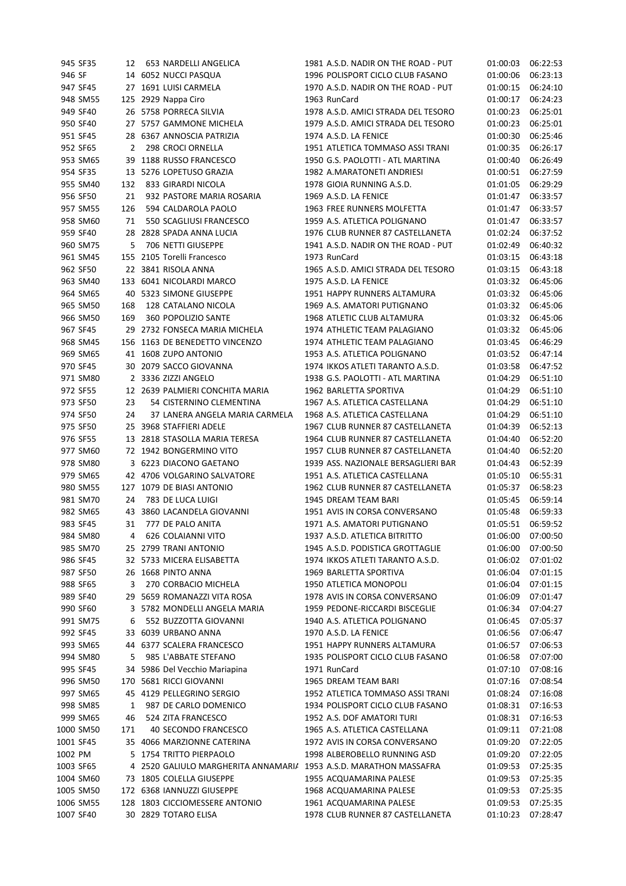| | | | | | | | |
|---|---|---|---|---|---|---|---|
| 945 | SF35 | 12 | 653 | NARDELLI ANGELICA | 1981 A.S.D. NADIR ON THE ROAD - PUT | 01:00:03 | 06:22:53 |
| 946 | SF | 14 | 6052 | NUCCI PASQUA | 1996 POLISPORT CICLO CLUB FASANO | 01:00:06 | 06:23:13 |
| 947 | SF45 | 27 | 1691 | LUISI CARMELA | 1970 A.S.D. NADIR ON THE ROAD - PUT | 01:00:15 | 06:24:10 |
| 948 | SM55 | 125 | 2929 | Nappa Ciro | 1963 RunCard | 01:00:17 | 06:24:23 |
| 949 | SF40 | 26 | 5758 | PORRECA SILVIA | 1978 A.S.D. AMICI STRADA DEL TESORO | 01:00:23 | 06:25:01 |
| 950 | SF40 | 27 | 5757 | GAMMONE MICHELA | 1979 A.S.D. AMICI STRADA DEL TESORO | 01:00:23 | 06:25:01 |
| 951 | SF45 | 28 | 6367 | ANNOSCIA PATRIZIA | 1974 A.S.D. LA FENICE | 01:00:30 | 06:25:46 |
| 952 | SF65 | 2 | 298 | CROCI ORNELLA | 1951 ATLETICA TOMMASO ASSI TRANI | 01:00:35 | 06:26:17 |
| 953 | SM65 | 39 | 1188 | RUSSO FRANCESCO | 1950 G.S. PAOLOTTI - ATL MARTINA | 01:00:40 | 06:26:49 |
| 954 | SF35 | 13 | 5276 | LOPETUSO GRAZIA | 1982 A.MARATONETI ANDRIESI | 01:00:51 | 06:27:59 |
| 955 | SM40 | 132 | 833 | GIRARDI NICOLA | 1978 GIOIA RUNNING A.S.D. | 01:01:05 | 06:29:29 |
| 956 | SF50 | 21 | 932 | PASTORE MARIA ROSARIA | 1969 A.S.D. LA FENICE | 01:01:47 | 06:33:57 |
| 957 | SM55 | 126 | 594 | CALDAROLA PAOLO | 1963 FREE RUNNERS MOLFETTA | 01:01:47 | 06:33:57 |
| 958 | SM60 | 71 | 550 | SCAGLIUSI FRANCESCO | 1959 A.S. ATLETICA POLIGNANO | 01:01:47 | 06:33:57 |
| 959 | SF40 | 28 | 2828 | SPADA ANNA LUCIA | 1976 CLUB RUNNER 87 CASTELLANETA | 01:02:24 | 06:37:52 |
| 960 | SM75 | 5 | 706 | NETTI GIUSEPPE | 1941 A.S.D. NADIR ON THE ROAD - PUT | 01:02:49 | 06:40:32 |
| 961 | SM45 | 155 | 2105 | Torelli Francesco | 1973 RunCard | 01:03:15 | 06:43:18 |
| 962 | SF50 | 22 | 3841 | RISOLA ANNA | 1965 A.S.D. AMICI STRADA DEL TESORO | 01:03:15 | 06:43:18 |
| 963 | SM40 | 133 | 6041 | NICOLARDI MARCO | 1975 A.S.D. LA FENICE | 01:03:32 | 06:45:06 |
| 964 | SM65 | 40 | 5323 | SIMONE GIUSEPPE | 1951 HAPPY RUNNERS ALTAMURA | 01:03:32 | 06:45:06 |
| 965 | SM50 | 168 | 128 | CATALANO NICOLA | 1969 A.S. AMATORI PUTIGNANO | 01:03:32 | 06:45:06 |
| 966 | SM50 | 169 | 360 | POPOLIZIO SANTE | 1968 ATLETIC CLUB ALTAMURA | 01:03:32 | 06:45:06 |
| 967 | SF45 | 29 | 2732 | FONSECA MARIA MICHELA | 1974 ATHLETIC TEAM PALAGIANO | 01:03:32 | 06:45:06 |
| 968 | SM45 | 156 | 1163 | DE BENEDETTO VINCENZO | 1974 ATHLETIC TEAM PALAGIANO | 01:03:45 | 06:46:29 |
| 969 | SM65 | 41 | 1608 | ZUPO ANTONIO | 1953 A.S. ATLETICA POLIGNANO | 01:03:52 | 06:47:14 |
| 970 | SF45 | 30 | 2079 | SACCO GIOVANNA | 1974 IKKOS ATLETI TARANTO A.S.D. | 01:03:58 | 06:47:52 |
| 971 | SM80 | 2 | 3336 | ZIZZI ANGELO | 1938 G.S. PAOLOTTI - ATL MARTINA | 01:04:29 | 06:51:10 |
| 972 | SF55 | 12 | 2639 | PALMIERI CONCHITA MARIA | 1962 BARLETTA SPORTIVA | 01:04:29 | 06:51:10 |
| 973 | SF50 | 23 | 54 | CISTERNINO CLEMENTINA | 1967 A.S. ATLETICA CASTELLANA | 01:04:29 | 06:51:10 |
| 974 | SF50 | 24 | 37 | LANERA ANGELA MARIA CARMELA | 1968 A.S. ATLETICA CASTELLANA | 01:04:29 | 06:51:10 |
| 975 | SF50 | 25 | 3968 | STAFFIERI ADELE | 1967 CLUB RUNNER 87 CASTELLANETA | 01:04:39 | 06:52:13 |
| 976 | SF55 | 13 | 2818 | STASOLLA MARIA TERESA | 1964 CLUB RUNNER 87 CASTELLANETA | 01:04:40 | 06:52:20 |
| 977 | SM60 | 72 | 1942 | BONGERMINO VITO | 1957 CLUB RUNNER 87 CASTELLANETA | 01:04:40 | 06:52:20 |
| 978 | SM80 | 3 | 6223 | DIACONO GAETANO | 1939 ASS. NAZIONALE BERSAGLIERI BAR | 01:04:43 | 06:52:39 |
| 979 | SM65 | 42 | 4706 | VOLGARINO SALVATORE | 1951 A.S. ATLETICA CASTELLANA | 01:05:10 | 06:55:31 |
| 980 | SM55 | 127 | 1079 | DE BIASI ANTONIO | 1962 CLUB RUNNER 87 CASTELLANETA | 01:05:37 | 06:58:23 |
| 981 | SM70 | 24 | 783 | DE LUCA LUIGI | 1945 DREAM TEAM BARI | 01:05:45 | 06:59:14 |
| 982 | SM65 | 43 | 3860 | LACANDELA GIOVANNI | 1951 AVIS IN CORSA CONVERSANO | 01:05:48 | 06:59:33 |
| 983 | SF45 | 31 | 777 | DE PALO ANITA | 1971 A.S. AMATORI PUTIGNANO | 01:05:51 | 06:59:52 |
| 984 | SM80 | 4 | 626 | COLAIANNI VITO | 1937 A.S.D. ATLETICA BITRITTO | 01:06:00 | 07:00:50 |
| 985 | SM70 | 25 | 2799 | TRANI ANTONIO | 1945 A.S.D. PODISTICA GROTTAGLIE | 01:06:00 | 07:00:50 |
| 986 | SF45 | 32 | 5733 | MICERA ELISABETTA | 1974 IKKOS ATLETI TARANTO A.S.D. | 01:06:02 | 07:01:02 |
| 987 | SF50 | 26 | 1668 | PINTO ANNA | 1969 BARLETTA SPORTIVA | 01:06:04 | 07:01:15 |
| 988 | SF65 | 3 | 270 | CORBACIO MICHELA | 1950 ATLETICA MONOPOLI | 01:06:04 | 07:01:15 |
| 989 | SF40 | 29 | 5659 | ROMANAZZI VITA ROSA | 1978 AVIS IN CORSA CONVERSANO | 01:06:09 | 07:01:47 |
| 990 | SF60 | 3 | 5782 | MONDELLI ANGELA MARIA | 1959 PEDONE-RICCARDI BISCEGLIE | 01:06:34 | 07:04:27 |
| 991 | SM75 | 6 | 552 | BUZZOTTA GIOVANNI | 1940 A.S. ATLETICA POLIGNANO | 01:06:45 | 07:05:37 |
| 992 | SF45 | 33 | 6039 | URBANO ANNA | 1970 A.S.D. LA FENICE | 01:06:56 | 07:06:47 |
| 993 | SM65 | 44 | 6377 | SCALERA FRANCESCO | 1951 HAPPY RUNNERS ALTAMURA | 01:06:57 | 07:06:53 |
| 994 | SM80 | 5 | 985 | L'ABBATE STEFANO | 1935 POLISPORT CICLO CLUB FASANO | 01:06:58 | 07:07:00 |
| 995 | SF45 | 34 | 5986 | Del Vecchio Mariapina | 1971 RunCard | 01:07:10 | 07:08:16 |
| 996 | SM50 | 170 | 5681 | RICCI GIOVANNI | 1965 DREAM TEAM BARI | 01:07:16 | 07:08:54 |
| 997 | SM65 | 45 | 4129 | PELLEGRINO SERGIO | 1952 ATLETICA TOMMASO ASSI TRANI | 01:08:24 | 07:16:08 |
| 998 | SM85 | 1 | 987 | DE CARLO DOMENICO | 1934 POLISPORT CICLO CLUB FASANO | 01:08:31 | 07:16:53 |
| 999 | SM65 | 46 | 524 | ZITA FRANCESCO | 1952 A.S. DOF AMATORI TURI | 01:08:31 | 07:16:53 |
| 1000 | SM50 | 171 | 40 | SECONDO FRANCESCO | 1965 A.S. ATLETICA CASTELLANA | 01:09:11 | 07:21:08 |
| 1001 | SF45 | 35 | 4066 | MARZIONNE CATERINA | 1972 AVIS IN CORSA CONVERSANO | 01:09:20 | 07:22:05 |
| 1002 | PM | 5 | 1754 | TRITTO PIERPAOLO | 1998 ALBEROBELLO RUNNING ASD | 01:09:20 | 07:22:05 |
| 1003 | SF65 | 4 | 2520 | GALIULO MARGHERITA ANNAMARIA | 1953 A.S.D. MARATHON MASSAFRA | 01:09:53 | 07:25:35 |
| 1004 | SM60 | 73 | 1805 | COLELLA GIUSEPPE | 1955 ACQUAMARINA PALESE | 01:09:53 | 07:25:35 |
| 1005 | SM50 | 172 | 6368 | IANNUZZI GIUSEPPE | 1968 ACQUAMARINA PALESE | 01:09:53 | 07:25:35 |
| 1006 | SM55 | 128 | 1803 | CICCIOMESSERE ANTONIO | 1961 ACQUAMARINA PALESE | 01:09:53 | 07:25:35 |
| 1007 | SF40 | 30 | 2829 | TOTARO ELISA | 1978 CLUB RUNNER 87 CASTELLANETA | 01:10:23 | 07:28:47 |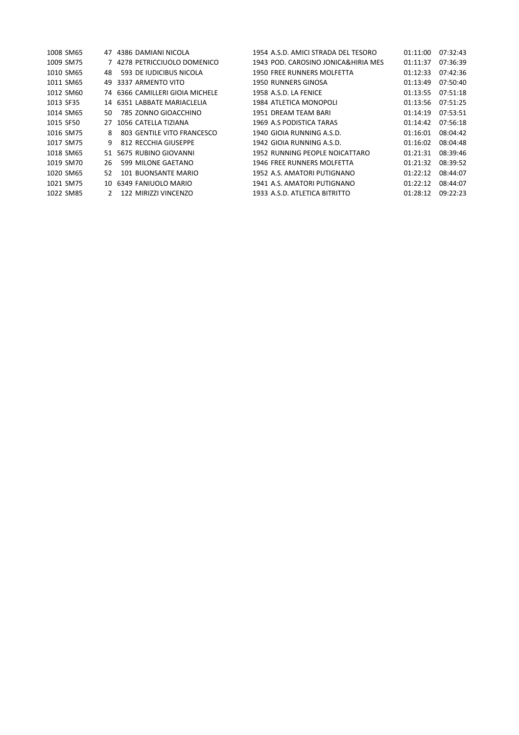| | | | | | | | | |
|---|---|---|---|---|---|---|---|---|
| 1008 | SM65 | 47 | 4386 | DAMIANI NICOLA | 1954 | A.S.D. AMICI STRADA DEL TESORO | 01:11:00 | 07:32:43 |
| 1009 | SM75 | 7 | 4278 | PETRICCIUOLO DOMENICO | 1943 | POD. CAROSINO JONICA&HIRIA MES | 01:11:37 | 07:36:39 |
| 1010 | SM65 | 48 | 593 | DE IUDICIBUS NICOLA | 1950 | FREE RUNNERS MOLFETTA | 01:12:33 | 07:42:36 |
| 1011 | SM65 | 49 | 3337 | ARMENTO VITO | 1950 | RUNNERS GINOSA | 01:13:49 | 07:50:40 |
| 1012 | SM60 | 74 | 6366 | CAMILLERI GIOIA MICHELE | 1958 | A.S.D. LA FENICE | 01:13:55 | 07:51:18 |
| 1013 | SF35 | 14 | 6351 | LABBATE MARIACLELIA | 1984 | ATLETICA MONOPOLI | 01:13:56 | 07:51:25 |
| 1014 | SM65 | 50 | 785 | ZONNO GIOACCHINO | 1951 | DREAM TEAM BARI | 01:14:19 | 07:53:51 |
| 1015 | SF50 | 27 | 1056 | CATELLA TIZIANA | 1969 | A.S PODISTICA TARAS | 01:14:42 | 07:56:18 |
| 1016 | SM75 | 8 | 803 | GENTILE VITO FRANCESCO | 1940 | GIOIA RUNNING A.S.D. | 01:16:01 | 08:04:42 |
| 1017 | SM75 | 9 | 812 | RECCHIA GIUSEPPE | 1942 | GIOIA RUNNING A.S.D. | 01:16:02 | 08:04:48 |
| 1018 | SM65 | 51 | 5675 | RUBINO GIOVANNI | 1952 | RUNNING PEOPLE NOICATTARO | 01:21:31 | 08:39:46 |
| 1019 | SM70 | 26 | 599 | MILONE GAETANO | 1946 | FREE RUNNERS MOLFETTA | 01:21:32 | 08:39:52 |
| 1020 | SM65 | 52 | 101 | BUONSANTE MARIO | 1952 | A.S. AMATORI PUTIGNANO | 01:22:12 | 08:44:07 |
| 1021 | SM75 | 10 | 6349 | FANIUOLO MARIO | 1941 | A.S. AMATORI PUTIGNANO | 01:22:12 | 08:44:07 |
| 1022 | SM85 | 2 | 122 | MIRIZZI VINCENZO | 1933 | A.S.D. ATLETICA BITRITTO | 01:28:12 | 09:22:23 |